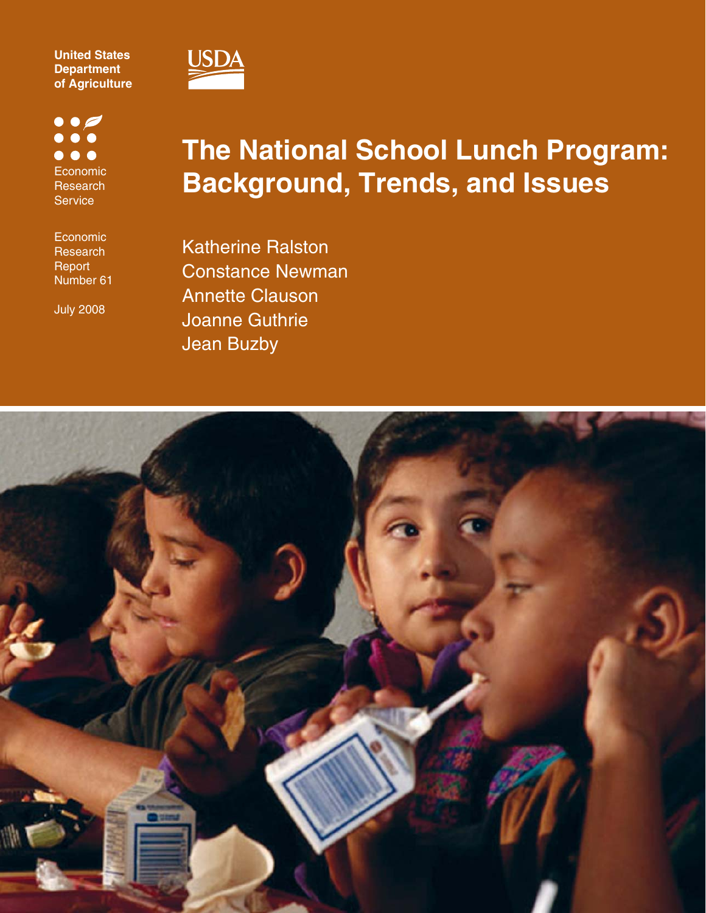United States Department of Agriculture

USDA

Economic Research Service

Economic Research Report Number 61

July 2008

# The National School Lunch Program: Background, Trends, and Issues

Katherine Ralston
Constance Newman
Annette Clauson
Joanne Guthrie
Jean Buzby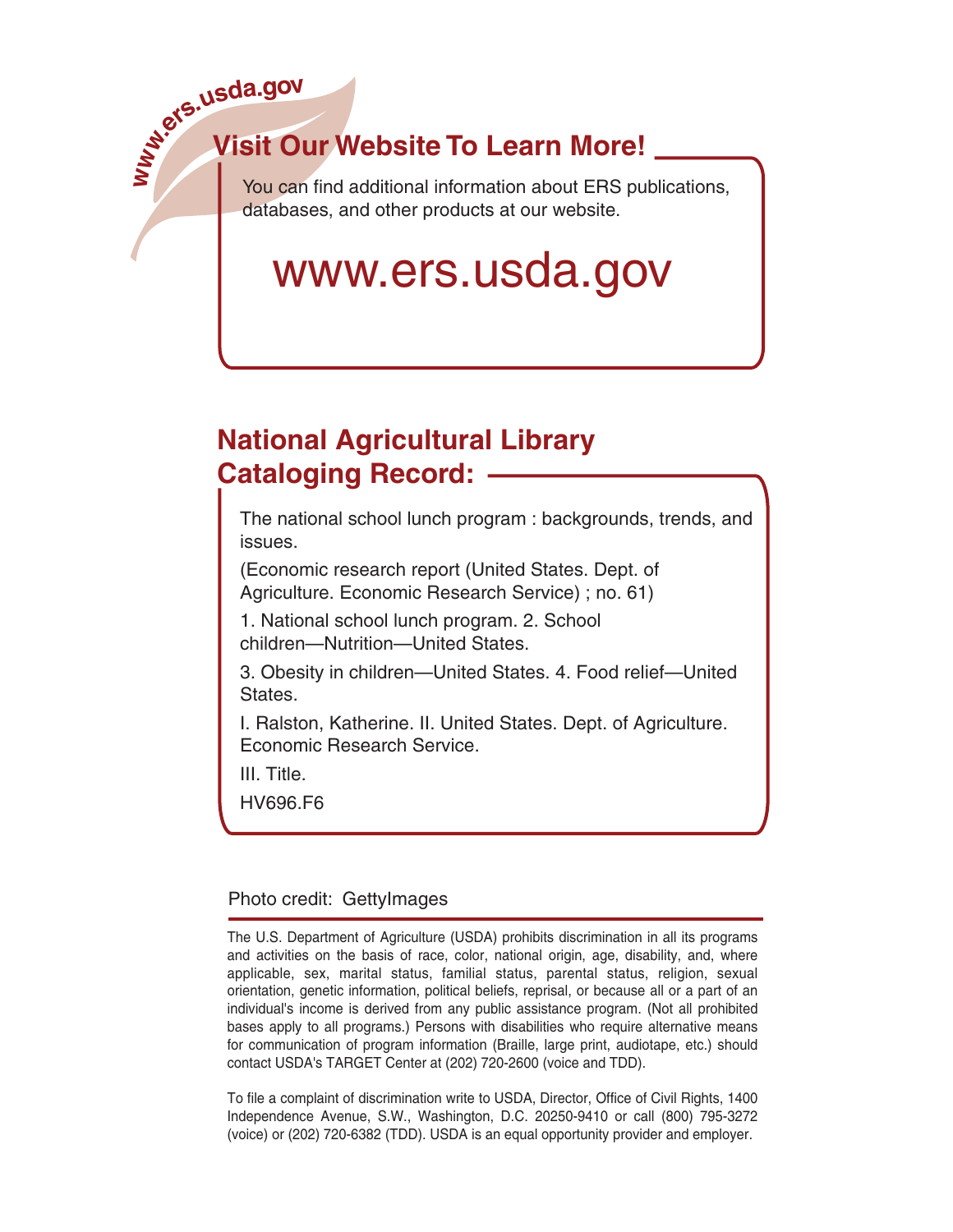www.ers.usda.gov

## Visit Our Website To Learn More!

You can find additional information about ERS publications, databases, and other products at our website.

www.ers.usda.gov

## National Agricultural Library Cataloging Record:

The national school lunch program : backgrounds, trends, and issues.

(Economic research report (United States. Dept. of Agriculture. Economic Research Service) ; no. 61)

1. National school lunch program. 2. School children—Nutrition—United States.

3. Obesity in children—United States. 4. Food relief—United States.

I. Ralston, Katherine. II. United States. Dept. of Agriculture. Economic Research Service.

III. Title.

HV696.F6

Photo credit: GettyImages

The U.S. Department of Agriculture (USDA) prohibits discrimination in all its programs and activities on the basis of race, color, national origin, age, disability, and, where applicable, sex, marital status, familial status, parental status, religion, sexual orientation, genetic information, political beliefs, reprisal, or because all or a part of an individual's income is derived from any public assistance program. (Not all prohibited bases apply to all programs.) Persons with disabilities who require alternative means for communication of program information (Braille, large print, audiotape, etc.) should contact USDA's TARGET Center at (202) 720-2600 (voice and TDD).

To file a complaint of discrimination write to USDA, Director, Office of Civil Rights, 1400 Independence Avenue, S.W., Washington, D.C. 20250-9410 or call (800) 795-3272 (voice) or (202) 720-6382 (TDD). USDA is an equal opportunity provider and employer.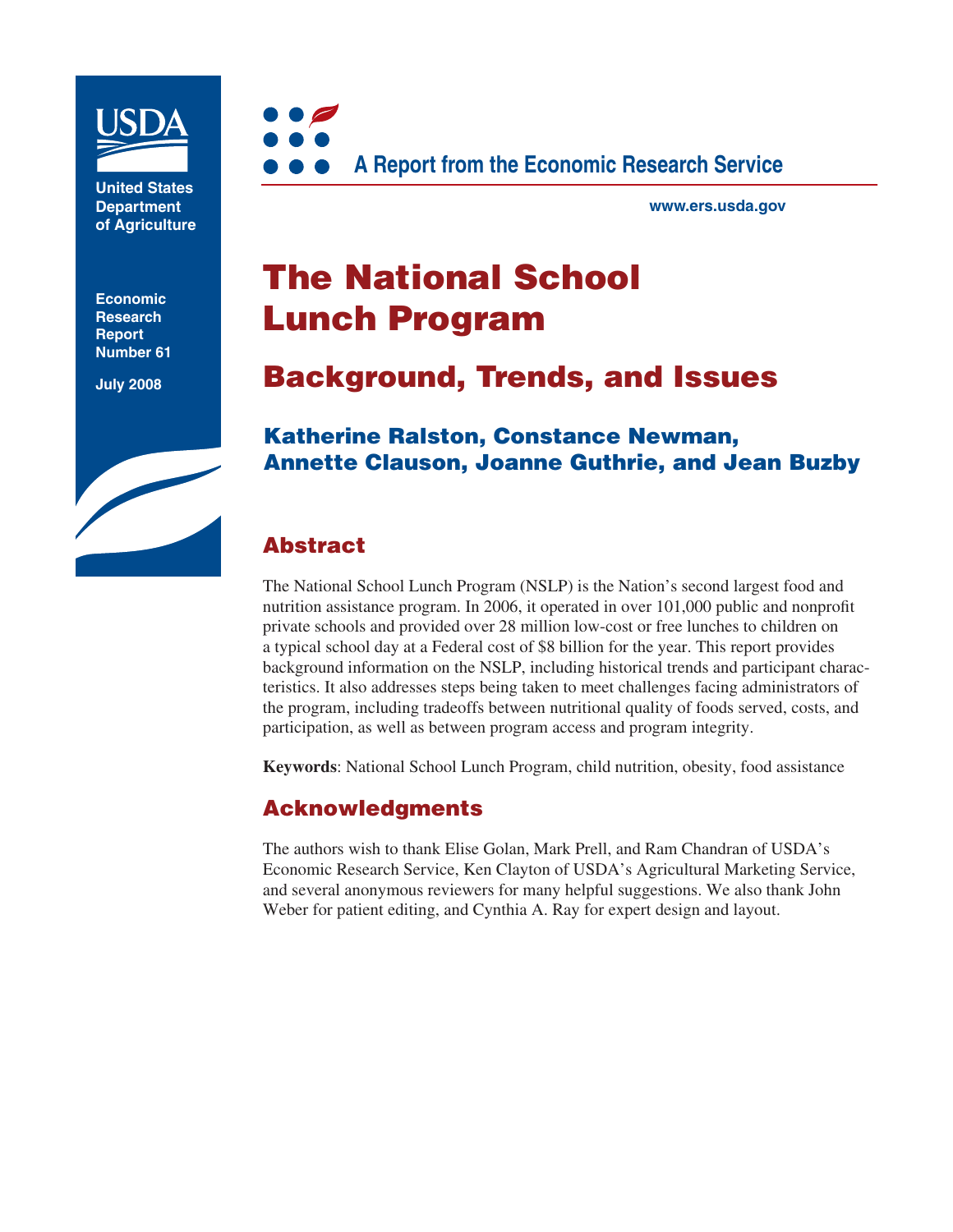United States Department of Agriculture

Economic Research Report Number 61

July 2008

A Report from the Economic Research Service

www.ers.usda.gov

# The National School Lunch Program

## Background, Trends, and Issues

### Katherine Ralston, Constance Newman, Annette Clauson, Joanne Guthrie, and Jean Buzby

## Abstract

The National School Lunch Program (NSLP) is the Nation's second largest food and nutrition assistance program. In 2006, it operated in over 101,000 public and nonprofit private schools and provided over 28 million low-cost or free lunches to children on a typical school day at a Federal cost of $8 billion for the year. This report provides background information on the NSLP, including historical trends and participant characteristics. It also addresses steps being taken to meet challenges facing administrators of the program, including tradeoffs between nutritional quality of foods served, costs, and participation, as well as between program access and program integrity.

**Keywords**: National School Lunch Program, child nutrition, obesity, food assistance

## Acknowledgments

The authors wish to thank Elise Golan, Mark Prell, and Ram Chandran of USDA's Economic Research Service, Ken Clayton of USDA's Agricultural Marketing Service, and several anonymous reviewers for many helpful suggestions. We also thank John Weber for patient editing, and Cynthia A. Ray for expert design and layout.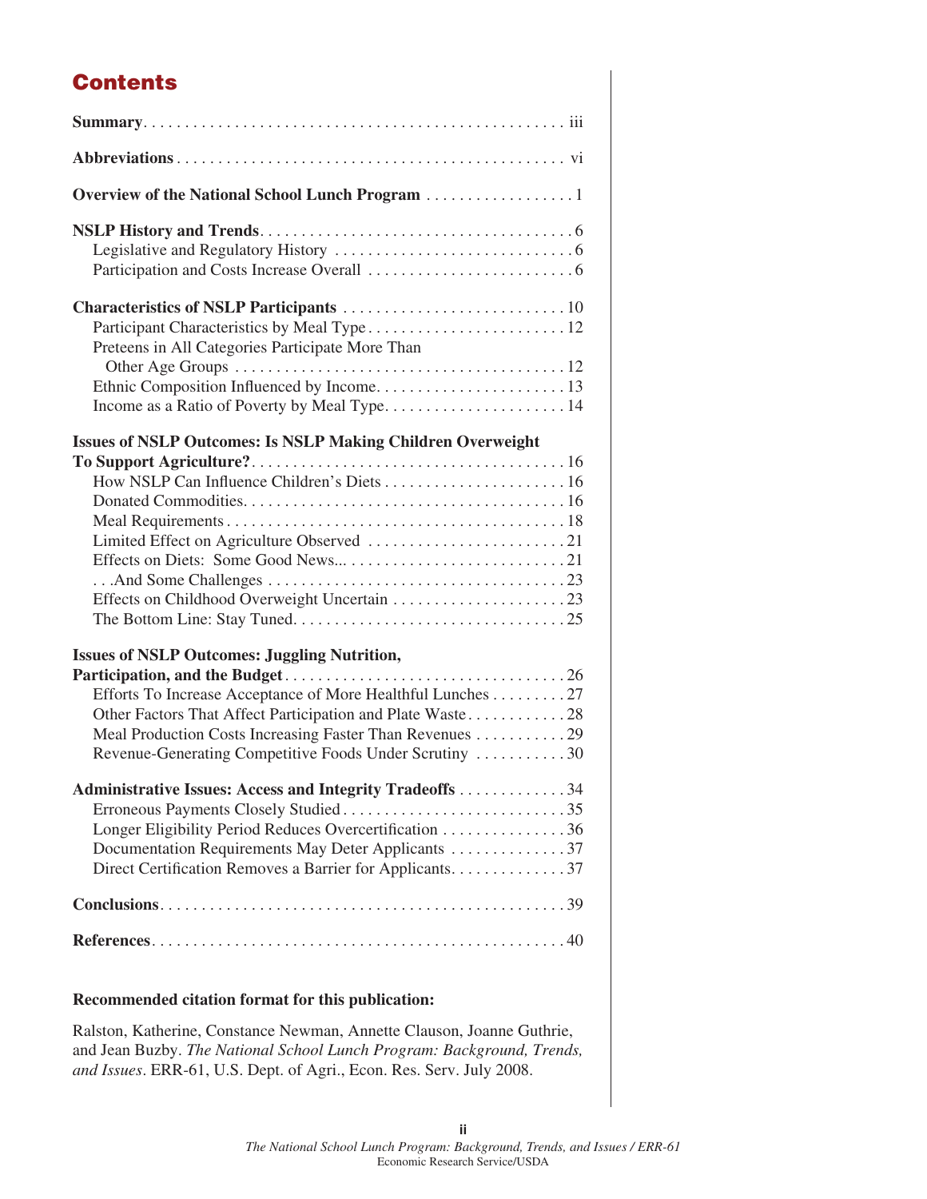# Contents

**Summary** . . . . . . . . . . . . . . . . . . . . . . . . . . . . . . . . . . . . . . . . . . . . . . . . . . iii

**Abbreviations** . . . . . . . . . . . . . . . . . . . . . . . . . . . . . . . . . . . . . . . . . . . . . . . vi

**Overview of the National School Lunch Program** . . . . . . . . . . . . . . . . . . 1

**NSLP History and Trends** . . . . . . . . . . . . . . . . . . . . . . . . . . . . . . . . . . . . . . 6
- Legislative and Regulatory History . . . . . . . . . . . . . . . . . . . . . . . . . . . . . 6
- Participation and Costs Increase Overall . . . . . . . . . . . . . . . . . . . . . . . . . 6

**Characteristics of NSLP Participants** . . . . . . . . . . . . . . . . . . . . . . . . . . . 10
- Participant Characteristics by Meal Type . . . . . . . . . . . . . . . . . . . . . . . . 12
- Preteens in All Categories Participate More Than Other Age Groups . . . . . . . . . . . . . . . . . . . . . . . . . . . . . . . . . . . . . . . 12
- Ethnic Composition Influenced by Income. . . . . . . . . . . . . . . . . . . . . . . 13
- Income as a Ratio of Poverty by Meal Type. . . . . . . . . . . . . . . . . . . . . . 14

**Issues of NSLP Outcomes: Is NSLP Making Children Overweight To Support Agriculture?** . . . . . . . . . . . . . . . . . . . . . . . . . . . . . . . . . . . . . 16
- How NSLP Can Influence Children's Diets . . . . . . . . . . . . . . . . . . . . . . 16
- Donated Commodities. . . . . . . . . . . . . . . . . . . . . . . . . . . . . . . . . . . . . . 16
- Meal Requirements . . . . . . . . . . . . . . . . . . . . . . . . . . . . . . . . . . . . . . . . 18
- Limited Effect on Agriculture Observed . . . . . . . . . . . . . . . . . . . . . . . . 21
- Effects on Diets: Some Good News... . . . . . . . . . . . . . . . . . . . . . . . . . . 21
- . . .And Some Challenges . . . . . . . . . . . . . . . . . . . . . . . . . . . . . . . . . . . 23
- Effects on Childhood Overweight Uncertain . . . . . . . . . . . . . . . . . . . . . 23
- The Bottom Line: Stay Tuned. . . . . . . . . . . . . . . . . . . . . . . . . . . . . . . . 25

**Issues of NSLP Outcomes: Juggling Nutrition, Participation, and the Budget** . . . . . . . . . . . . . . . . . . . . . . . . . . . . . . . . 26
- Efforts To Increase Acceptance of More Healthful Lunches . . . . . . . . . 27
- Other Factors That Affect Participation and Plate Waste . . . . . . . . . . . . 28
- Meal Production Costs Increasing Faster Than Revenues . . . . . . . . . . . 29
- Revenue-Generating Competitive Foods Under Scrutiny . . . . . . . . . . . 30

**Administrative Issues: Access and Integrity Tradeoffs** . . . . . . . . . . . . . 34
- Erroneous Payments Closely Studied . . . . . . . . . . . . . . . . . . . . . . . . . . . 35
- Longer Eligibility Period Reduces Overcertification . . . . . . . . . . . . . . . 36
- Documentation Requirements May Deter Applicants . . . . . . . . . . . . . . 37
- Direct Certification Removes a Barrier for Applicants. . . . . . . . . . . . . . 37

**Conclusions** . . . . . . . . . . . . . . . . . . . . . . . . . . . . . . . . . . . . . . . . . . . . . . . . 39

**References** . . . . . . . . . . . . . . . . . . . . . . . . . . . . . . . . . . . . . . . . . . . . . . . . 40

**Recommended citation format for this publication:**

Ralston, Katherine, Constance Newman, Annette Clauson, Joanne Guthrie, and Jean Buzby. *The National School Lunch Program: Background, Trends, and Issues*. ERR-61, U.S. Dept. of Agri., Econ. Res. Serv. July 2008.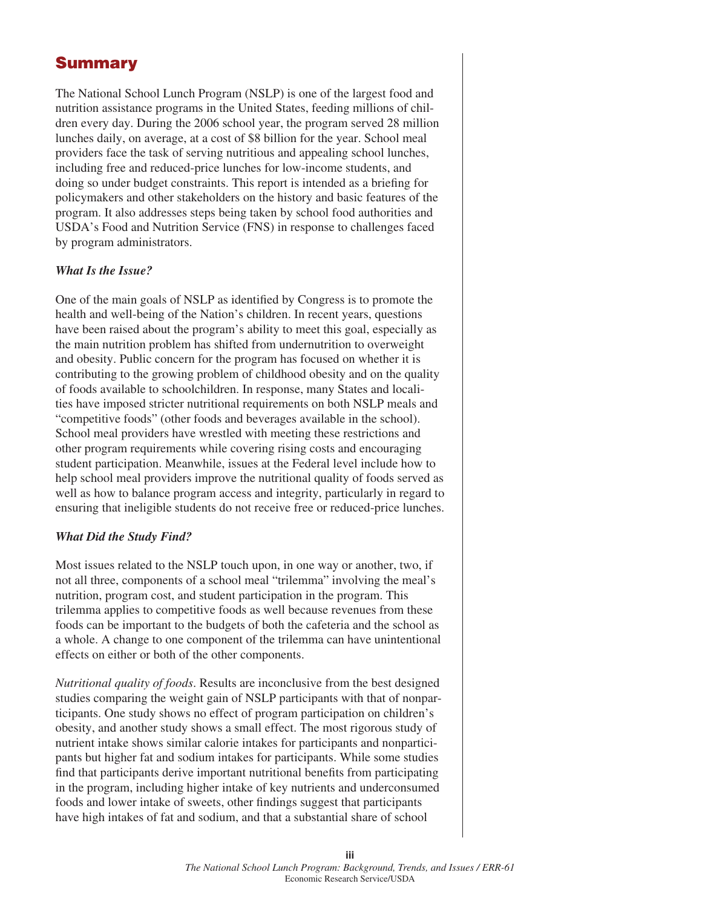# Summary

The National School Lunch Program (NSLP) is one of the largest food and nutrition assistance programs in the United States, feeding millions of children every day. During the 2006 school year, the program served 28 million lunches daily, on average, at a cost of $8 billion for the year. School meal providers face the task of serving nutritious and appealing school lunches, including free and reduced-price lunches for low-income students, and doing so under budget constraints. This report is intended as a briefing for policymakers and other stakeholders on the history and basic features of the program. It also addresses steps being taken by school food authorities and USDA's Food and Nutrition Service (FNS) in response to challenges faced by program administrators.

### *What Is the Issue?*

One of the main goals of NSLP as identified by Congress is to promote the health and well-being of the Nation's children. In recent years, questions have been raised about the program's ability to meet this goal, especially as the main nutrition problem has shifted from undernutrition to overweight and obesity. Public concern for the program has focused on whether it is contributing to the growing problem of childhood obesity and on the quality of foods available to schoolchildren. In response, many States and localities have imposed stricter nutritional requirements on both NSLP meals and "competitive foods" (other foods and beverages available in the school). School meal providers have wrestled with meeting these restrictions and other program requirements while covering rising costs and encouraging student participation. Meanwhile, issues at the Federal level include how to help school meal providers improve the nutritional quality of foods served as well as how to balance program access and integrity, particularly in regard to ensuring that ineligible students do not receive free or reduced-price lunches.

### *What Did the Study Find?*

Most issues related to the NSLP touch upon, in one way or another, two, if not all three, components of a school meal "trilemma" involving the meal's nutrition, program cost, and student participation in the program. This trilemma applies to competitive foods as well because revenues from these foods can be important to the budgets of both the cafeteria and the school as a whole. A change to one component of the trilemma can have unintentional effects on either or both of the other components.

*Nutritional quality of foods*. Results are inconclusive from the best designed studies comparing the weight gain of NSLP participants with that of nonparticipants. One study shows no effect of program participation on children's obesity, and another study shows a small effect. The most rigorous study of nutrient intake shows similar calorie intakes for participants and nonparticipants but higher fat and sodium intakes for participants. While some studies find that participants derive important nutritional benefits from participating in the program, including higher intake of key nutrients and underconsumed foods and lower intake of sweets, other findings suggest that participants have high intakes of fat and sodium, and that a substantial share of school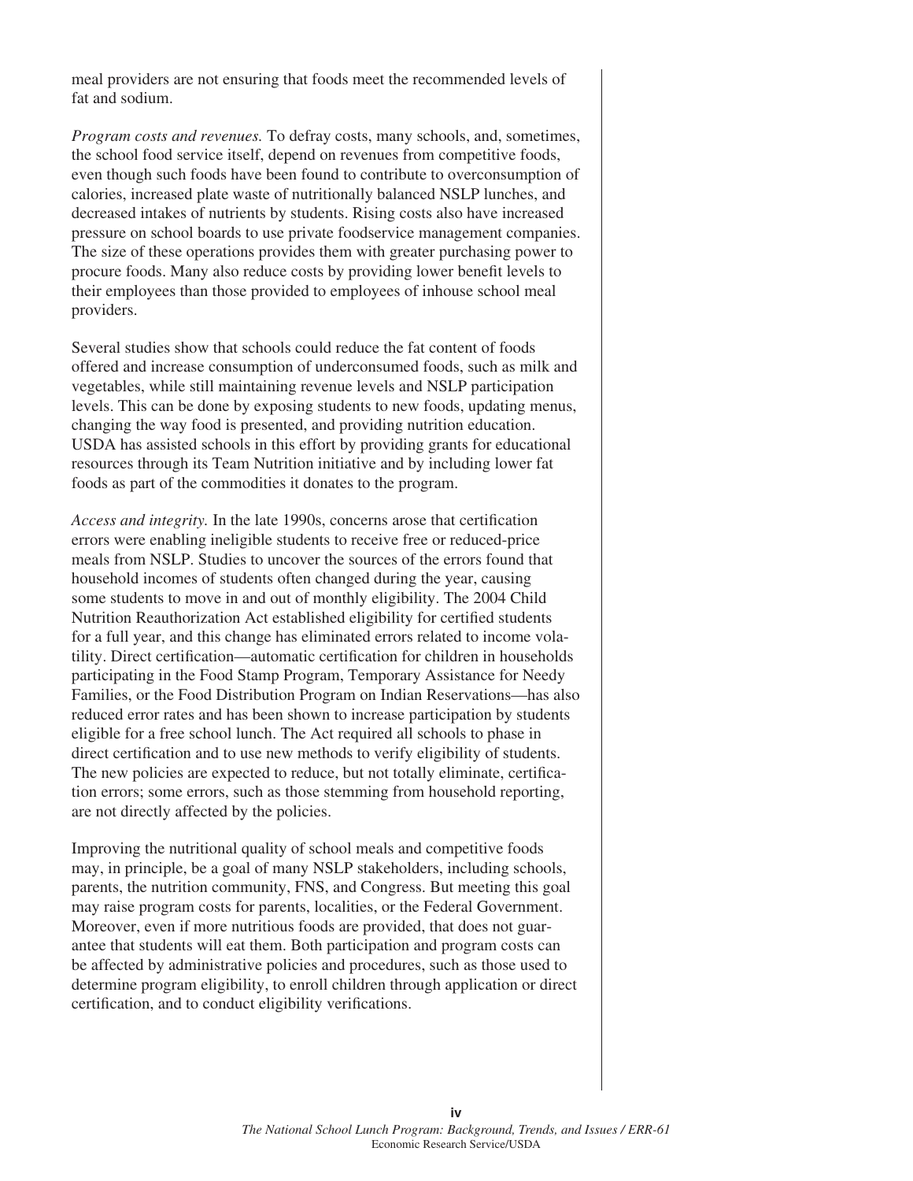meal providers are not ensuring that foods meet the recommended levels of fat and sodium.

*Program costs and revenues.* To defray costs, many schools, and, sometimes, the school food service itself, depend on revenues from competitive foods, even though such foods have been found to contribute to overconsumption of calories, increased plate waste of nutritionally balanced NSLP lunches, and decreased intakes of nutrients by students. Rising costs also have increased pressure on school boards to use private foodservice management companies. The size of these operations provides them with greater purchasing power to procure foods. Many also reduce costs by providing lower benefit levels to their employees than those provided to employees of inhouse school meal providers.

Several studies show that schools could reduce the fat content of foods offered and increase consumption of underconsumed foods, such as milk and vegetables, while still maintaining revenue levels and NSLP participation levels. This can be done by exposing students to new foods, updating menus, changing the way food is presented, and providing nutrition education. USDA has assisted schools in this effort by providing grants for educational resources through its Team Nutrition initiative and by including lower fat foods as part of the commodities it donates to the program.

*Access and integrity.* In the late 1990s, concerns arose that certification errors were enabling ineligible students to receive free or reduced-price meals from NSLP. Studies to uncover the sources of the errors found that household incomes of students often changed during the year, causing some students to move in and out of monthly eligibility. The 2004 Child Nutrition Reauthorization Act established eligibility for certified students for a full year, and this change has eliminated errors related to income volatility. Direct certification—automatic certification for children in households participating in the Food Stamp Program, Temporary Assistance for Needy Families, or the Food Distribution Program on Indian Reservations—has also reduced error rates and has been shown to increase participation by students eligible for a free school lunch. The Act required all schools to phase in direct certification and to use new methods to verify eligibility of students. The new policies are expected to reduce, but not totally eliminate, certification errors; some errors, such as those stemming from household reporting, are not directly affected by the policies.

Improving the nutritional quality of school meals and competitive foods may, in principle, be a goal of many NSLP stakeholders, including schools, parents, the nutrition community, FNS, and Congress. But meeting this goal may raise program costs for parents, localities, or the Federal Government. Moreover, even if more nutritious foods are provided, that does not guarantee that students will eat them. Both participation and program costs can be affected by administrative policies and procedures, such as those used to determine program eligibility, to enroll children through application or direct certification, and to conduct eligibility verifications.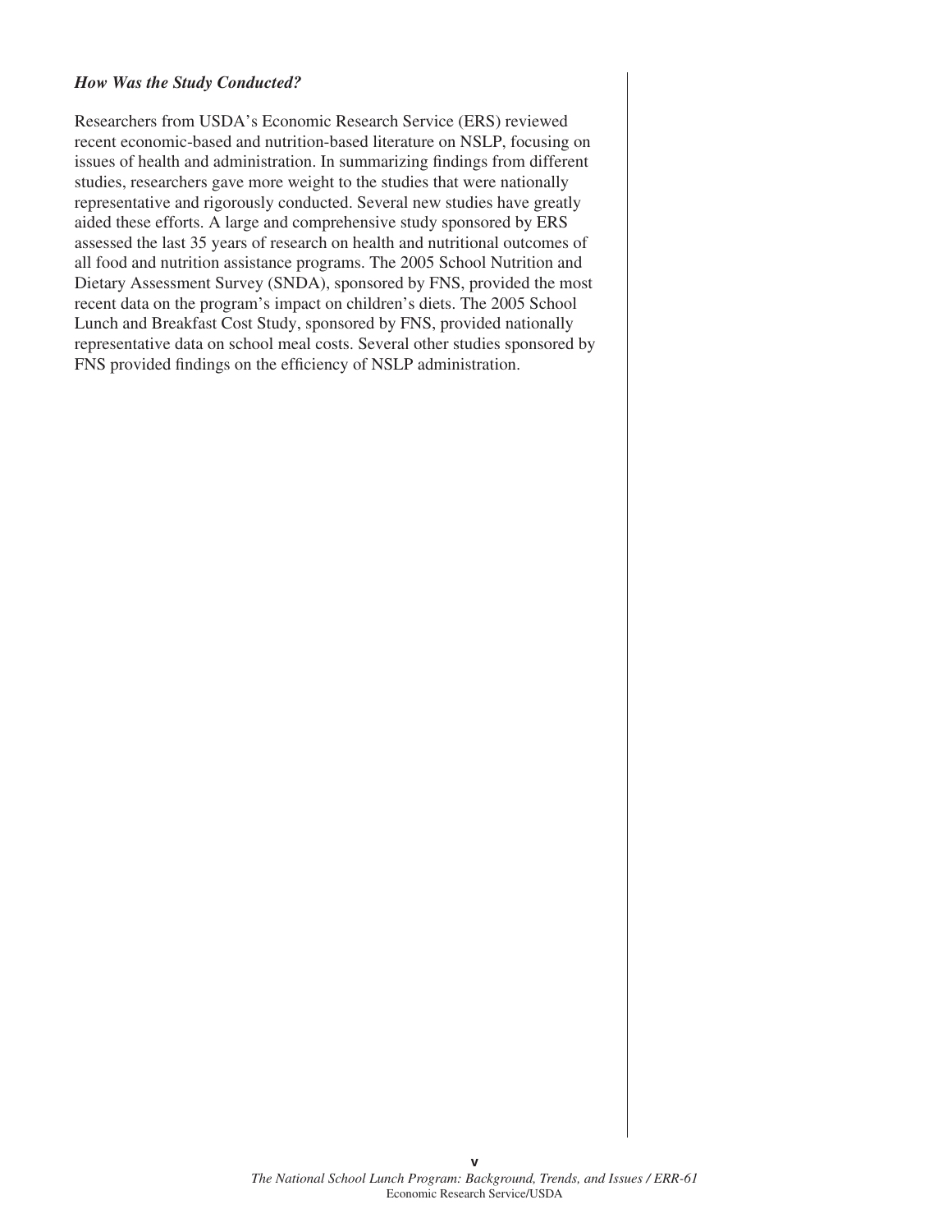### *How Was the Study Conducted?*

Researchers from USDA's Economic Research Service (ERS) reviewed recent economic-based and nutrition-based literature on NSLP, focusing on issues of health and administration. In summarizing findings from different studies, researchers gave more weight to the studies that were nationally representative and rigorously conducted. Several new studies have greatly aided these efforts. A large and comprehensive study sponsored by ERS assessed the last 35 years of research on health and nutritional outcomes of all food and nutrition assistance programs. The 2005 School Nutrition and Dietary Assessment Survey (SNDA), sponsored by FNS, provided the most recent data on the program's impact on children's diets. The 2005 School Lunch and Breakfast Cost Study, sponsored by FNS, provided nationally representative data on school meal costs. Several other studies sponsored by FNS provided findings on the efficiency of NSLP administration.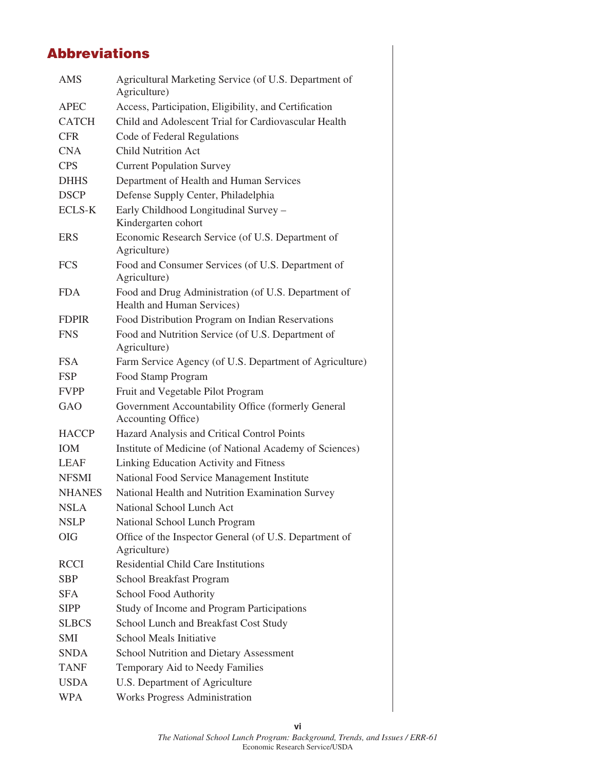## Abbreviations

| | |
|---|---|
| AMS | Agricultural Marketing Service (of U.S. Department of Agriculture) |
| APEC | Access, Participation, Eligibility, and Certification |
| CATCH | Child and Adolescent Trial for Cardiovascular Health |
| CFR | Code of Federal Regulations |
| CNA | Child Nutrition Act |
| CPS | Current Population Survey |
| DHHS | Department of Health and Human Services |
| DSCP | Defense Supply Center, Philadelphia |
| ECLS-K | Early Childhood Longitudinal Survey – Kindergarten cohort |
| ERS | Economic Research Service (of U.S. Department of Agriculture) |
| FCS | Food and Consumer Services (of U.S. Department of Agriculture) |
| FDA | Food and Drug Administration (of U.S. Department of Health and Human Services) |
| FDPIR | Food Distribution Program on Indian Reservations |
| FNS | Food and Nutrition Service (of U.S. Department of Agriculture) |
| FSA | Farm Service Agency (of U.S. Department of Agriculture) |
| FSP | Food Stamp Program |
| FVPP | Fruit and Vegetable Pilot Program |
| GAO | Government Accountability Office (formerly General Accounting Office) |
| HACCP | Hazard Analysis and Critical Control Points |
| IOM | Institute of Medicine (of National Academy of Sciences) |
| LEAF | Linking Education Activity and Fitness |
| NFSMI | National Food Service Management Institute |
| NHANES | National Health and Nutrition Examination Survey |
| NSLA | National School Lunch Act |
| NSLP | National School Lunch Program |
| OIG | Office of the Inspector General (of U.S. Department of Agriculture) |
| RCCI | Residential Child Care Institutions |
| SBP | School Breakfast Program |
| SFA | School Food Authority |
| SIPP | Study of Income and Program Participations |
| SLBCS | School Lunch and Breakfast Cost Study |
| SMI | School Meals Initiative |
| SNDA | School Nutrition and Dietary Assessment |
| TANF | Temporary Aid to Needy Families |
| USDA | U.S. Department of Agriculture |
| WPA | Works Progress Administration |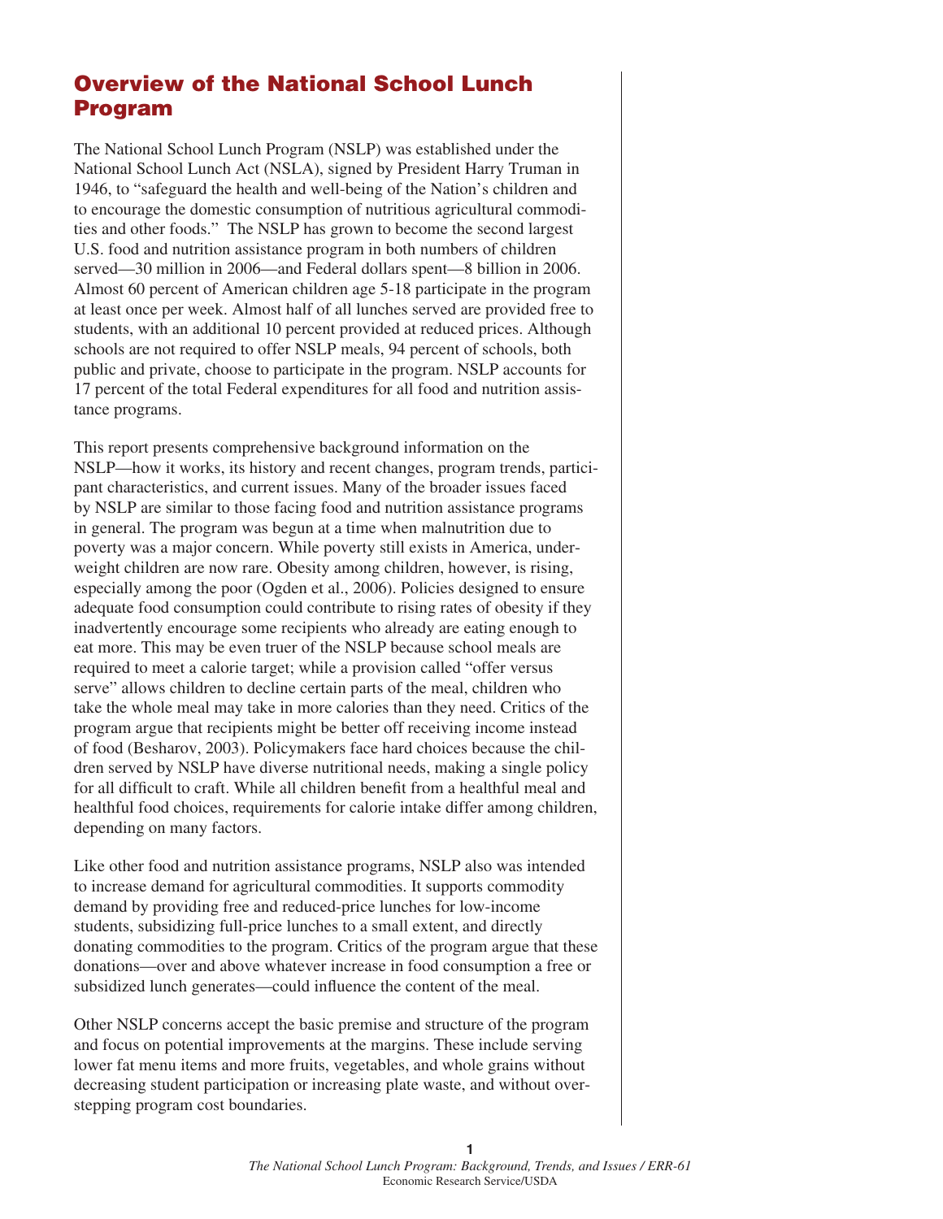# Overview of the National School Lunch Program

The National School Lunch Program (NSLP) was established under the National School Lunch Act (NSLA), signed by President Harry Truman in 1946, to "safeguard the health and well-being of the Nation's children and to encourage the domestic consumption of nutritious agricultural commodities and other foods." The NSLP has grown to become the second largest U.S. food and nutrition assistance program in both numbers of children served—30 million in 2006—and Federal dollars spent—8 billion in 2006. Almost 60 percent of American children age 5-18 participate in the program at least once per week. Almost half of all lunches served are provided free to students, with an additional 10 percent provided at reduced prices. Although schools are not required to offer NSLP meals, 94 percent of schools, both public and private, choose to participate in the program. NSLP accounts for 17 percent of the total Federal expenditures for all food and nutrition assistance programs.

This report presents comprehensive background information on the NSLP—how it works, its history and recent changes, program trends, participant characteristics, and current issues. Many of the broader issues faced by NSLP are similar to those facing food and nutrition assistance programs in general. The program was begun at a time when malnutrition due to poverty was a major concern. While poverty still exists in America, underweight children are now rare. Obesity among children, however, is rising, especially among the poor (Ogden et al., 2006). Policies designed to ensure adequate food consumption could contribute to rising rates of obesity if they inadvertently encourage some recipients who already are eating enough to eat more. This may be even truer of the NSLP because school meals are required to meet a calorie target; while a provision called "offer versus serve" allows children to decline certain parts of the meal, children who take the whole meal may take in more calories than they need. Critics of the program argue that recipients might be better off receiving income instead of food (Besharov, 2003). Policymakers face hard choices because the children served by NSLP have diverse nutritional needs, making a single policy for all difficult to craft. While all children benefit from a healthful meal and healthful food choices, requirements for calorie intake differ among children, depending on many factors.

Like other food and nutrition assistance programs, NSLP also was intended to increase demand for agricultural commodities. It supports commodity demand by providing free and reduced-price lunches for low-income students, subsidizing full-price lunches to a small extent, and directly donating commodities to the program. Critics of the program argue that these donations—over and above whatever increase in food consumption a free or subsidized lunch generates—could influence the content of the meal.

Other NSLP concerns accept the basic premise and structure of the program and focus on potential improvements at the margins. These include serving lower fat menu items and more fruits, vegetables, and whole grains without decreasing student participation or increasing plate waste, and without overstepping program cost boundaries.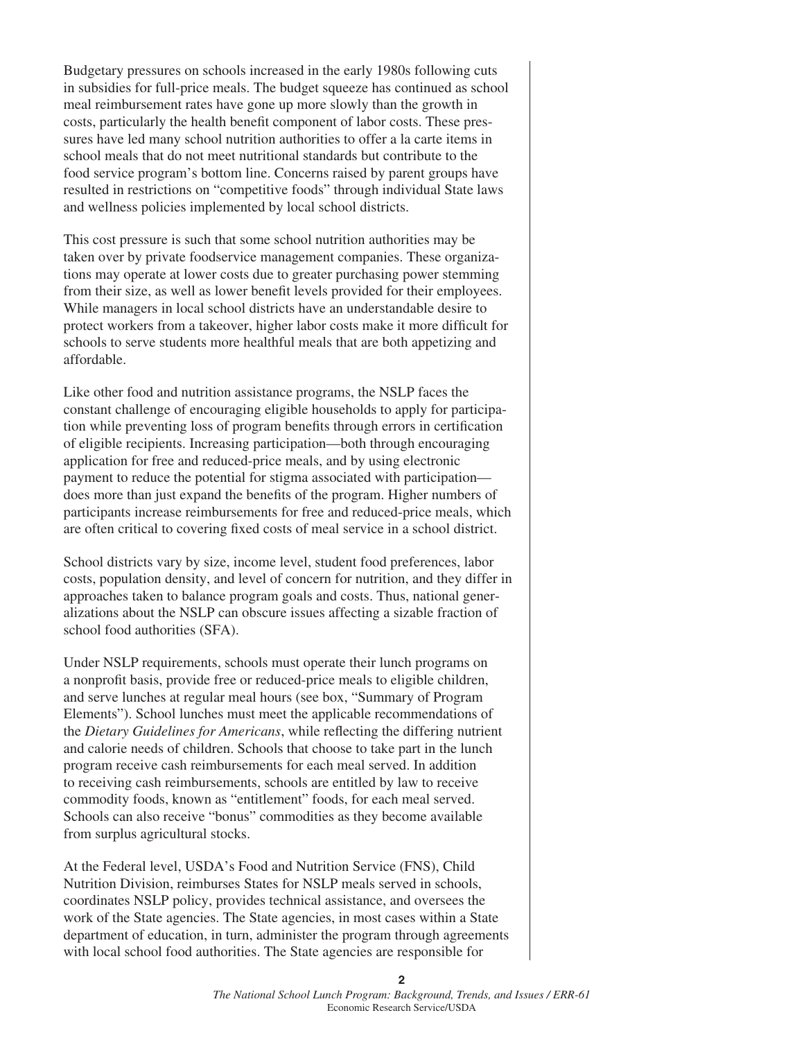Budgetary pressures on schools increased in the early 1980s following cuts in subsidies for full-price meals. The budget squeeze has continued as school meal reimbursement rates have gone up more slowly than the growth in costs, particularly the health benefit component of labor costs. These pressures have led many school nutrition authorities to offer a la carte items in school meals that do not meet nutritional standards but contribute to the food service program's bottom line. Concerns raised by parent groups have resulted in restrictions on "competitive foods" through individual State laws and wellness policies implemented by local school districts.

This cost pressure is such that some school nutrition authorities may be taken over by private foodservice management companies. These organizations may operate at lower costs due to greater purchasing power stemming from their size, as well as lower benefit levels provided for their employees. While managers in local school districts have an understandable desire to protect workers from a takeover, higher labor costs make it more difficult for schools to serve students more healthful meals that are both appetizing and affordable.

Like other food and nutrition assistance programs, the NSLP faces the constant challenge of encouraging eligible households to apply for participation while preventing loss of program benefits through errors in certification of eligible recipients. Increasing participation—both through encouraging application for free and reduced-price meals, and by using electronic payment to reduce the potential for stigma associated with participation—does more than just expand the benefits of the program. Higher numbers of participants increase reimbursements for free and reduced-price meals, which are often critical to covering fixed costs of meal service in a school district.

School districts vary by size, income level, student food preferences, labor costs, population density, and level of concern for nutrition, and they differ in approaches taken to balance program goals and costs. Thus, national generalizations about the NSLP can obscure issues affecting a sizable fraction of school food authorities (SFA).

Under NSLP requirements, schools must operate their lunch programs on a nonprofit basis, provide free or reduced-price meals to eligible children, and serve lunches at regular meal hours (see box, "Summary of Program Elements"). School lunches must meet the applicable recommendations of the *Dietary Guidelines for Americans*, while reflecting the differing nutrient and calorie needs of children. Schools that choose to take part in the lunch program receive cash reimbursements for each meal served. In addition to receiving cash reimbursements, schools are entitled by law to receive commodity foods, known as "entitlement" foods, for each meal served. Schools can also receive "bonus" commodities as they become available from surplus agricultural stocks.

At the Federal level, USDA's Food and Nutrition Service (FNS), Child Nutrition Division, reimburses States for NSLP meals served in schools, coordinates NSLP policy, provides technical assistance, and oversees the work of the State agencies. The State agencies, in most cases within a State department of education, in turn, administer the program through agreements with local school food authorities. The State agencies are responsible for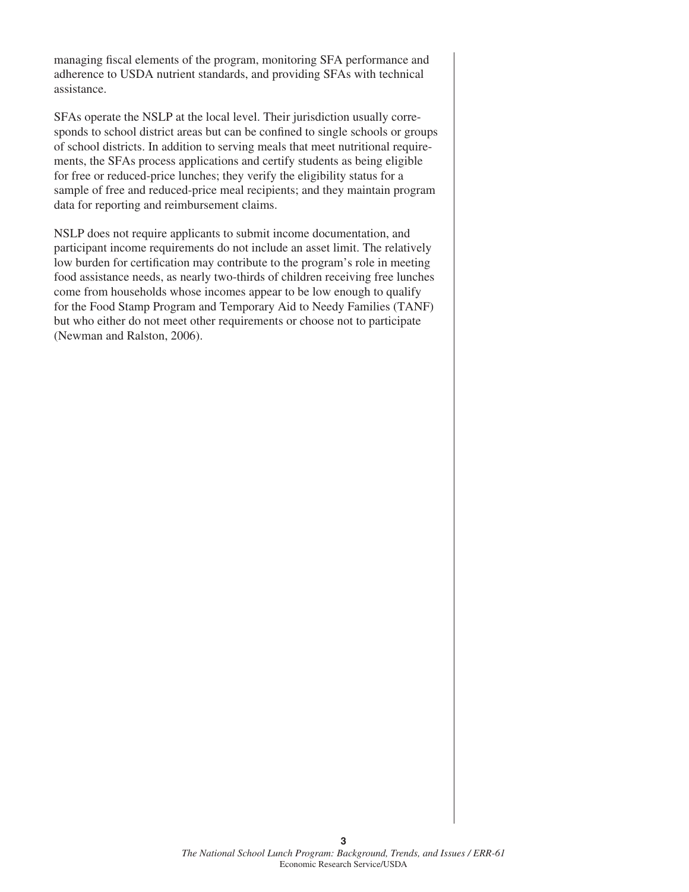managing fiscal elements of the program, monitoring SFA performance and adherence to USDA nutrient standards, and providing SFAs with technical assistance.

SFAs operate the NSLP at the local level. Their jurisdiction usually corresponds to school district areas but can be confined to single schools or groups of school districts. In addition to serving meals that meet nutritional requirements, the SFAs process applications and certify students as being eligible for free or reduced-price lunches; they verify the eligibility status for a sample of free and reduced-price meal recipients; and they maintain program data for reporting and reimbursement claims.

NSLP does not require applicants to submit income documentation, and participant income requirements do not include an asset limit. The relatively low burden for certification may contribute to the program's role in meeting food assistance needs, as nearly two-thirds of children receiving free lunches come from households whose incomes appear to be low enough to qualify for the Food Stamp Program and Temporary Aid to Needy Families (TANF) but who either do not meet other requirements or choose not to participate (Newman and Ralston, 2006).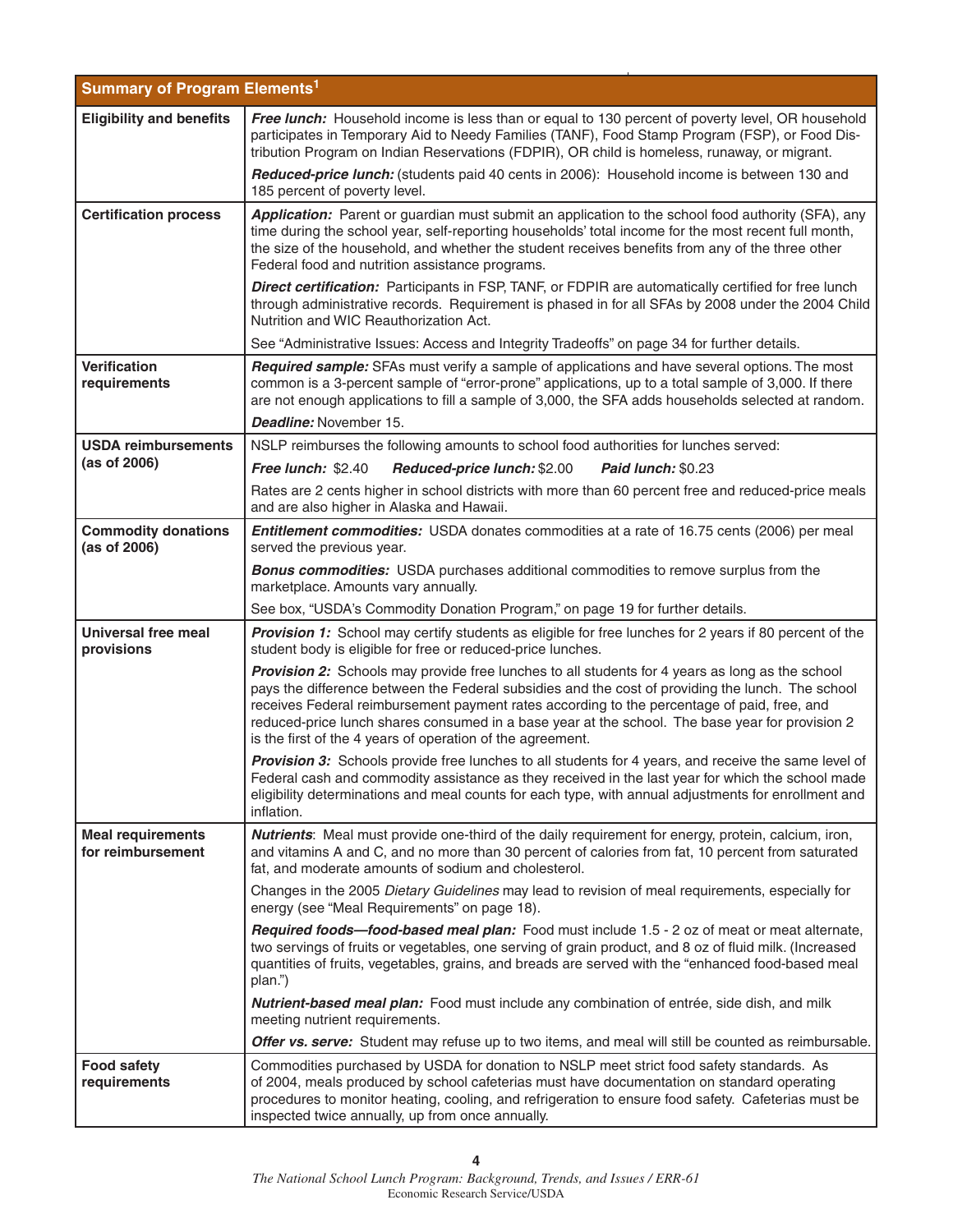| Summary of Program Elements[1] | |
|---|---|
| **Eligibility and benefits** | ***Free lunch:*** Household income is less than or equal to 130 percent of poverty level, OR household participates in Temporary Aid to Needy Families (TANF), Food Stamp Program (FSP), or Food Distribution Program on Indian Reservations (FDPIR), OR child is homeless, runaway, or migrant.<br><br>***Reduced-price lunch:*** (students paid 40 cents in 2006): Household income is between 130 and 185 percent of poverty level. |
| **Certification process** | ***Application:*** Parent or guardian must submit an application to the school food authority (SFA), any time during the school year, self-reporting households' total income for the most recent full month, the size of the household, and whether the student receives benefits from any of the three other Federal food and nutrition assistance programs.<br><br>***Direct certification:*** Participants in FSP, TANF, or FDPIR are automatically certified for free lunch through administrative records. Requirement is phased in for all SFAs by 2008 under the 2004 Child Nutrition and WIC Reauthorization Act.<br><br>See "Administrative Issues: Access and Integrity Tradeoffs" on page 34 for further details. |
| **Verification requirements** | ***Required sample:*** SFAs must verify a sample of applications and have several options. The most common is a 3-percent sample of "error-prone" applications, up to a total sample of 3,000. If there are not enough applications to fill a sample of 3,000, the SFA adds households selected at random.<br><br>***Deadline:*** November 15. |
| **USDA reimbursements (as of 2006)** | NSLP reimburses the following amounts to school food authorities for lunches served:<br><br>***Free lunch:*** $2.40 ***Reduced-price lunch:*** $2.00 ***Paid lunch:*** $0.23<br><br>Rates are 2 cents higher in school districts with more than 60 percent free and reduced-price meals and are also higher in Alaska and Hawaii. |
| **Commodity donations (as of 2006)** | ***Entitlement commodities:*** USDA donates commodities at a rate of 16.75 cents (2006) per meal served the previous year.<br><br>***Bonus commodities:*** USDA purchases additional commodities to remove surplus from the marketplace. Amounts vary annually.<br><br>See box, "USDA's Commodity Donation Program," on page 19 for further details. |
| **Universal free meal provisions** | ***Provision 1:*** School may certify students as eligible for free lunches for 2 years if 80 percent of the student body is eligible for free or reduced-price lunches.<br><br>***Provision 2:*** Schools may provide free lunches to all students for 4 years as long as the school pays the difference between the Federal subsidies and the cost of providing the lunch. The school receives Federal reimbursement payment rates according to the percentage of paid, free, and reduced-price lunch shares consumed in a base year at the school. The base year for provision 2 is the first of the 4 years of operation of the agreement.<br><br>***Provision 3:*** Schools provide free lunches to all students for 4 years, and receive the same level of Federal cash and commodity assistance as they received in the last year for which the school made eligibility determinations and meal counts for each type, with annual adjustments for enrollment and inflation. |
| **Meal requirements for reimbursement** | ***Nutrients***: Meal must provide one-third of the daily requirement for energy, protein, calcium, iron, and vitamins A and C, and no more than 30 percent of calories from fat, 10 percent from saturated fat, and moderate amounts of sodium and cholesterol.<br><br>Changes in the 2005 *Dietary Guidelines* may lead to revision of meal requirements, especially for energy (see "Meal Requirements" on page 18).<br><br>***Required foods—food-based meal plan:*** Food must include 1.5 - 2 oz of meat or meat alternate, two servings of fruits or vegetables, one serving of grain product, and 8 oz of fluid milk. (Increased quantities of fruits, vegetables, grains, and breads are served with the "enhanced food-based meal plan.")<br><br>***Nutrient-based meal plan:*** Food must include any combination of entrée, side dish, and milk meeting nutrient requirements.<br><br>***Offer vs. serve:*** Student may refuse up to two items, and meal will still be counted as reimbursable. |
| **Food safety requirements** | Commodities purchased by USDA for donation to NSLP meet strict food safety standards. As of 2004, meals produced by school cafeterias must have documentation on standard operating procedures to monitor heating, cooling, and refrigeration to ensure food safety. Cafeterias must be inspected twice annually, up from once annually. |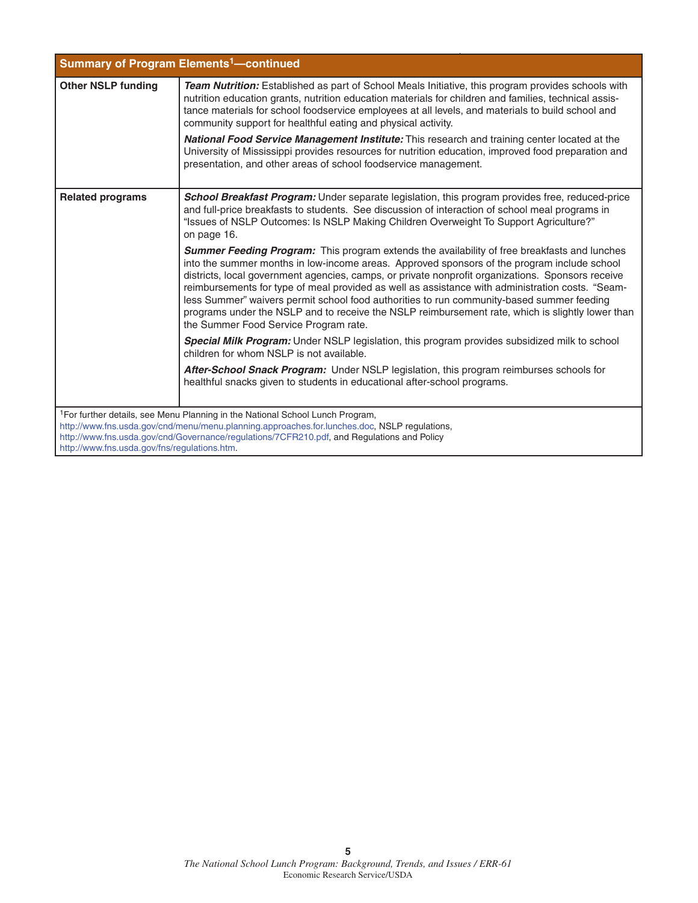| Summary of Program Elements[1]—continued | |
|---|---|
| **Other NSLP funding** | ***Team Nutrition:*** Established as part of School Meals Initiative, this program provides schools with nutrition education grants, nutrition education materials for children and families, technical assistance materials for school foodservice employees at all levels, and materials to build school and community support for healthful eating and physical activity.<br><br>***National Food Service Management Institute:*** This research and training center located at the University of Mississippi provides resources for nutrition education, improved food preparation and presentation, and other areas of school foodservice management. |
| **Related programs** | ***School Breakfast Program:*** Under separate legislation, this program provides free, reduced-price and full-price breakfasts to students. See discussion of interaction of school meal programs in "Issues of NSLP Outcomes: Is NSLP Making Children Overweight To Support Agriculture?" on page 16.<br><br>***Summer Feeding Program:*** This program extends the availability of free breakfasts and lunches into the summer months in low-income areas. Approved sponsors of the program include school districts, local government agencies, camps, or private nonprofit organizations. Sponsors receive reimbursements for type of meal provided as well as assistance with administration costs. "Seamless Summer" waivers permit school food authorities to run community-based summer feeding programs under the NSLP and to receive the NSLP reimbursement rate, which is slightly lower than the Summer Food Service Program rate.<br><br>***Special Milk Program:*** Under NSLP legislation, this program provides subsidized milk to school children for whom NSLP is not available.<br><br>***After-School Snack Program:*** Under NSLP legislation, this program reimburses schools for healthful snacks given to students in educational after-school programs. |

[1]For further details, see Menu Planning in the National School Lunch Program, http://www.fns.usda.gov/cnd/menu/menu.planning.approaches.for.lunches.doc, NSLP regulations, http://www.fns.usda.gov/cnd/Governance/regulations/7CFR210.pdf, and Regulations and Policy http://www.fns.usda.gov/fns/regulations.htm.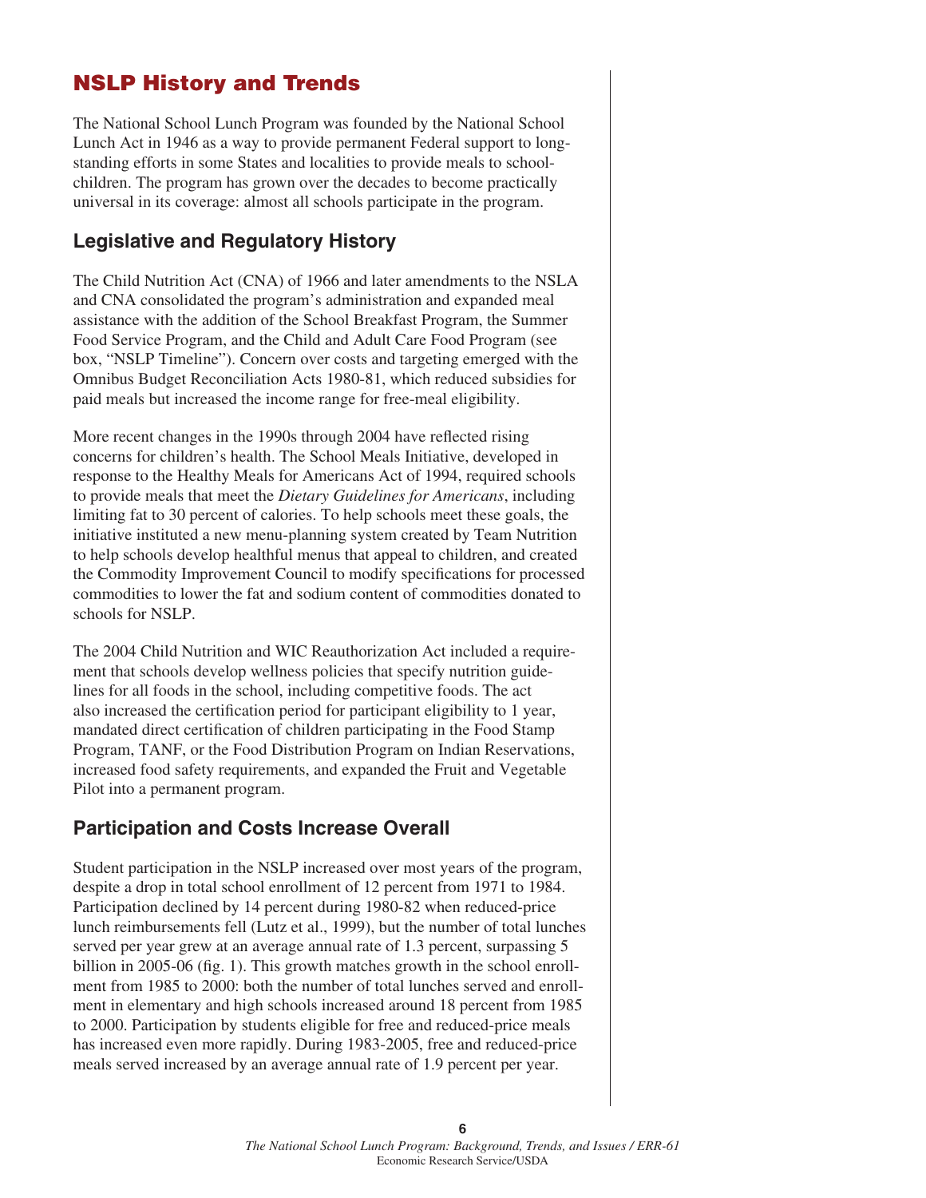# NSLP History and Trends

The National School Lunch Program was founded by the National School Lunch Act in 1946 as a way to provide permanent Federal support to long-standing efforts in some States and localities to provide meals to schoolchildren. The program has grown over the decades to become practically universal in its coverage: almost all schools participate in the program.

## Legislative and Regulatory History

The Child Nutrition Act (CNA) of 1966 and later amendments to the NSLA and CNA consolidated the program's administration and expanded meal assistance with the addition of the School Breakfast Program, the Summer Food Service Program, and the Child and Adult Care Food Program (see box, "NSLP Timeline"). Concern over costs and targeting emerged with the Omnibus Budget Reconciliation Acts 1980-81, which reduced subsidies for paid meals but increased the income range for free-meal eligibility.

More recent changes in the 1990s through 2004 have reflected rising concerns for children's health. The School Meals Initiative, developed in response to the Healthy Meals for Americans Act of 1994, required schools to provide meals that meet the *Dietary Guidelines for Americans*, including limiting fat to 30 percent of calories. To help schools meet these goals, the initiative instituted a new menu-planning system created by Team Nutrition to help schools develop healthful menus that appeal to children, and created the Commodity Improvement Council to modify specifications for processed commodities to lower the fat and sodium content of commodities donated to schools for NSLP.

The 2004 Child Nutrition and WIC Reauthorization Act included a requirement that schools develop wellness policies that specify nutrition guidelines for all foods in the school, including competitive foods. The act also increased the certification period for participant eligibility to 1 year, mandated direct certification of children participating in the Food Stamp Program, TANF, or the Food Distribution Program on Indian Reservations, increased food safety requirements, and expanded the Fruit and Vegetable Pilot into a permanent program.

## Participation and Costs Increase Overall

Student participation in the NSLP increased over most years of the program, despite a drop in total school enrollment of 12 percent from 1971 to 1984. Participation declined by 14 percent during 1980-82 when reduced-price lunch reimbursements fell (Lutz et al., 1999), but the number of total lunches served per year grew at an average annual rate of 1.3 percent, surpassing 5 billion in 2005-06 (fig. 1). This growth matches growth in the school enrollment from 1985 to 2000: both the number of total lunches served and enrollment in elementary and high schools increased around 18 percent from 1985 to 2000. Participation by students eligible for free and reduced-price meals has increased even more rapidly. During 1983-2005, free and reduced-price meals served increased by an average annual rate of 1.9 percent per year.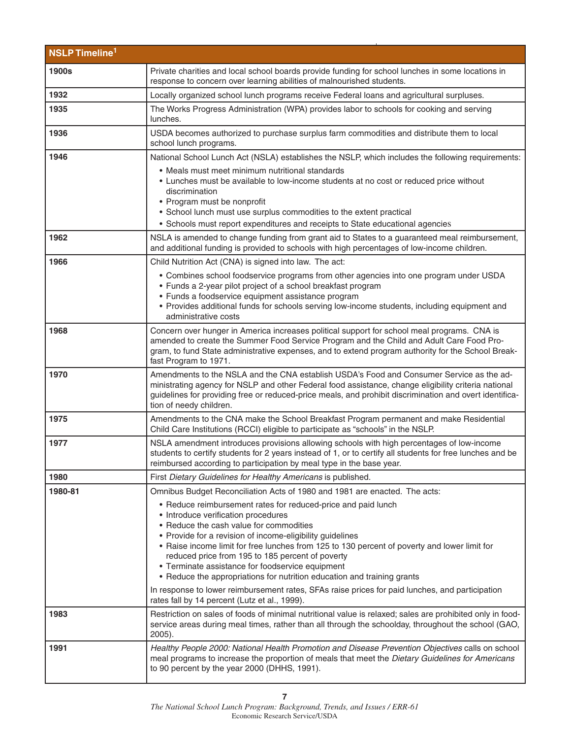| NSLP Timeline[1] | |
|---|---|
| **1900s** | Private charities and local school boards provide funding for school lunches in some locations in response to concern over learning abilities of malnourished students. |
| **1932** | Locally organized school lunch programs receive Federal loans and agricultural surpluses. |
| **1935** | The Works Progress Administration (WPA) provides labor to schools for cooking and serving lunches. |
| **1936** | USDA becomes authorized to purchase surplus farm commodities and distribute them to local school lunch programs. |
| **1946** | National School Lunch Act (NSLA) establishes the NSLP, which includes the following requirements: <br>• Meals must meet minimum nutritional standards <br>• Lunches must be available to low-income students at no cost or reduced price without discrimination <br>• Program must be nonprofit <br>• School lunch must use surplus commodities to the extent practical <br>• Schools must report expenditures and receipts to State educational agencies |
| **1962** | NSLA is amended to change funding from grant aid to States to a guaranteed meal reimbursement, and additional funding is provided to schools with high percentages of low-income children. |
| **1966** | Child Nutrition Act (CNA) is signed into law. The act: <br>• Combines school foodservice programs from other agencies into one program under USDA <br>• Funds a 2-year pilot project of a school breakfast program <br>• Funds a foodservice equipment assistance program <br>• Provides additional funds for schools serving low-income students, including equipment and administrative costs |
| **1968** | Concern over hunger in America increases political support for school meal programs. CNA is amended to create the Summer Food Service Program and the Child and Adult Care Food Program, to fund State administrative expenses, and to extend program authority for the School Breakfast Program to 1971. |
| **1970** | Amendments to the NSLA and the CNA establish USDA's Food and Consumer Service as the administrating agency for NSLP and other Federal food assistance, change eligibility criteria national guidelines for providing free or reduced-price meals, and prohibit discrimination and overt identification of needy children. |
| **1975** | Amendments to the CNA make the School Breakfast Program permanent and make Residential Child Care Institutions (RCCI) eligible to participate as "schools" in the NSLP. |
| **1977** | NSLA amendment introduces provisions allowing schools with high percentages of low-income students to certify students for 2 years instead of 1, or to certify all students for free lunches and be reimbursed according to participation by meal type in the base year. |
| **1980** | First *Dietary Guidelines for Healthy Americans* is published. |
| **1980-81** | Omnibus Budget Reconciliation Acts of 1980 and 1981 are enacted. The acts: <br>• Reduce reimbursement rates for reduced-price and paid lunch <br>• Introduce verification procedures <br>• Reduce the cash value for commodities <br>• Provide for a revision of income-eligibility guidelines <br>• Raise income limit for free lunches from 125 to 130 percent of poverty and lower limit for reduced price from 195 to 185 percent of poverty <br>• Terminate assistance for foodservice equipment <br>• Reduce the appropriations for nutrition education and training grants <br>In response to lower reimbursement rates, SFAs raise prices for paid lunches, and participation rates fall by 14 percent (Lutz et al., 1999). |
| **1983** | Restriction on sales of foods of minimal nutritional value is relaxed; sales are prohibited only in foodservice areas during meal times, rather than all through the schoolday, throughout the school (GAO, 2005). |
| **1991** | *Healthy People 2000: National Health Promotion and Disease Prevention Objectives* calls on school meal programs to increase the proportion of meals that meet the *Dietary Guidelines for Americans* to 90 percent by the year 2000 (DHHS, 1991). |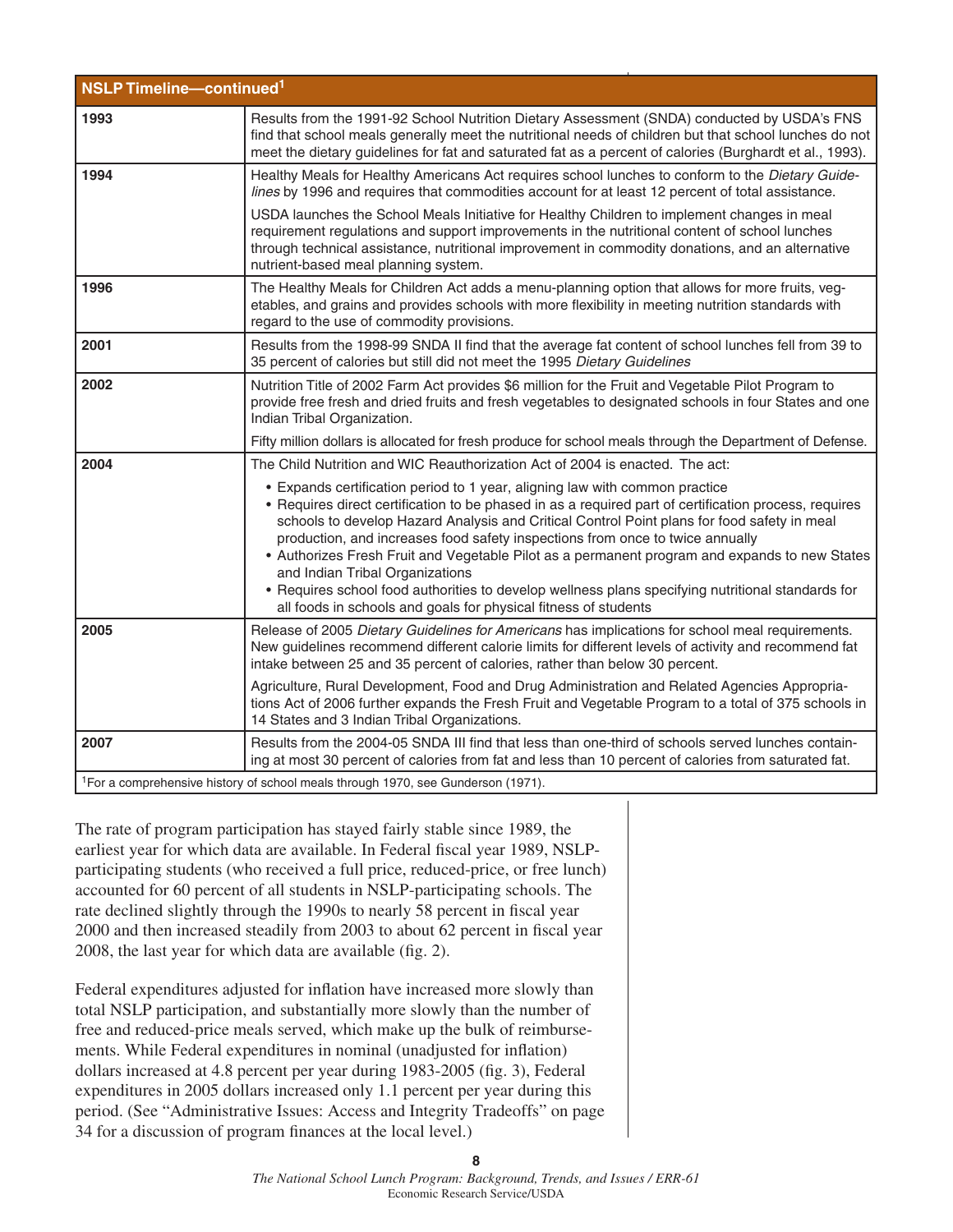| NSLP Timeline—continued[1] | |
|---|---|
| 1993 | Results from the 1991-92 School Nutrition Dietary Assessment (SNDA) conducted by USDA's FNS find that school meals generally meet the nutritional needs of children but that school lunches do not meet the dietary guidelines for fat and saturated fat as a percent of calories (Burghardt et al., 1993). |
| 1994 | Healthy Meals for Healthy Americans Act requires school lunches to conform to the *Dietary Guidelines* by 1996 and requires that commodities account for at least 12 percent of total assistance. <br><br> USDA launches the School Meals Initiative for Healthy Children to implement changes in meal requirement regulations and support improvements in the nutritional content of school lunches through technical assistance, nutritional improvement in commodity donations, and an alternative nutrient-based meal planning system. |
| 1996 | The Healthy Meals for Children Act adds a menu-planning option that allows for more fruits, vegetables, and grains and provides schools with more flexibility in meeting nutrition standards with regard to the use of commodity provisions. |
| 2001 | Results from the 1998-99 SNDA II find that the average fat content of school lunches fell from 39 to 35 percent of calories but still did not meet the 1995 *Dietary Guidelines* |
| 2002 | Nutrition Title of 2002 Farm Act provides $6 million for the Fruit and Vegetable Pilot Program to provide free fresh and dried fruits and fresh vegetables to designated schools in four States and one Indian Tribal Organization. <br><br> Fifty million dollars is allocated for fresh produce for school meals through the Department of Defense. |
| 2004 | The Child Nutrition and WIC Reauthorization Act of 2004 is enacted. The act: <br> • Expands certification period to 1 year, aligning law with common practice <br> • Requires direct certification to be phased in as a required part of certification process, requires schools to develop Hazard Analysis and Critical Control Point plans for food safety in meal production, and increases food safety inspections from once to twice annually <br> • Authorizes Fresh Fruit and Vegetable Pilot as a permanent program and expands to new States and Indian Tribal Organizations <br> • Requires school food authorities to develop wellness plans specifying nutritional standards for all foods in schools and goals for physical fitness of students |
| 2005 | Release of 2005 *Dietary Guidelines for Americans* has implications for school meal requirements. New guidelines recommend different calorie limits for different levels of activity and recommend fat intake between 25 and 35 percent of calories, rather than below 30 percent. <br><br> Agriculture, Rural Development, Food and Drug Administration and Related Agencies Appropriations Act of 2006 further expands the Fresh Fruit and Vegetable Program to a total of 375 schools in 14 States and 3 Indian Tribal Organizations. |
| 2007 | Results from the 2004-05 SNDA III find that less than one-third of schools served lunches containing at most 30 percent of calories from fat and less than 10 percent of calories from saturated fat. |

[1]For a comprehensive history of school meals through 1970, see Gunderson (1971).

The rate of program participation has stayed fairly stable since 1989, the earliest year for which data are available. In Federal fiscal year 1989, NSLP-participating students (who received a full price, reduced-price, or free lunch) accounted for 60 percent of all students in NSLP-participating schools. The rate declined slightly through the 1990s to nearly 58 percent in fiscal year 2000 and then increased steadily from 2003 to about 62 percent in fiscal year 2008, the last year for which data are available (fig. 2).

Federal expenditures adjusted for inflation have increased more slowly than total NSLP participation, and substantially more slowly than the number of free and reduced-price meals served, which make up the bulk of reimbursements. While Federal expenditures in nominal (unadjusted for inflation) dollars increased at 4.8 percent per year during 1983-2005 (fig. 3), Federal expenditures in 2005 dollars increased only 1.1 percent per year during this period. (See "Administrative Issues: Access and Integrity Tradeoffs" on page 34 for a discussion of program finances at the local level.)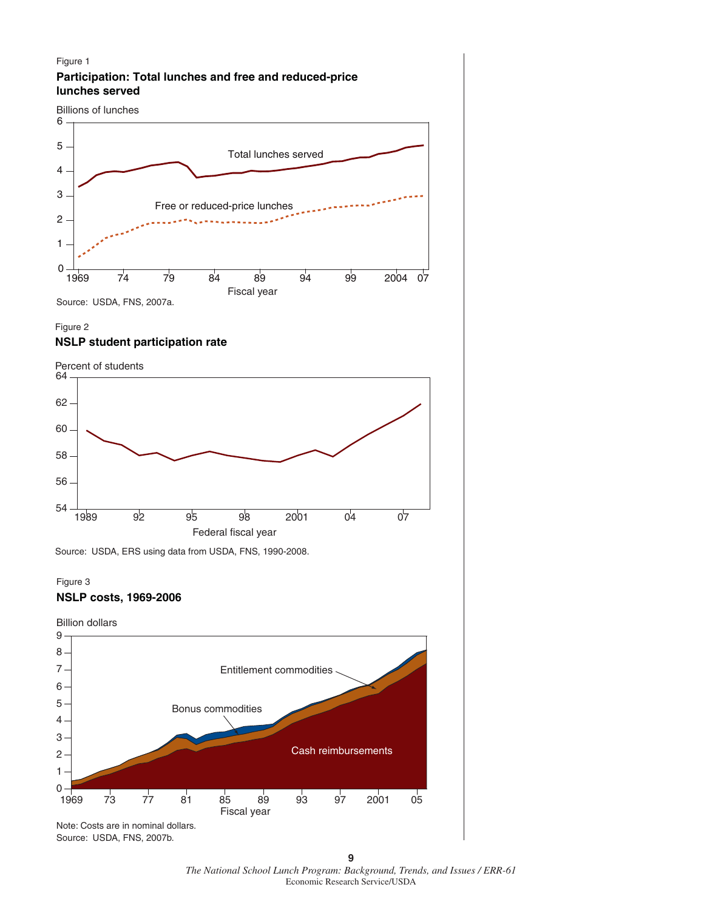Figure 1

**Participation: Total lunches and free and reduced-price lunches served**

Source: USDA, FNS, 2007a.

Figure 2

**NSLP student participation rate**

Source: USDA, ERS using data from USDA, FNS, 1990-2008.

Figure 3

**NSLP costs, 1969-2006**

Note: Costs are in nominal dollars.
Source: USDA, FNS, 2007b.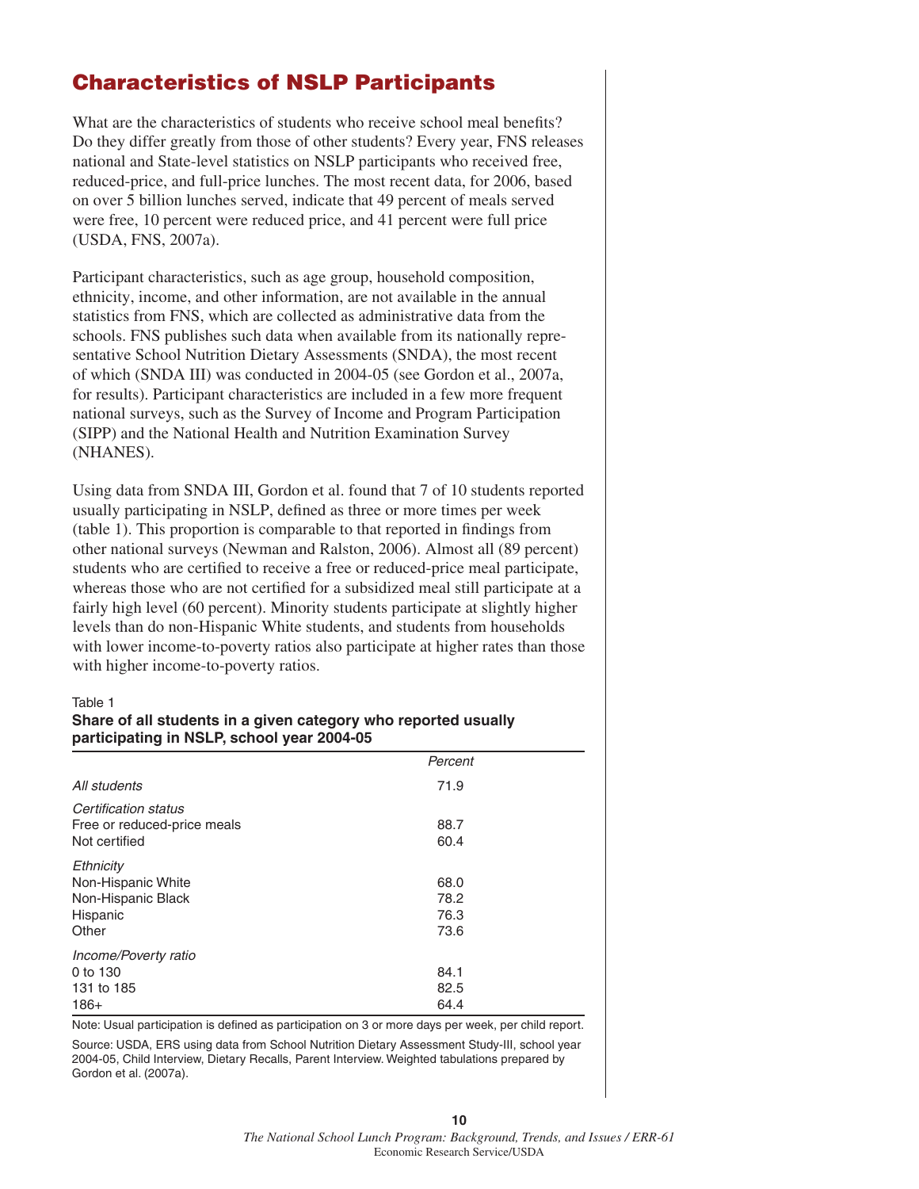## Characteristics of NSLP Participants

What are the characteristics of students who receive school meal benefits? Do they differ greatly from those of other students? Every year, FNS releases national and State-level statistics on NSLP participants who received free, reduced-price, and full-price lunches. The most recent data, for 2006, based on over 5 billion lunches served, indicate that 49 percent of meals served were free, 10 percent were reduced price, and 41 percent were full price (USDA, FNS, 2007a).

Participant characteristics, such as age group, household composition, ethnicity, income, and other information, are not available in the annual statistics from FNS, which are collected as administrative data from the schools. FNS publishes such data when available from its nationally representative School Nutrition Dietary Assessments (SNDA), the most recent of which (SNDA III) was conducted in 2004-05 (see Gordon et al., 2007a, for results). Participant characteristics are included in a few more frequent national surveys, such as the Survey of Income and Program Participation (SIPP) and the National Health and Nutrition Examination Survey (NHANES).

Using data from SNDA III, Gordon et al. found that 7 of 10 students reported usually participating in NSLP, defined as three or more times per week (table 1). This proportion is comparable to that reported in findings from other national surveys (Newman and Ralston, 2006). Almost all (89 percent) students who are certified to receive a free or reduced-price meal participate, whereas those who are not certified for a subsidized meal still participate at a fairly high level (60 percent). Minority students participate at slightly higher levels than do non-Hispanic White students, and students from households with lower income-to-poverty ratios also participate at higher rates than those with higher income-to-poverty ratios.

Table 1
**Share of all students in a given category who reported usually participating in NSLP, school year 2004-05**

| | *Percent* |
|---|---|
| *All students* | 71.9 |
| *Certification status* | |
| Free or reduced-price meals | 88.7 |
| Not certified | 60.4 |
| *Ethnicity* | |
| Non-Hispanic White | 68.0 |
| Non-Hispanic Black | 78.2 |
| Hispanic | 76.3 |
| Other | 73.6 |
| *Income/Poverty ratio* | |
| 0 to 130 | 84.1 |
| 131 to 185 | 82.5 |
| 186+ | 64.4 |

Note: Usual participation is defined as participation on 3 or more days per week, per child report.

Source: USDA, ERS using data from School Nutrition Dietary Assessment Study-III, school year 2004-05, Child Interview, Dietary Recalls, Parent Interview. Weighted tabulations prepared by Gordon et al. (2007a).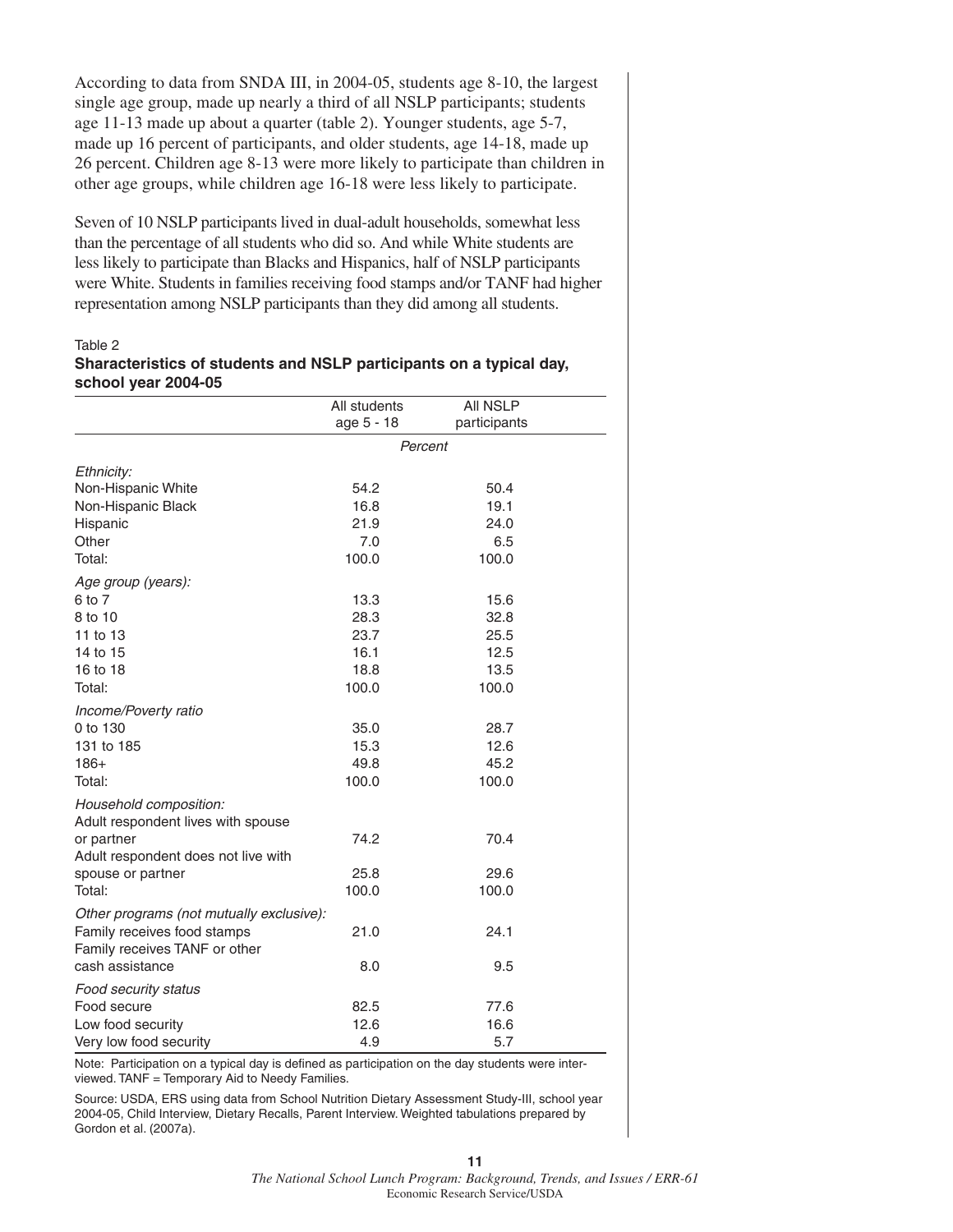According to data from SNDA III, in 2004-05, students age 8-10, the largest single age group, made up nearly a third of all NSLP participants; students age 11-13 made up about a quarter (table 2). Younger students, age 5-7, made up 16 percent of participants, and older students, age 14-18, made up 26 percent. Children age 8-13 were more likely to participate than children in other age groups, while children age 16-18 were less likely to participate.

Seven of 10 NSLP participants lived in dual-adult households, somewhat less than the percentage of all students who did so. And while White students are less likely to participate than Blacks and Hispanics, half of NSLP participants were White. Students in families receiving food stamps and/or TANF had higher representation among NSLP participants than they did among all students.

Table 2

**Characteristics of students and NSLP participants on a typical day, school year 2004-05**

| | All students age 5 - 18 | All NSLP participants |
|---|---|---|
| | *Percent* | |
| *Ethnicity:* | | |
| Non-Hispanic White | 54.2 | 50.4 |
| Non-Hispanic Black | 16.8 | 19.1 |
| Hispanic | 21.9 | 24.0 |
| Other | 7.0 | 6.5 |
| Total: | 100.0 | 100.0 |
| *Age group (years):* | | |
| 6 to 7 | 13.3 | 15.6 |
| 8 to 10 | 28.3 | 32.8 |
| 11 to 13 | 23.7 | 25.5 |
| 14 to 15 | 16.1 | 12.5 |
| 16 to 18 | 18.8 | 13.5 |
| Total: | 100.0 | 100.0 |
| *Income/Poverty ratio* | | |
| 0 to 130 | 35.0 | 28.7 |
| 131 to 185 | 15.3 | 12.6 |
| 186+ | 49.8 | 45.2 |
| Total: | 100.0 | 100.0 |
| *Household composition:* | | |
| Adult respondent lives with spouse or partner | 74.2 | 70.4 |
| Adult respondent does not live with spouse or partner | 25.8 | 29.6 |
| Total: | 100.0 | 100.0 |
| *Other programs (not mutually exclusive):* | | |
| Family receives food stamps | 21.0 | 24.1 |
| Family receives TANF or other cash assistance | 8.0 | 9.5 |
| *Food security status* | | |
| Food secure | 82.5 | 77.6 |
| Low food security | 12.6 | 16.6 |
| Very low food security | 4.9 | 5.7 |

Note: Participation on a typical day is defined as participation on the day students were interviewed. TANF = Temporary Aid to Needy Families.

Source: USDA, ERS using data from School Nutrition Dietary Assessment Study-III, school year 2004-05, Child Interview, Dietary Recalls, Parent Interview. Weighted tabulations prepared by Gordon et al. (2007a).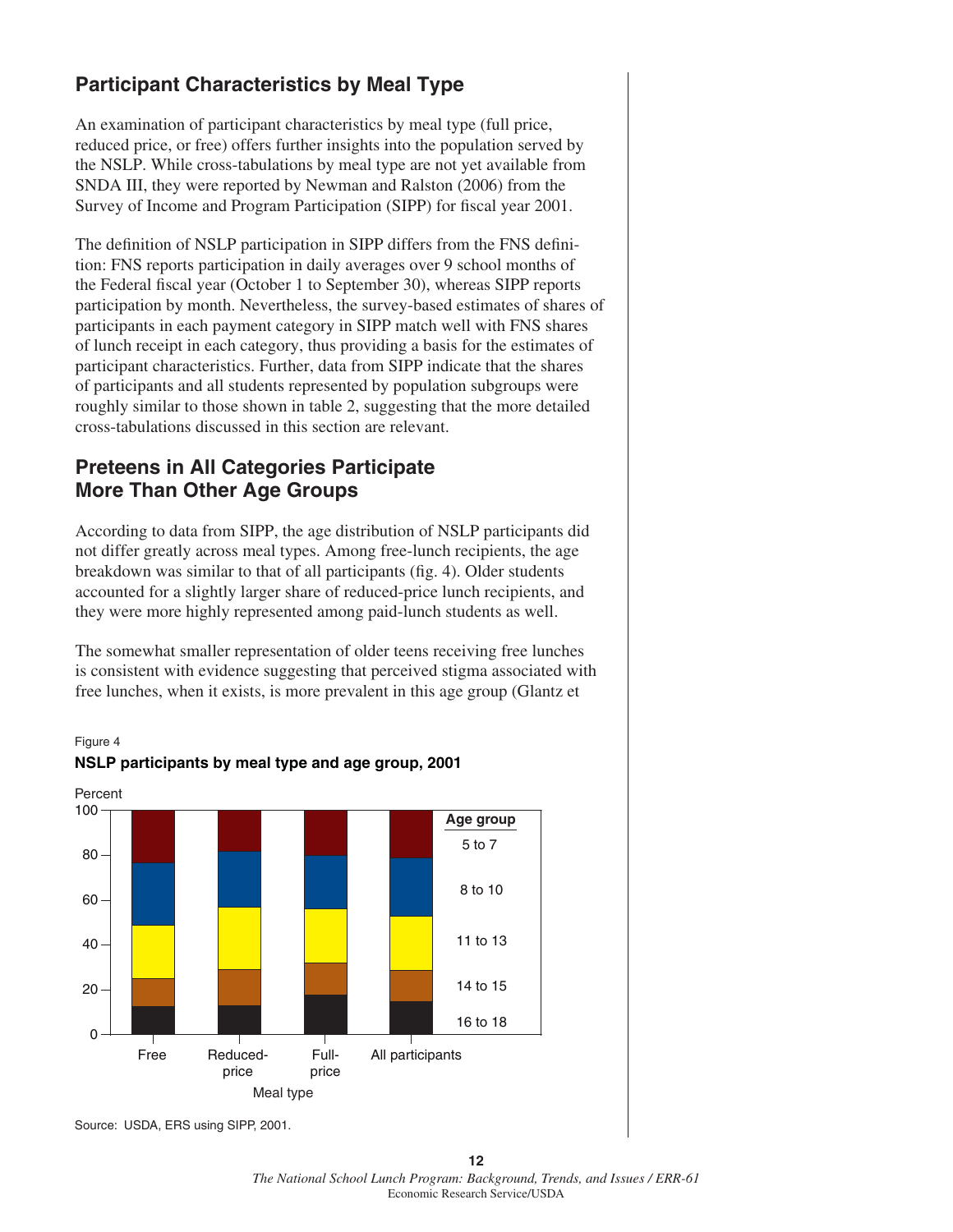## Participant Characteristics by Meal Type

An examination of participant characteristics by meal type (full price, reduced price, or free) offers further insights into the population served by the NSLP. While cross-tabulations by meal type are not yet available from SNDA III, they were reported by Newman and Ralston (2006) from the Survey of Income and Program Participation (SIPP) for fiscal year 2001.

The definition of NSLP participation in SIPP differs from the FNS definition: FNS reports participation in daily averages over 9 school months of the Federal fiscal year (October 1 to September 30), whereas SIPP reports participation by month. Nevertheless, the survey-based estimates of shares of participants in each payment category in SIPP match well with FNS shares of lunch receipt in each category, thus providing a basis for the estimates of participant characteristics. Further, data from SIPP indicate that the shares of participants and all students represented by population subgroups were roughly similar to those shown in table 2, suggesting that the more detailed cross-tabulations discussed in this section are relevant.

## Preteens in All Categories Participate More Than Other Age Groups

According to data from SIPP, the age distribution of NSLP participants did not differ greatly across meal types. Among free-lunch recipients, the age breakdown was similar to that of all participants (fig. 4). Older students accounted for a slightly larger share of reduced-price lunch recipients, and they were more highly represented among paid-lunch students as well.

The somewhat smaller representation of older teens receiving free lunches is consistent with evidence suggesting that perceived stigma associated with free lunches, when it exists, is more prevalent in this age group (Glantz et

Figure 4

**NSLP participants by meal type and age group, 2001**

Source: USDA, ERS using SIPP, 2001.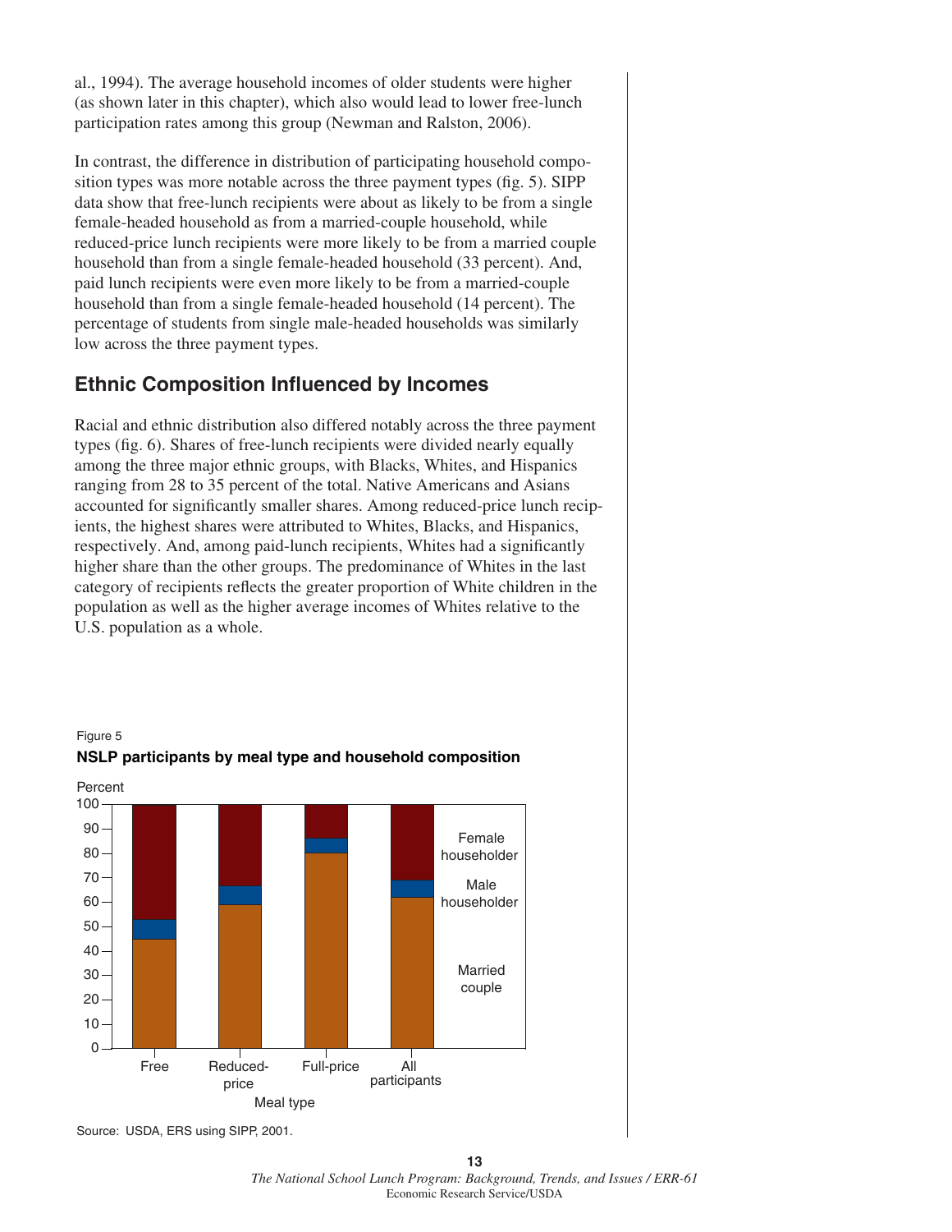al., 1994). The average household incomes of older students were higher (as shown later in this chapter), which also would lead to lower free-lunch participation rates among this group (Newman and Ralston, 2006).

In contrast, the difference in distribution of participating household composition types was more notable across the three payment types (fig. 5). SIPP data show that free-lunch recipients were about as likely to be from a single female-headed household as from a married-couple household, while reduced-price lunch recipients were more likely to be from a married couple household than from a single female-headed household (33 percent). And, paid lunch recipients were even more likely to be from a married-couple household than from a single female-headed household (14 percent). The percentage of students from single male-headed households was similarly low across the three payment types.

## Ethnic Composition Influenced by Incomes

Racial and ethnic distribution also differed notably across the three payment types (fig. 6). Shares of free-lunch recipients were divided nearly equally among the three major ethnic groups, with Blacks, Whites, and Hispanics ranging from 28 to 35 percent of the total. Native Americans and Asians accounted for significantly smaller shares. Among reduced-price lunch recipients, the highest shares were attributed to Whites, Blacks, and Hispanics, respectively. And, among paid-lunch recipients, Whites had a significantly higher share than the other groups. The predominance of Whites in the last category of recipients reflects the greater proportion of White children in the population as well as the higher average incomes of Whites relative to the U.S. population as a whole.

Figure 5

**NSLP participants by meal type and household composition**

Percent

Female householder

Male householder

Married couple

Free | Reduced-price | Full-price | All participants

Meal type

Source: USDA, ERS using SIPP, 2001.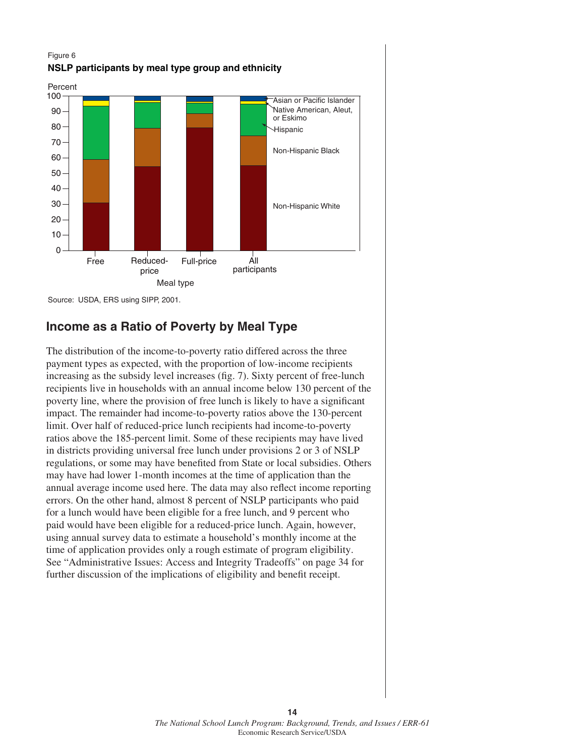Figure 6

**NSLP participants by meal type group and ethnicity**

Source: USDA, ERS using SIPP, 2001.

## Income as a Ratio of Poverty by Meal Type

The distribution of the income-to-poverty ratio differed across the three payment types as expected, with the proportion of low-income recipients increasing as the subsidy level increases (fig. 7). Sixty percent of free-lunch recipients live in households with an annual income below 130 percent of the poverty line, where the provision of free lunch is likely to have a significant impact. The remainder had income-to-poverty ratios above the 130-percent limit. Over half of reduced-price lunch recipients had income-to-poverty ratios above the 185-percent limit. Some of these recipients may have lived in districts providing universal free lunch under provisions 2 or 3 of NSLP regulations, or some may have benefited from State or local subsidies. Others may have had lower 1-month incomes at the time of application than the annual average income used here. The data may also reflect income reporting errors. On the other hand, almost 8 percent of NSLP participants who paid for a lunch would have been eligible for a free lunch, and 9 percent who paid would have been eligible for a reduced-price lunch. Again, however, using annual survey data to estimate a household's monthly income at the time of application provides only a rough estimate of program eligibility. See "Administrative Issues: Access and Integrity Tradeoffs" on page 34 for further discussion of the implications of eligibility and benefit receipt.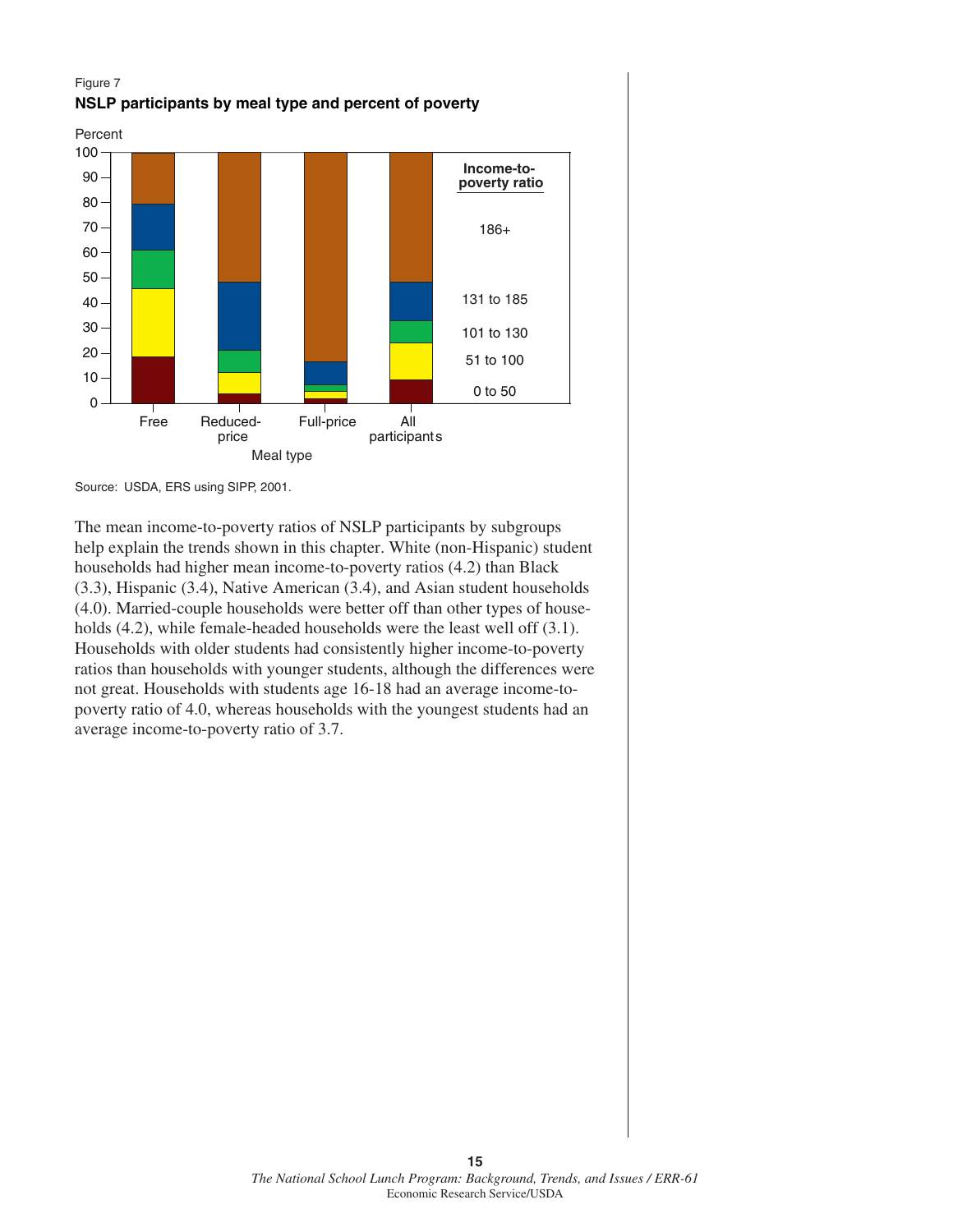Figure 7

**NSLP participants by meal type and percent of poverty**

Source: USDA, ERS using SIPP, 2001.

The mean income-to-poverty ratios of NSLP participants by subgroups help explain the trends shown in this chapter. White (non-Hispanic) student households had higher mean income-to-poverty ratios (4.2) than Black (3.3), Hispanic (3.4), Native American (3.4), and Asian student households (4.0). Married-couple households were better off than other types of households (4.2), while female-headed households were the least well off (3.1). Households with older students had consistently higher income-to-poverty ratios than households with younger students, although the differences were not great. Households with students age 16-18 had an average income-to-poverty ratio of 4.0, whereas households with the youngest students had an average income-to-poverty ratio of 3.7.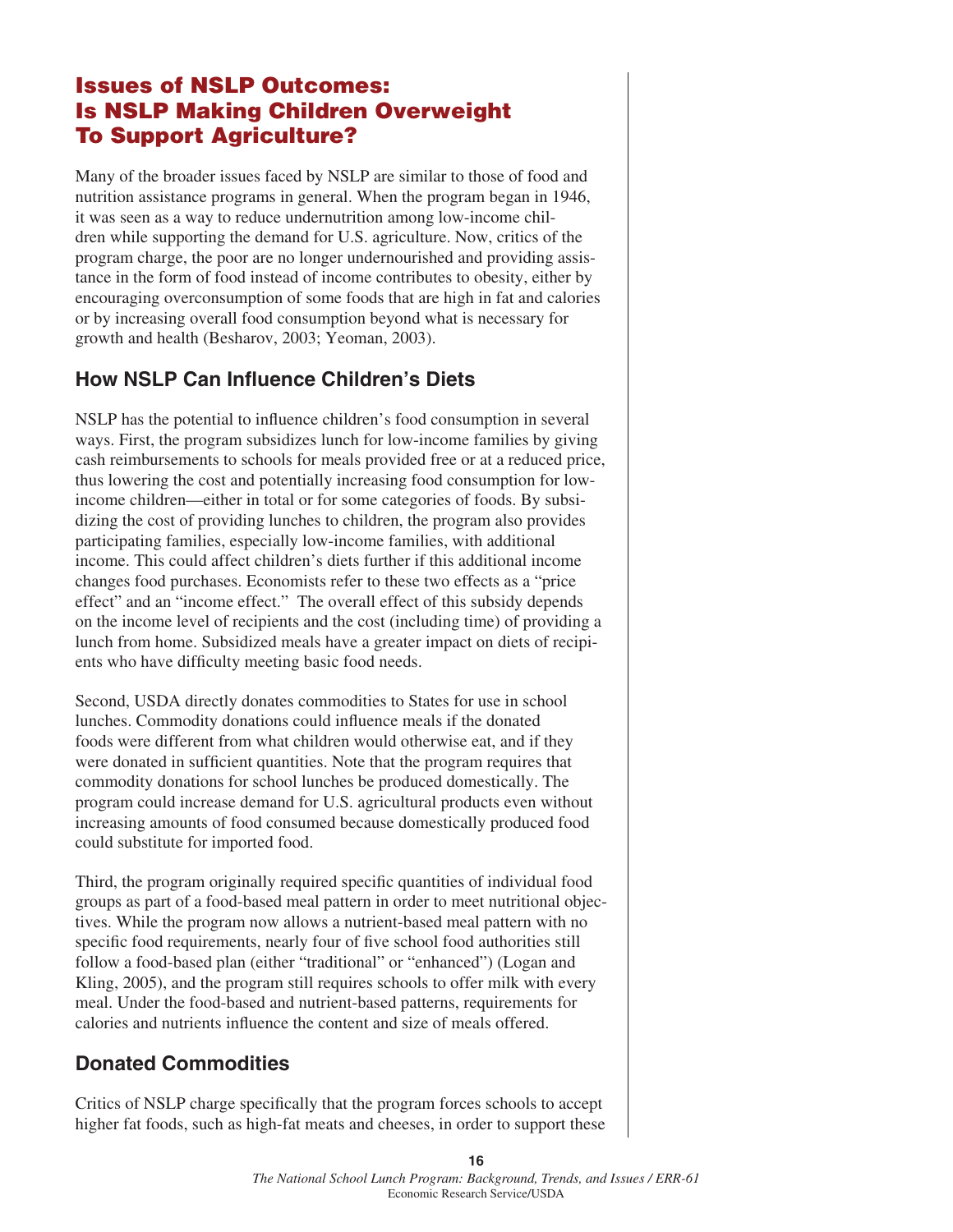## Issues of NSLP Outcomes: Is NSLP Making Children Overweight To Support Agriculture?

Many of the broader issues faced by NSLP are similar to those of food and nutrition assistance programs in general. When the program began in 1946, it was seen as a way to reduce undernutrition among low-income children while supporting the demand for U.S. agriculture. Now, critics of the program charge, the poor are no longer undernourished and providing assistance in the form of food instead of income contributes to obesity, either by encouraging overconsumption of some foods that are high in fat and calories or by increasing overall food consumption beyond what is necessary for growth and health (Besharov, 2003; Yeoman, 2003).

### How NSLP Can Influence Children's Diets

NSLP has the potential to influence children's food consumption in several ways. First, the program subsidizes lunch for low-income families by giving cash reimbursements to schools for meals provided free or at a reduced price, thus lowering the cost and potentially increasing food consumption for low-income children—either in total or for some categories of foods. By subsidizing the cost of providing lunches to children, the program also provides participating families, especially low-income families, with additional income. This could affect children's diets further if this additional income changes food purchases. Economists refer to these two effects as a "price effect" and an "income effect." The overall effect of this subsidy depends on the income level of recipients and the cost (including time) of providing a lunch from home. Subsidized meals have a greater impact on diets of recipients who have difficulty meeting basic food needs.

Second, USDA directly donates commodities to States for use in school lunches. Commodity donations could influence meals if the donated foods were different from what children would otherwise eat, and if they were donated in sufficient quantities. Note that the program requires that commodity donations for school lunches be produced domestically. The program could increase demand for U.S. agricultural products even without increasing amounts of food consumed because domestically produced food could substitute for imported food.

Third, the program originally required specific quantities of individual food groups as part of a food-based meal pattern in order to meet nutritional objectives. While the program now allows a nutrient-based meal pattern with no specific food requirements, nearly four of five school food authorities still follow a food-based plan (either "traditional" or "enhanced") (Logan and Kling, 2005), and the program still requires schools to offer milk with every meal. Under the food-based and nutrient-based patterns, requirements for calories and nutrients influence the content and size of meals offered.

### Donated Commodities

Critics of NSLP charge specifically that the program forces schools to accept higher fat foods, such as high-fat meats and cheeses, in order to support these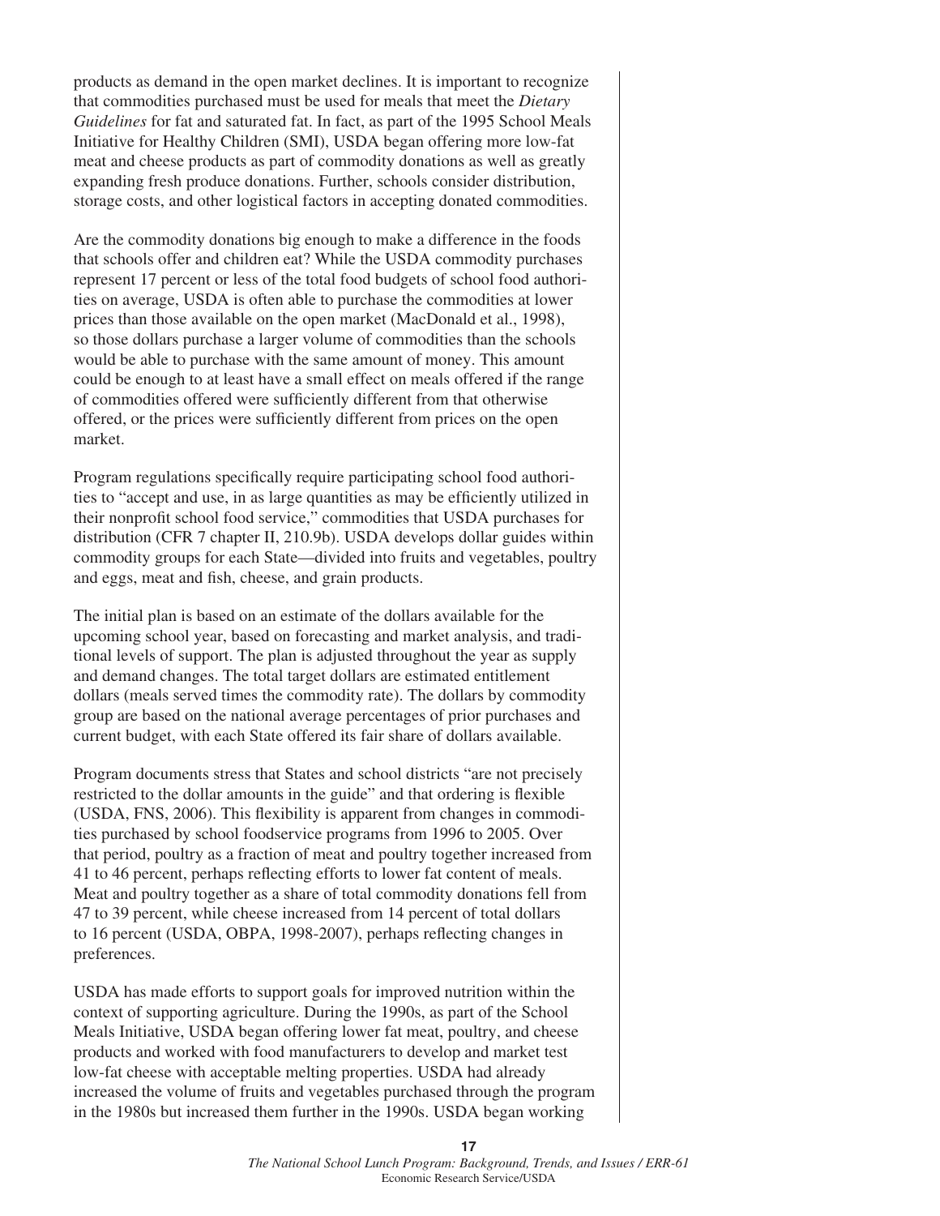products as demand in the open market declines. It is important to recognize that commodities purchased must be used for meals that meet the *Dietary Guidelines* for fat and saturated fat. In fact, as part of the 1995 School Meals Initiative for Healthy Children (SMI), USDA began offering more low-fat meat and cheese products as part of commodity donations as well as greatly expanding fresh produce donations. Further, schools consider distribution, storage costs, and other logistical factors in accepting donated commodities.

Are the commodity donations big enough to make a difference in the foods that schools offer and children eat? While the USDA commodity purchases represent 17 percent or less of the total food budgets of school food authorities on average, USDA is often able to purchase the commodities at lower prices than those available on the open market (MacDonald et al., 1998), so those dollars purchase a larger volume of commodities than the schools would be able to purchase with the same amount of money. This amount could be enough to at least have a small effect on meals offered if the range of commodities offered were sufficiently different from that otherwise offered, or the prices were sufficiently different from prices on the open market.

Program regulations specifically require participating school food authorities to "accept and use, in as large quantities as may be efficiently utilized in their nonprofit school food service," commodities that USDA purchases for distribution (CFR 7 chapter II, 210.9b). USDA develops dollar guides within commodity groups for each State—divided into fruits and vegetables, poultry and eggs, meat and fish, cheese, and grain products.

The initial plan is based on an estimate of the dollars available for the upcoming school year, based on forecasting and market analysis, and traditional levels of support. The plan is adjusted throughout the year as supply and demand changes. The total target dollars are estimated entitlement dollars (meals served times the commodity rate). The dollars by commodity group are based on the national average percentages of prior purchases and current budget, with each State offered its fair share of dollars available.

Program documents stress that States and school districts "are not precisely restricted to the dollar amounts in the guide" and that ordering is flexible (USDA, FNS, 2006). This flexibility is apparent from changes in commodities purchased by school foodservice programs from 1996 to 2005. Over that period, poultry as a fraction of meat and poultry together increased from 41 to 46 percent, perhaps reflecting efforts to lower fat content of meals. Meat and poultry together as a share of total commodity donations fell from 47 to 39 percent, while cheese increased from 14 percent of total dollars to 16 percent (USDA, OBPA, 1998-2007), perhaps reflecting changes in preferences.

USDA has made efforts to support goals for improved nutrition within the context of supporting agriculture. During the 1990s, as part of the School Meals Initiative, USDA began offering lower fat meat, poultry, and cheese products and worked with food manufacturers to develop and market test low-fat cheese with acceptable melting properties. USDA had already increased the volume of fruits and vegetables purchased through the program in the 1980s but increased them further in the 1990s. USDA began working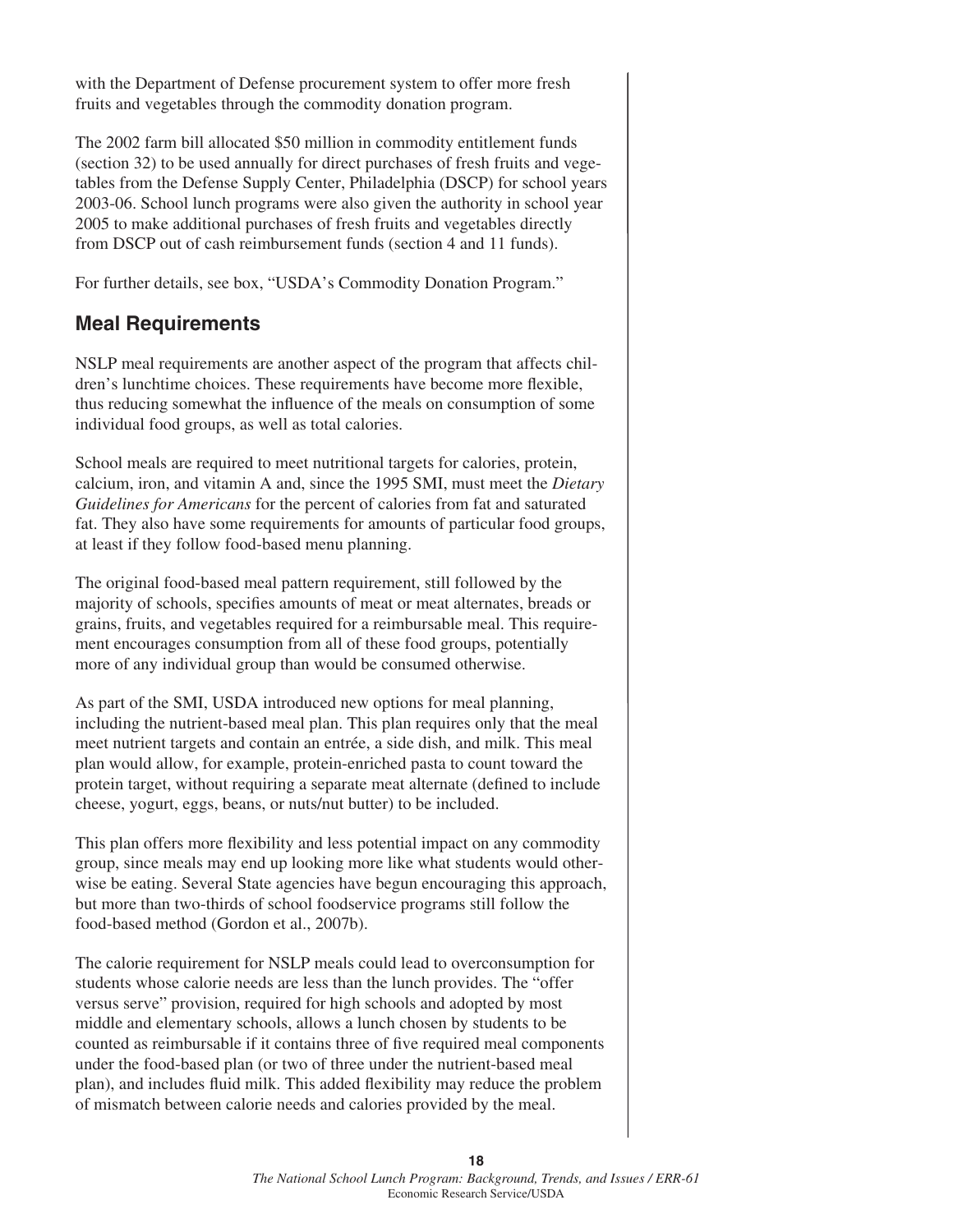with the Department of Defense procurement system to offer more fresh fruits and vegetables through the commodity donation program.

The 2002 farm bill allocated $50 million in commodity entitlement funds (section 32) to be used annually for direct purchases of fresh fruits and vegetables from the Defense Supply Center, Philadelphia (DSCP) for school years 2003-06. School lunch programs were also given the authority in school year 2005 to make additional purchases of fresh fruits and vegetables directly from DSCP out of cash reimbursement funds (section 4 and 11 funds).

For further details, see box, "USDA's Commodity Donation Program."

## Meal Requirements

NSLP meal requirements are another aspect of the program that affects children's lunchtime choices. These requirements have become more flexible, thus reducing somewhat the influence of the meals on consumption of some individual food groups, as well as total calories.

School meals are required to meet nutritional targets for calories, protein, calcium, iron, and vitamin A and, since the 1995 SMI, must meet the *Dietary Guidelines for Americans* for the percent of calories from fat and saturated fat. They also have some requirements for amounts of particular food groups, at least if they follow food-based menu planning.

The original food-based meal pattern requirement, still followed by the majority of schools, specifies amounts of meat or meat alternates, breads or grains, fruits, and vegetables required for a reimbursable meal. This requirement encourages consumption from all of these food groups, potentially more of any individual group than would be consumed otherwise.

As part of the SMI, USDA introduced new options for meal planning, including the nutrient-based meal plan. This plan requires only that the meal meet nutrient targets and contain an entrée, a side dish, and milk. This meal plan would allow, for example, protein-enriched pasta to count toward the protein target, without requiring a separate meat alternate (defined to include cheese, yogurt, eggs, beans, or nuts/nut butter) to be included.

This plan offers more flexibility and less potential impact on any commodity group, since meals may end up looking more like what students would otherwise be eating. Several State agencies have begun encouraging this approach, but more than two-thirds of school foodservice programs still follow the food-based method (Gordon et al., 2007b).

The calorie requirement for NSLP meals could lead to overconsumption for students whose calorie needs are less than the lunch provides. The "offer versus serve" provision, required for high schools and adopted by most middle and elementary schools, allows a lunch chosen by students to be counted as reimbursable if it contains three of five required meal components under the food-based plan (or two of three under the nutrient-based meal plan), and includes fluid milk. This added flexibility may reduce the problem of mismatch between calorie needs and calories provided by the meal.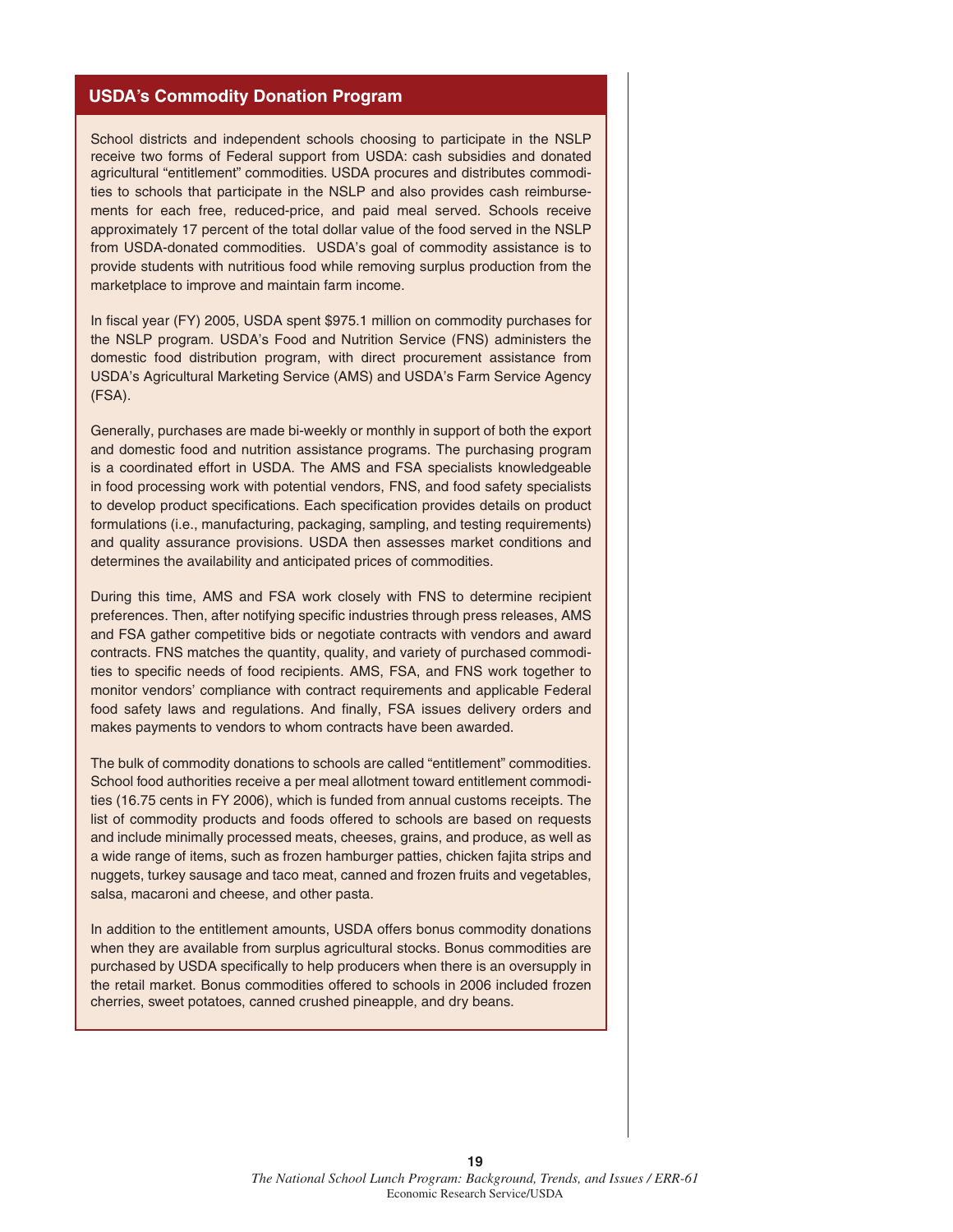## USDA's Commodity Donation Program

School districts and independent schools choosing to participate in the NSLP receive two forms of Federal support from USDA: cash subsidies and donated agricultural "entitlement" commodities. USDA procures and distributes commodities to schools that participate in the NSLP and also provides cash reimbursements for each free, reduced-price, and paid meal served. Schools receive approximately 17 percent of the total dollar value of the food served in the NSLP from USDA-donated commodities. USDA's goal of commodity assistance is to provide students with nutritious food while removing surplus production from the marketplace to improve and maintain farm income.

In fiscal year (FY) 2005, USDA spent $975.1 million on commodity purchases for the NSLP program. USDA's Food and Nutrition Service (FNS) administers the domestic food distribution program, with direct procurement assistance from USDA's Agricultural Marketing Service (AMS) and USDA's Farm Service Agency (FSA).

Generally, purchases are made bi-weekly or monthly in support of both the export and domestic food and nutrition assistance programs. The purchasing program is a coordinated effort in USDA. The AMS and FSA specialists knowledgeable in food processing work with potential vendors, FNS, and food safety specialists to develop product specifications. Each specification provides details on product formulations (i.e., manufacturing, packaging, sampling, and testing requirements) and quality assurance provisions. USDA then assesses market conditions and determines the availability and anticipated prices of commodities.

During this time, AMS and FSA work closely with FNS to determine recipient preferences. Then, after notifying specific industries through press releases, AMS and FSA gather competitive bids or negotiate contracts with vendors and award contracts. FNS matches the quantity, quality, and variety of purchased commodities to specific needs of food recipients. AMS, FSA, and FNS work together to monitor vendors' compliance with contract requirements and applicable Federal food safety laws and regulations. And finally, FSA issues delivery orders and makes payments to vendors to whom contracts have been awarded.

The bulk of commodity donations to schools are called "entitlement" commodities. School food authorities receive a per meal allotment toward entitlement commodities (16.75 cents in FY 2006), which is funded from annual customs receipts. The list of commodity products and foods offered to schools are based on requests and include minimally processed meats, cheeses, grains, and produce, as well as a wide range of items, such as frozen hamburger patties, chicken fajita strips and nuggets, turkey sausage and taco meat, canned and frozen fruits and vegetables, salsa, macaroni and cheese, and other pasta.

In addition to the entitlement amounts, USDA offers bonus commodity donations when they are available from surplus agricultural stocks. Bonus commodities are purchased by USDA specifically to help producers when there is an oversupply in the retail market. Bonus commodities offered to schools in 2006 included frozen cherries, sweet potatoes, canned crushed pineapple, and dry beans.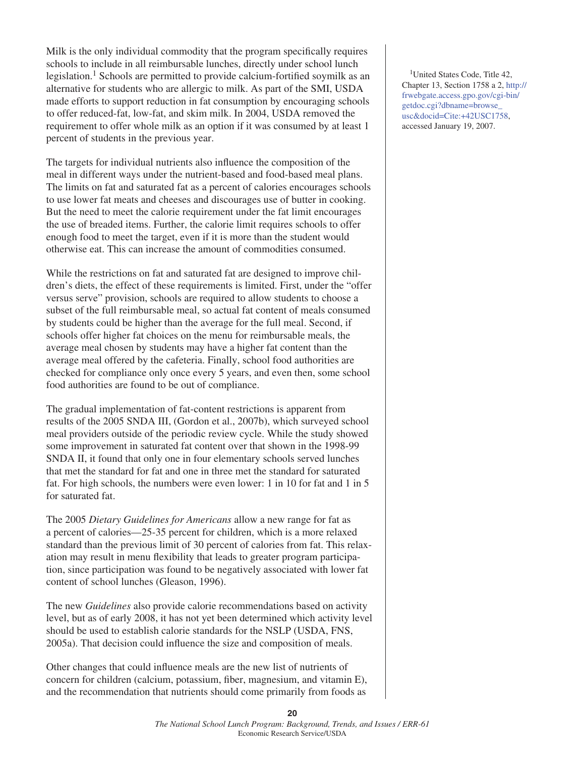Milk is the only individual commodity that the program specifically requires schools to include in all reimbursable lunches, directly under school lunch legislation.[1] Schools are permitted to provide calcium-fortified soymilk as an alternative for students who are allergic to milk. As part of the SMI, USDA made efforts to support reduction in fat consumption by encouraging schools to offer reduced-fat, low-fat, and skim milk. In 2004, USDA removed the requirement to offer whole milk as an option if it was consumed by at least 1 percent of students in the previous year.

The targets for individual nutrients also influence the composition of the meal in different ways under the nutrient-based and food-based meal plans. The limits on fat and saturated fat as a percent of calories encourages schools to use lower fat meats and cheeses and discourages use of butter in cooking. But the need to meet the calorie requirement under the fat limit encourages the use of breaded items. Further, the calorie limit requires schools to offer enough food to meet the target, even if it is more than the student would otherwise eat. This can increase the amount of commodities consumed.

While the restrictions on fat and saturated fat are designed to improve children's diets, the effect of these requirements is limited. First, under the "offer versus serve" provision, schools are required to allow students to choose a subset of the full reimbursable meal, so actual fat content of meals consumed by students could be higher than the average for the full meal. Second, if schools offer higher fat choices on the menu for reimbursable meals, the average meal chosen by students may have a higher fat content than the average meal offered by the cafeteria. Finally, school food authorities are checked for compliance only once every 5 years, and even then, some school food authorities are found to be out of compliance.

The gradual implementation of fat-content restrictions is apparent from results of the 2005 SNDA III, (Gordon et al., 2007b), which surveyed school meal providers outside of the periodic review cycle. While the study showed some improvement in saturated fat content over that shown in the 1998-99 SNDA II, it found that only one in four elementary schools served lunches that met the standard for fat and one in three met the standard for saturated fat. For high schools, the numbers were even lower: 1 in 10 for fat and 1 in 5 for saturated fat.

The 2005 *Dietary Guidelines for Americans* allow a new range for fat as a percent of calories—25-35 percent for children, which is a more relaxed standard than the previous limit of 30 percent of calories from fat. This relaxation may result in menu flexibility that leads to greater program participation, since participation was found to be negatively associated with lower fat content of school lunches (Gleason, 1996).

The new *Guidelines* also provide calorie recommendations based on activity level, but as of early 2008, it has not yet been determined which activity level should be used to establish calorie standards for the NSLP (USDA, FNS, 2005a). That decision could influence the size and composition of meals.

Other changes that could influence meals are the new list of nutrients of concern for children (calcium, potassium, fiber, magnesium, and vitamin E), and the recommendation that nutrients should come primarily from foods as

[1] United States Code, Title 42, Chapter 13, Section 1758 a 2, http://frwebgate.access.gpo.gov/cgi-bin/getdoc.cgi?dbname=browse_usc&docid=Cite:+42USC1758, accessed January 19, 2007.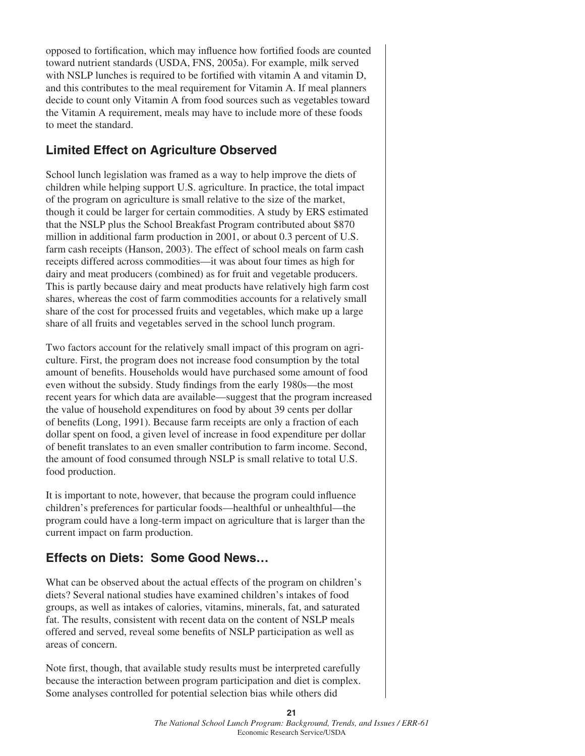opposed to fortification, which may influence how fortified foods are counted toward nutrient standards (USDA, FNS, 2005a). For example, milk served with NSLP lunches is required to be fortified with vitamin A and vitamin D, and this contributes to the meal requirement for Vitamin A. If meal planners decide to count only Vitamin A from food sources such as vegetables toward the Vitamin A requirement, meals may have to include more of these foods to meet the standard.

## Limited Effect on Agriculture Observed

School lunch legislation was framed as a way to help improve the diets of children while helping support U.S. agriculture. In practice, the total impact of the program on agriculture is small relative to the size of the market, though it could be larger for certain commodities. A study by ERS estimated that the NSLP plus the School Breakfast Program contributed about $870 million in additional farm production in 2001, or about 0.3 percent of U.S. farm cash receipts (Hanson, 2003). The effect of school meals on farm cash receipts differed across commodities—it was about four times as high for dairy and meat producers (combined) as for fruit and vegetable producers. This is partly because dairy and meat products have relatively high farm cost shares, whereas the cost of farm commodities accounts for a relatively small share of the cost for processed fruits and vegetables, which make up a large share of all fruits and vegetables served in the school lunch program.

Two factors account for the relatively small impact of this program on agriculture. First, the program does not increase food consumption by the total amount of benefits. Households would have purchased some amount of food even without the subsidy. Study findings from the early 1980s—the most recent years for which data are available—suggest that the program increased the value of household expenditures on food by about 39 cents per dollar of benefits (Long, 1991). Because farm receipts are only a fraction of each dollar spent on food, a given level of increase in food expenditure per dollar of benefit translates to an even smaller contribution to farm income. Second, the amount of food consumed through NSLP is small relative to total U.S. food production.

It is important to note, however, that because the program could influence children's preferences for particular foods—healthful or unhealthful—the program could have a long-term impact on agriculture that is larger than the current impact on farm production.

## Effects on Diets: Some Good News…

What can be observed about the actual effects of the program on children's diets? Several national studies have examined children's intakes of food groups, as well as intakes of calories, vitamins, minerals, fat, and saturated fat. The results, consistent with recent data on the content of NSLP meals offered and served, reveal some benefits of NSLP participation as well as areas of concern.

Note first, though, that available study results must be interpreted carefully because the interaction between program participation and diet is complex. Some analyses controlled for potential selection bias while others did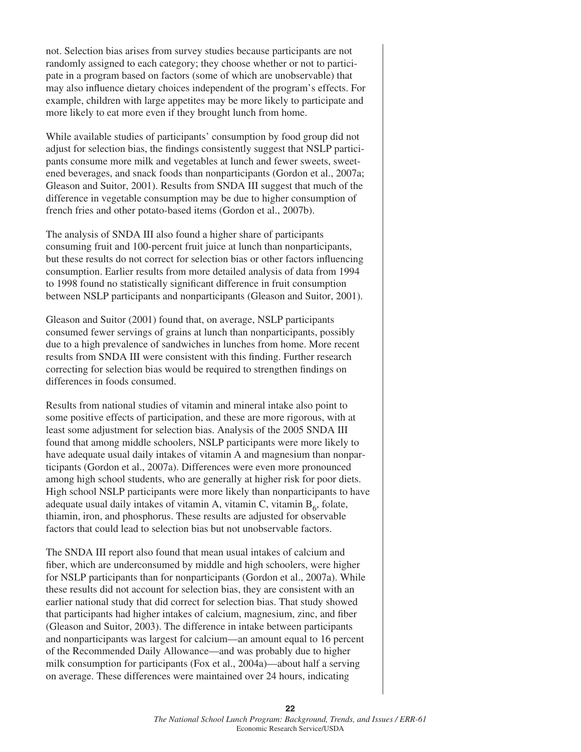not. Selection bias arises from survey studies because participants are not randomly assigned to each category; they choose whether or not to participate in a program based on factors (some of which are unobservable) that may also influence dietary choices independent of the program's effects. For example, children with large appetites may be more likely to participate and more likely to eat more even if they brought lunch from home.

While available studies of participants' consumption by food group did not adjust for selection bias, the findings consistently suggest that NSLP participants consume more milk and vegetables at lunch and fewer sweets, sweetened beverages, and snack foods than nonparticipants (Gordon et al., 2007a; Gleason and Suitor, 2001). Results from SNDA III suggest that much of the difference in vegetable consumption may be due to higher consumption of french fries and other potato-based items (Gordon et al., 2007b).

The analysis of SNDA III also found a higher share of participants consuming fruit and 100-percent fruit juice at lunch than nonparticipants, but these results do not correct for selection bias or other factors influencing consumption. Earlier results from more detailed analysis of data from 1994 to 1998 found no statistically significant difference in fruit consumption between NSLP participants and nonparticipants (Gleason and Suitor, 2001).

Gleason and Suitor (2001) found that, on average, NSLP participants consumed fewer servings of grains at lunch than nonparticipants, possibly due to a high prevalence of sandwiches in lunches from home. More recent results from SNDA III were consistent with this finding. Further research correcting for selection bias would be required to strengthen findings on differences in foods consumed.

Results from national studies of vitamin and mineral intake also point to some positive effects of participation, and these are more rigorous, with at least some adjustment for selection bias. Analysis of the 2005 SNDA III found that among middle schoolers, NSLP participants were more likely to have adequate usual daily intakes of vitamin A and magnesium than nonparticipants (Gordon et al., 2007a). Differences were even more pronounced among high school students, who are generally at higher risk for poor diets. High school NSLP participants were more likely than nonparticipants to have adequate usual daily intakes of vitamin A, vitamin C, vitamin $B_6$, folate, thiamin, iron, and phosphorus. These results are adjusted for observable factors that could lead to selection bias but not unobservable factors.

The SNDA III report also found that mean usual intakes of calcium and fiber, which are underconsumed by middle and high schoolers, were higher for NSLP participants than for nonparticipants (Gordon et al., 2007a). While these results did not account for selection bias, they are consistent with an earlier national study that did correct for selection bias. That study showed that participants had higher intakes of calcium, magnesium, zinc, and fiber (Gleason and Suitor, 2003). The difference in intake between participants and nonparticipants was largest for calcium—an amount equal to 16 percent of the Recommended Daily Allowance—and was probably due to higher milk consumption for participants (Fox et al., 2004a)—about half a serving on average. These differences were maintained over 24 hours, indicating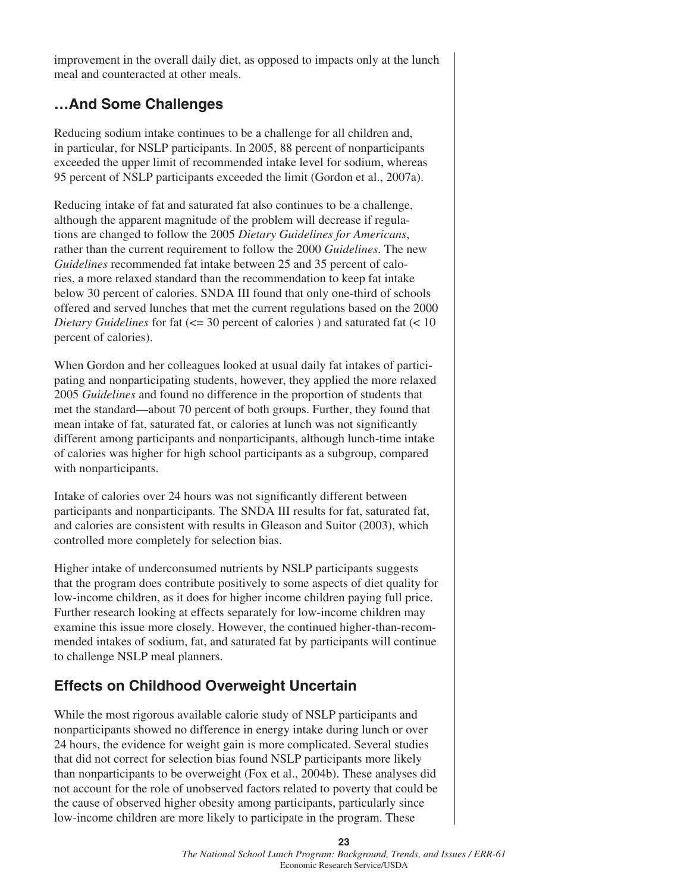improvement in the overall daily diet, as opposed to impacts only at the lunch meal and counteracted at other meals.

## …And Some Challenges

Reducing sodium intake continues to be a challenge for all children and, in particular, for NSLP participants. In 2005, 88 percent of nonparticipants exceeded the upper limit of recommended intake level for sodium, whereas 95 percent of NSLP participants exceeded the limit (Gordon et al., 2007a).

Reducing intake of fat and saturated fat also continues to be a challenge, although the apparent magnitude of the problem will decrease if regulations are changed to follow the 2005 *Dietary Guidelines for Americans*, rather than the current requirement to follow the 2000 *Guidelines*. The new *Guidelines* recommended fat intake between 25 and 35 percent of calories, a more relaxed standard than the recommendation to keep fat intake below 30 percent of calories. SNDA III found that only one-third of schools offered and served lunches that met the current regulations based on the 2000 *Dietary Guidelines* for fat (<= 30 percent of calories ) and saturated fat (< 10 percent of calories).

When Gordon and her colleagues looked at usual daily fat intakes of participating and nonparticipating students, however, they applied the more relaxed 2005 *Guidelines* and found no difference in the proportion of students that met the standard—about 70 percent of both groups. Further, they found that mean intake of fat, saturated fat, or calories at lunch was not significantly different among participants and nonparticipants, although lunch-time intake of calories was higher for high school participants as a subgroup, compared with nonparticipants.

Intake of calories over 24 hours was not significantly different between participants and nonparticipants. The SNDA III results for fat, saturated fat, and calories are consistent with results in Gleason and Suitor (2003), which controlled more completely for selection bias.

Higher intake of underconsumed nutrients by NSLP participants suggests that the program does contribute positively to some aspects of diet quality for low-income children, as it does for higher income children paying full price. Further research looking at effects separately for low-income children may examine this issue more closely. However, the continued higher-than-recommended intakes of sodium, fat, and saturated fat by participants will continue to challenge NSLP meal planners.

## Effects on Childhood Overweight Uncertain

While the most rigorous available calorie study of NSLP participants and nonparticipants showed no difference in energy intake during lunch or over 24 hours, the evidence for weight gain is more complicated. Several studies that did not correct for selection bias found NSLP participants more likely than nonparticipants to be overweight (Fox et al., 2004b). These analyses did not account for the role of unobserved factors related to poverty that could be the cause of observed higher obesity among participants, particularly since low-income children are more likely to participate in the program. These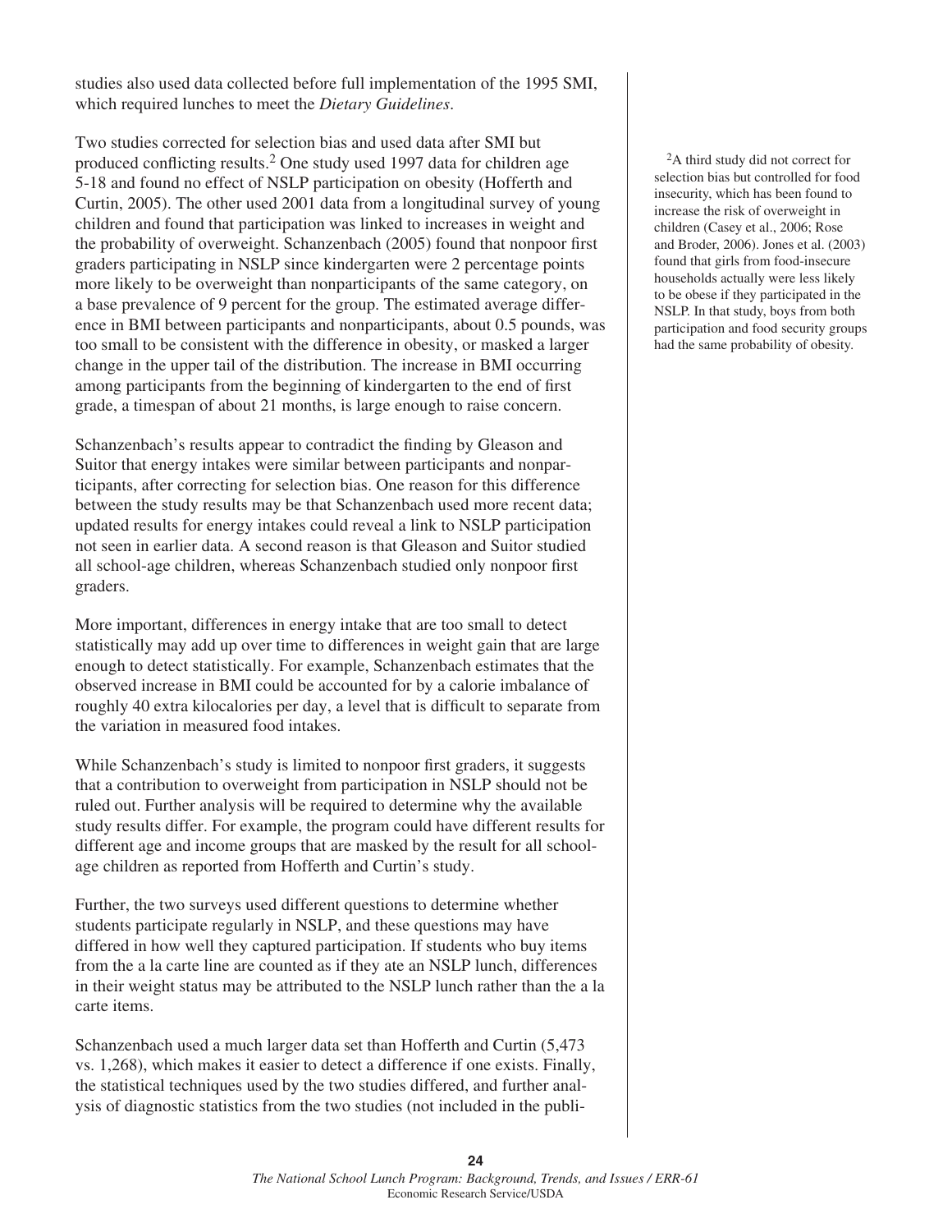studies also used data collected before full implementation of the 1995 SMI, which required lunches to meet the *Dietary Guidelines*.

Two studies corrected for selection bias and used data after SMI but produced conflicting results.[2] One study used 1997 data for children age 5-18 and found no effect of NSLP participation on obesity (Hofferth and Curtin, 2005). The other used 2001 data from a longitudinal survey of young children and found that participation was linked to increases in weight and the probability of overweight. Schanzenbach (2005) found that nonpoor first graders participating in NSLP since kindergarten were 2 percentage points more likely to be overweight than nonparticipants of the same category, on a base prevalence of 9 percent for the group. The estimated average difference in BMI between participants and nonparticipants, about 0.5 pounds, was too small to be consistent with the difference in obesity, or masked a larger change in the upper tail of the distribution. The increase in BMI occurring among participants from the beginning of kindergarten to the end of first grade, a timespan of about 21 months, is large enough to raise concern.

Schanzenbach's results appear to contradict the finding by Gleason and Suitor that energy intakes were similar between participants and nonparticipants, after correcting for selection bias. One reason for this difference between the study results may be that Schanzenbach used more recent data; updated results for energy intakes could reveal a link to NSLP participation not seen in earlier data. A second reason is that Gleason and Suitor studied all school-age children, whereas Schanzenbach studied only nonpoor first graders.

More important, differences in energy intake that are too small to detect statistically may add up over time to differences in weight gain that are large enough to detect statistically. For example, Schanzenbach estimates that the observed increase in BMI could be accounted for by a calorie imbalance of roughly 40 extra kilocalories per day, a level that is difficult to separate from the variation in measured food intakes.

While Schanzenbach's study is limited to nonpoor first graders, it suggests that a contribution to overweight from participation in NSLP should not be ruled out. Further analysis will be required to determine why the available study results differ. For example, the program could have different results for different age and income groups that are masked by the result for all school-age children as reported from Hofferth and Curtin's study.

Further, the two surveys used different questions to determine whether students participate regularly in NSLP, and these questions may have differed in how well they captured participation. If students who buy items from the a la carte line are counted as if they ate an NSLP lunch, differences in their weight status may be attributed to the NSLP lunch rather than the a la carte items.

Schanzenbach used a much larger data set than Hofferth and Curtin (5,473 vs. 1,268), which makes it easier to detect a difference if one exists. Finally, the statistical techniques used by the two studies differed, and further analysis of diagnostic statistics from the two studies (not included in the publi-

[2] A third study did not correct for selection bias but controlled for food insecurity, which has been found to increase the risk of overweight in children (Casey et al., 2006; Rose and Broder, 2006). Jones et al. (2003) found that girls from food-insecure households actually were less likely to be obese if they participated in the NSLP. In that study, boys from both participation and food security groups had the same probability of obesity.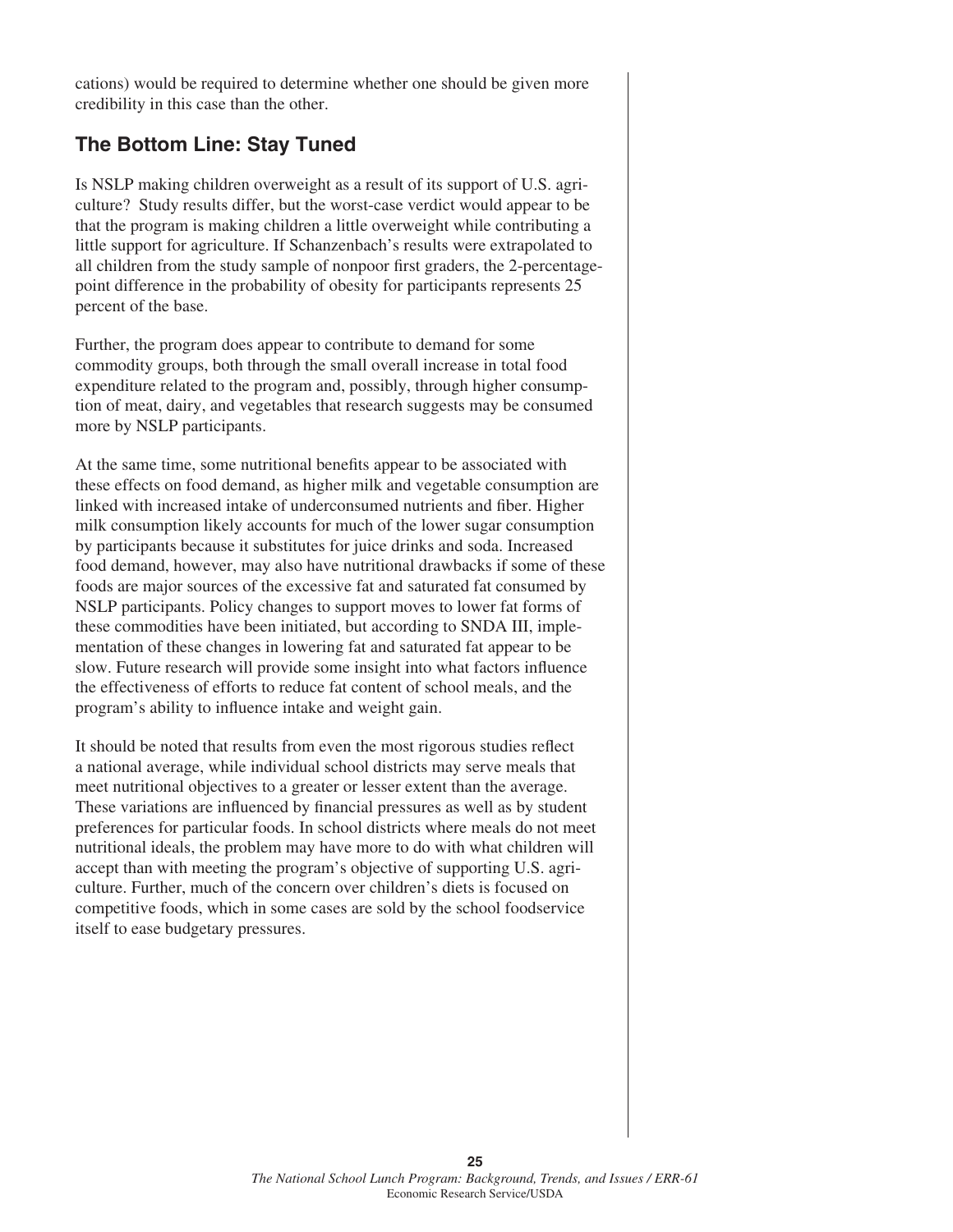cations) would be required to determine whether one should be given more credibility in this case than the other.

## The Bottom Line: Stay Tuned

Is NSLP making children overweight as a result of its support of U.S. agriculture? Study results differ, but the worst-case verdict would appear to be that the program is making children a little overweight while contributing a little support for agriculture. If Schanzenbach's results were extrapolated to all children from the study sample of nonpoor first graders, the 2-percentage-point difference in the probability of obesity for participants represents 25 percent of the base.

Further, the program does appear to contribute to demand for some commodity groups, both through the small overall increase in total food expenditure related to the program and, possibly, through higher consumption of meat, dairy, and vegetables that research suggests may be consumed more by NSLP participants.

At the same time, some nutritional benefits appear to be associated with these effects on food demand, as higher milk and vegetable consumption are linked with increased intake of underconsumed nutrients and fiber. Higher milk consumption likely accounts for much of the lower sugar consumption by participants because it substitutes for juice drinks and soda. Increased food demand, however, may also have nutritional drawbacks if some of these foods are major sources of the excessive fat and saturated fat consumed by NSLP participants. Policy changes to support moves to lower fat forms of these commodities have been initiated, but according to SNDA III, implementation of these changes in lowering fat and saturated fat appear to be slow. Future research will provide some insight into what factors influence the effectiveness of efforts to reduce fat content of school meals, and the program's ability to influence intake and weight gain.

It should be noted that results from even the most rigorous studies reflect a national average, while individual school districts may serve meals that meet nutritional objectives to a greater or lesser extent than the average. These variations are influenced by financial pressures as well as by student preferences for particular foods. In school districts where meals do not meet nutritional ideals, the problem may have more to do with what children will accept than with meeting the program's objective of supporting U.S. agriculture. Further, much of the concern over children's diets is focused on competitive foods, which in some cases are sold by the school foodservice itself to ease budgetary pressures.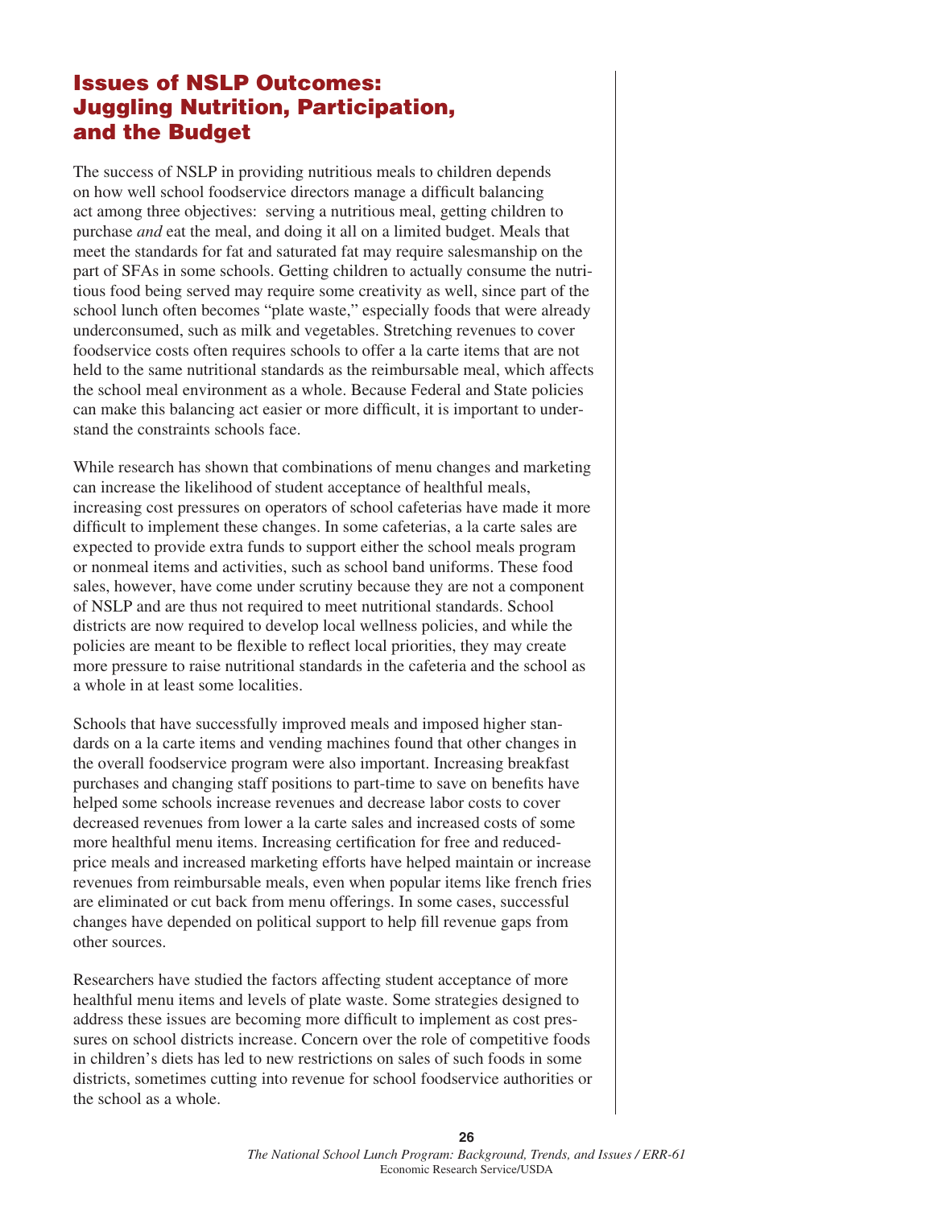# Issues of NSLP Outcomes: Juggling Nutrition, Participation, and the Budget

The success of NSLP in providing nutritious meals to children depends on how well school foodservice directors manage a difficult balancing act among three objectives: serving a nutritious meal, getting children to purchase *and* eat the meal, and doing it all on a limited budget. Meals that meet the standards for fat and saturated fat may require salesmanship on the part of SFAs in some schools. Getting children to actually consume the nutritious food being served may require some creativity as well, since part of the school lunch often becomes "plate waste," especially foods that were already underconsumed, such as milk and vegetables. Stretching revenues to cover foodservice costs often requires schools to offer a la carte items that are not held to the same nutritional standards as the reimbursable meal, which affects the school meal environment as a whole. Because Federal and State policies can make this balancing act easier or more difficult, it is important to understand the constraints schools face.

While research has shown that combinations of menu changes and marketing can increase the likelihood of student acceptance of healthful meals, increasing cost pressures on operators of school cafeterias have made it more difficult to implement these changes. In some cafeterias, a la carte sales are expected to provide extra funds to support either the school meals program or nonmeal items and activities, such as school band uniforms. These food sales, however, have come under scrutiny because they are not a component of NSLP and are thus not required to meet nutritional standards. School districts are now required to develop local wellness policies, and while the policies are meant to be flexible to reflect local priorities, they may create more pressure to raise nutritional standards in the cafeteria and the school as a whole in at least some localities.

Schools that have successfully improved meals and imposed higher standards on a la carte items and vending machines found that other changes in the overall foodservice program were also important. Increasing breakfast purchases and changing staff positions to part-time to save on benefits have helped some schools increase revenues and decrease labor costs to cover decreased revenues from lower a la carte sales and increased costs of some more healthful menu items. Increasing certification for free and reduced-price meals and increased marketing efforts have helped maintain or increase revenues from reimbursable meals, even when popular items like french fries are eliminated or cut back from menu offerings. In some cases, successful changes have depended on political support to help fill revenue gaps from other sources.

Researchers have studied the factors affecting student acceptance of more healthful menu items and levels of plate waste. Some strategies designed to address these issues are becoming more difficult to implement as cost pressures on school districts increase. Concern over the role of competitive foods in children's diets has led to new restrictions on sales of such foods in some districts, sometimes cutting into revenue for school foodservice authorities or the school as a whole.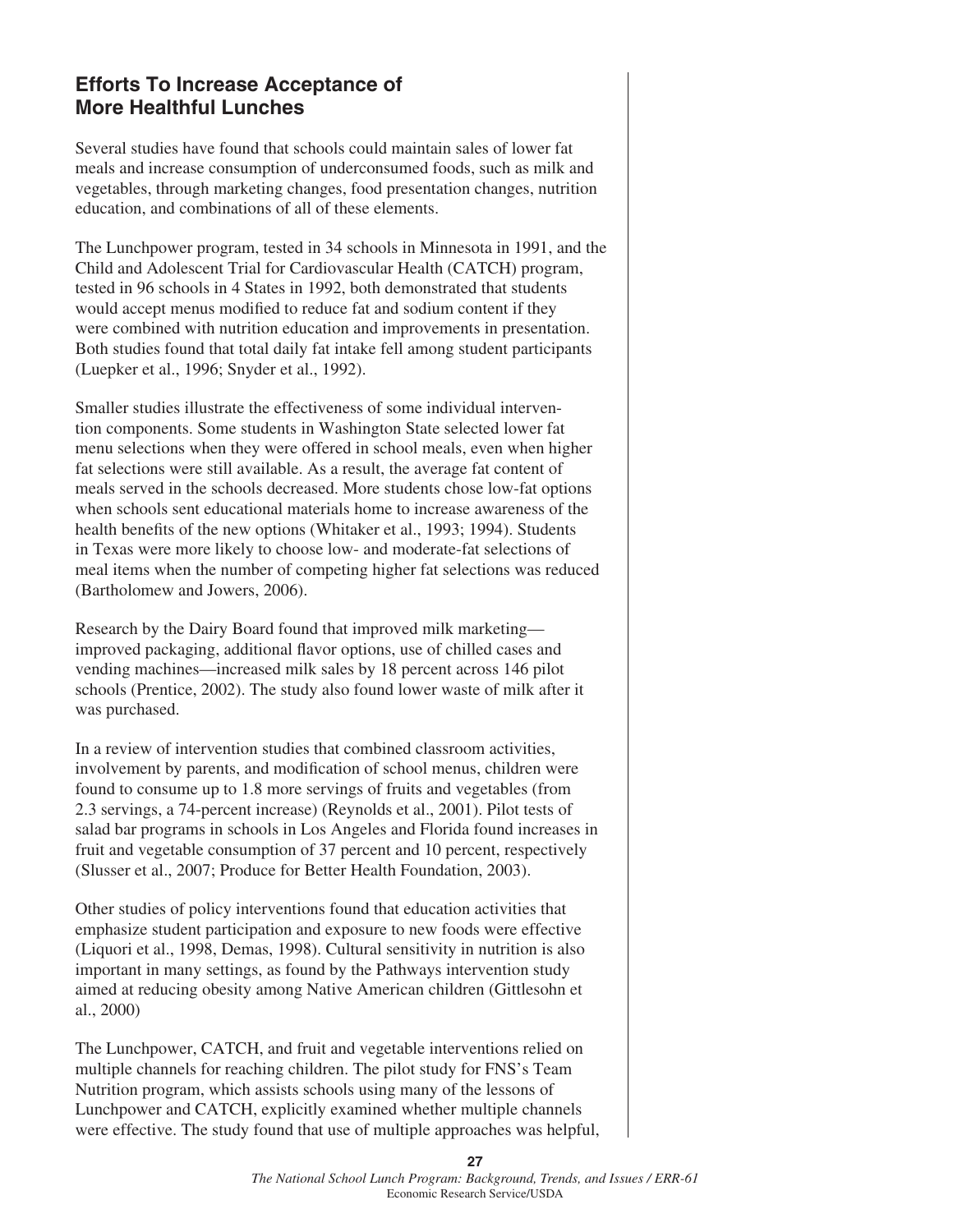## Efforts To Increase Acceptance of More Healthful Lunches

Several studies have found that schools could maintain sales of lower fat meals and increase consumption of underconsumed foods, such as milk and vegetables, through marketing changes, food presentation changes, nutrition education, and combinations of all of these elements.

The Lunchpower program, tested in 34 schools in Minnesota in 1991, and the Child and Adolescent Trial for Cardiovascular Health (CATCH) program, tested in 96 schools in 4 States in 1992, both demonstrated that students would accept menus modified to reduce fat and sodium content if they were combined with nutrition education and improvements in presentation. Both studies found that total daily fat intake fell among student participants (Luepker et al., 1996; Snyder et al., 1992).

Smaller studies illustrate the effectiveness of some individual intervention components. Some students in Washington State selected lower fat menu selections when they were offered in school meals, even when higher fat selections were still available. As a result, the average fat content of meals served in the schools decreased. More students chose low-fat options when schools sent educational materials home to increase awareness of the health benefits of the new options (Whitaker et al., 1993; 1994). Students in Texas were more likely to choose low- and moderate-fat selections of meal items when the number of competing higher fat selections was reduced (Bartholomew and Jowers, 2006).

Research by the Dairy Board found that improved milk marketing—improved packaging, additional flavor options, use of chilled cases and vending machines—increased milk sales by 18 percent across 146 pilot schools (Prentice, 2002). The study also found lower waste of milk after it was purchased.

In a review of intervention studies that combined classroom activities, involvement by parents, and modification of school menus, children were found to consume up to 1.8 more servings of fruits and vegetables (from 2.3 servings, a 74-percent increase) (Reynolds et al., 2001). Pilot tests of salad bar programs in schools in Los Angeles and Florida found increases in fruit and vegetable consumption of 37 percent and 10 percent, respectively (Slusser et al., 2007; Produce for Better Health Foundation, 2003).

Other studies of policy interventions found that education activities that emphasize student participation and exposure to new foods were effective (Liquori et al., 1998, Demas, 1998). Cultural sensitivity in nutrition is also important in many settings, as found by the Pathways intervention study aimed at reducing obesity among Native American children (Gittlesohn et al., 2000)

The Lunchpower, CATCH, and fruit and vegetable interventions relied on multiple channels for reaching children. The pilot study for FNS's Team Nutrition program, which assists schools using many of the lessons of Lunchpower and CATCH, explicitly examined whether multiple channels were effective. The study found that use of multiple approaches was helpful,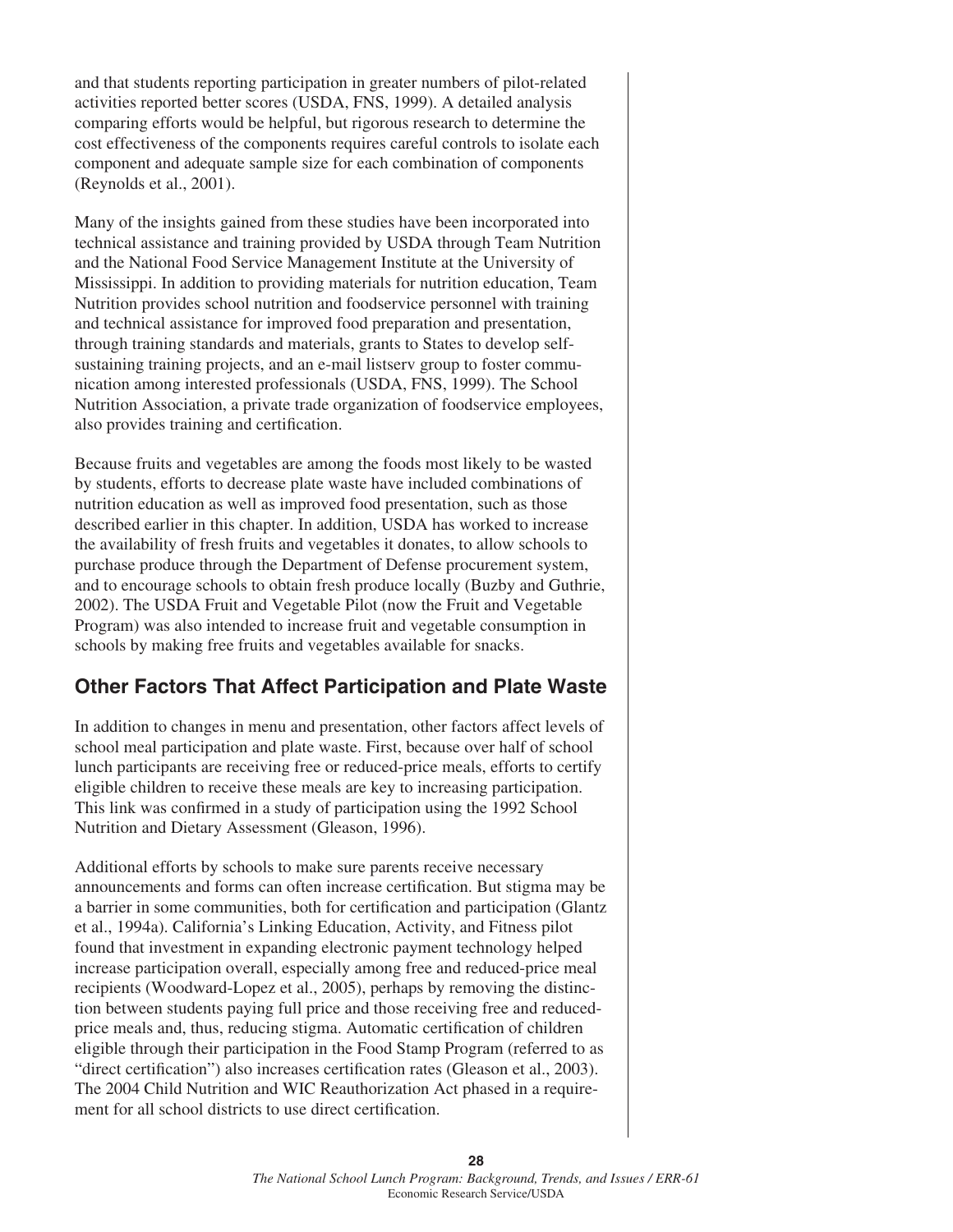and that students reporting participation in greater numbers of pilot-related activities reported better scores (USDA, FNS, 1999). A detailed analysis comparing efforts would be helpful, but rigorous research to determine the cost effectiveness of the components requires careful controls to isolate each component and adequate sample size for each combination of components (Reynolds et al., 2001).

Many of the insights gained from these studies have been incorporated into technical assistance and training provided by USDA through Team Nutrition and the National Food Service Management Institute at the University of Mississippi. In addition to providing materials for nutrition education, Team Nutrition provides school nutrition and foodservice personnel with training and technical assistance for improved food preparation and presentation, through training standards and materials, grants to States to develop self-sustaining training projects, and an e-mail listserv group to foster communication among interested professionals (USDA, FNS, 1999). The School Nutrition Association, a private trade organization of foodservice employees, also provides training and certification.

Because fruits and vegetables are among the foods most likely to be wasted by students, efforts to decrease plate waste have included combinations of nutrition education as well as improved food presentation, such as those described earlier in this chapter. In addition, USDA has worked to increase the availability of fresh fruits and vegetables it donates, to allow schools to purchase produce through the Department of Defense procurement system, and to encourage schools to obtain fresh produce locally (Buzby and Guthrie, 2002). The USDA Fruit and Vegetable Pilot (now the Fruit and Vegetable Program) was also intended to increase fruit and vegetable consumption in schools by making free fruits and vegetables available for snacks.

## Other Factors That Affect Participation and Plate Waste

In addition to changes in menu and presentation, other factors affect levels of school meal participation and plate waste. First, because over half of school lunch participants are receiving free or reduced-price meals, efforts to certify eligible children to receive these meals are key to increasing participation. This link was confirmed in a study of participation using the 1992 School Nutrition and Dietary Assessment (Gleason, 1996).

Additional efforts by schools to make sure parents receive necessary announcements and forms can often increase certification. But stigma may be a barrier in some communities, both for certification and participation (Glantz et al., 1994a). California's Linking Education, Activity, and Fitness pilot found that investment in expanding electronic payment technology helped increase participation overall, especially among free and reduced-price meal recipients (Woodward-Lopez et al., 2005), perhaps by removing the distinction between students paying full price and those receiving free and reduced-price meals and, thus, reducing stigma. Automatic certification of children eligible through their participation in the Food Stamp Program (referred to as "direct certification") also increases certification rates (Gleason et al., 2003). The 2004 Child Nutrition and WIC Reauthorization Act phased in a requirement for all school districts to use direct certification.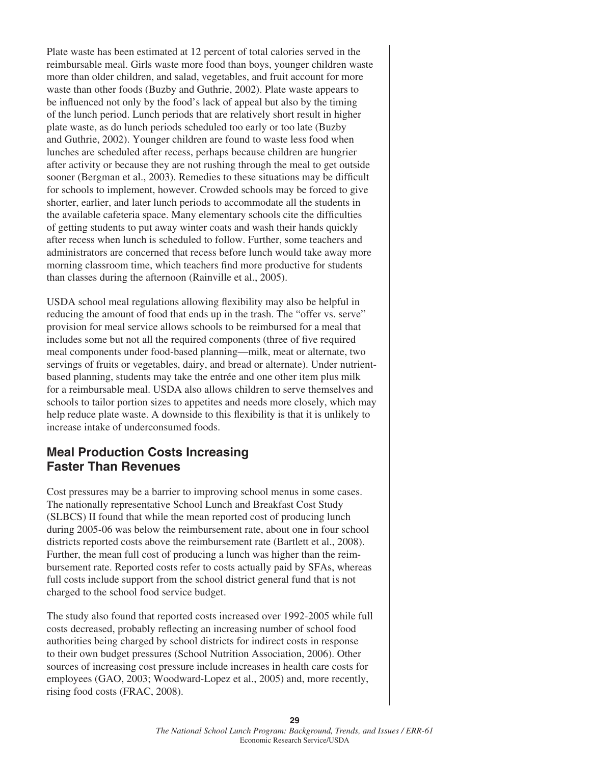Plate waste has been estimated at 12 percent of total calories served in the reimbursable meal. Girls waste more food than boys, younger children waste more than older children, and salad, vegetables, and fruit account for more waste than other foods (Buzby and Guthrie, 2002). Plate waste appears to be influenced not only by the food's lack of appeal but also by the timing of the lunch period. Lunch periods that are relatively short result in higher plate waste, as do lunch periods scheduled too early or too late (Buzby and Guthrie, 2002). Younger children are found to waste less food when lunches are scheduled after recess, perhaps because children are hungrier after activity or because they are not rushing through the meal to get outside sooner (Bergman et al., 2003). Remedies to these situations may be difficult for schools to implement, however. Crowded schools may be forced to give shorter, earlier, and later lunch periods to accommodate all the students in the available cafeteria space. Many elementary schools cite the difficulties of getting students to put away winter coats and wash their hands quickly after recess when lunch is scheduled to follow. Further, some teachers and administrators are concerned that recess before lunch would take away more morning classroom time, which teachers find more productive for students than classes during the afternoon (Rainville et al., 2005).

USDA school meal regulations allowing flexibility may also be helpful in reducing the amount of food that ends up in the trash. The "offer vs. serve" provision for meal service allows schools to be reimbursed for a meal that includes some but not all the required components (three of five required meal components under food-based planning—milk, meat or alternate, two servings of fruits or vegetables, dairy, and bread or alternate). Under nutrient-based planning, students may take the entrée and one other item plus milk for a reimbursable meal. USDA also allows children to serve themselves and schools to tailor portion sizes to appetites and needs more closely, which may help reduce plate waste. A downside to this flexibility is that it is unlikely to increase intake of underconsumed foods.

## Meal Production Costs Increasing Faster Than Revenues

Cost pressures may be a barrier to improving school menus in some cases. The nationally representative School Lunch and Breakfast Cost Study (SLBCS) II found that while the mean reported cost of producing lunch during 2005-06 was below the reimbursement rate, about one in four school districts reported costs above the reimbursement rate (Bartlett et al., 2008). Further, the mean full cost of producing a lunch was higher than the reimbursement rate. Reported costs refer to costs actually paid by SFAs, whereas full costs include support from the school district general fund that is not charged to the school food service budget.

The study also found that reported costs increased over 1992-2005 while full costs decreased, probably reflecting an increasing number of school food authorities being charged by school districts for indirect costs in response to their own budget pressures (School Nutrition Association, 2006). Other sources of increasing cost pressure include increases in health care costs for employees (GAO, 2003; Woodward-Lopez et al., 2005) and, more recently, rising food costs (FRAC, 2008).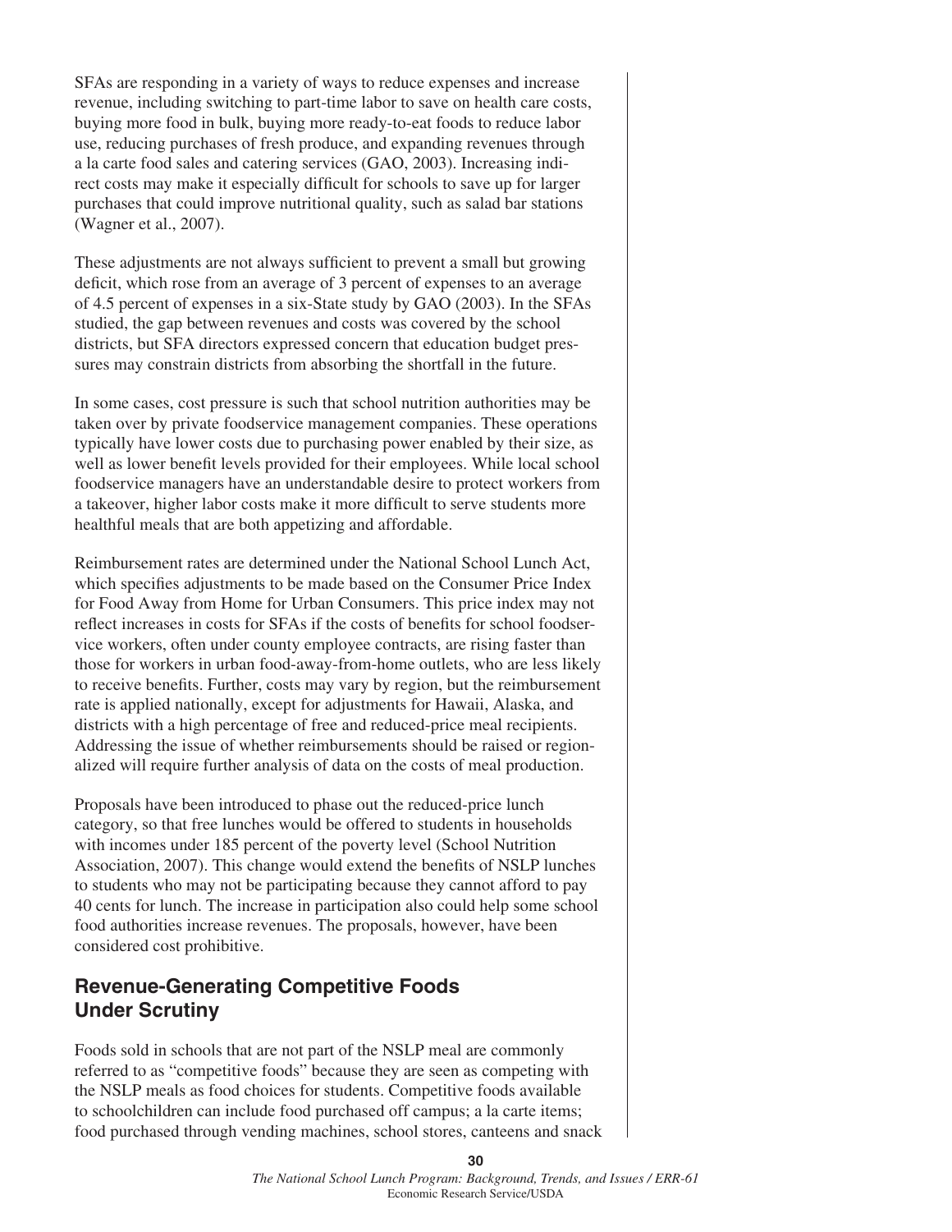SFAs are responding in a variety of ways to reduce expenses and increase revenue, including switching to part-time labor to save on health care costs, buying more food in bulk, buying more ready-to-eat foods to reduce labor use, reducing purchases of fresh produce, and expanding revenues through a la carte food sales and catering services (GAO, 2003). Increasing indirect costs may make it especially difficult for schools to save up for larger purchases that could improve nutritional quality, such as salad bar stations (Wagner et al., 2007).

These adjustments are not always sufficient to prevent a small but growing deficit, which rose from an average of 3 percent of expenses to an average of 4.5 percent of expenses in a six-State study by GAO (2003). In the SFAs studied, the gap between revenues and costs was covered by the school districts, but SFA directors expressed concern that education budget pressures may constrain districts from absorbing the shortfall in the future.

In some cases, cost pressure is such that school nutrition authorities may be taken over by private foodservice management companies. These operations typically have lower costs due to purchasing power enabled by their size, as well as lower benefit levels provided for their employees. While local school foodservice managers have an understandable desire to protect workers from a takeover, higher labor costs make it more difficult to serve students more healthful meals that are both appetizing and affordable.

Reimbursement rates are determined under the National School Lunch Act, which specifies adjustments to be made based on the Consumer Price Index for Food Away from Home for Urban Consumers. This price index may not reflect increases in costs for SFAs if the costs of benefits for school foodservice workers, often under county employee contracts, are rising faster than those for workers in urban food-away-from-home outlets, who are less likely to receive benefits. Further, costs may vary by region, but the reimbursement rate is applied nationally, except for adjustments for Hawaii, Alaska, and districts with a high percentage of free and reduced-price meal recipients. Addressing the issue of whether reimbursements should be raised or regionalized will require further analysis of data on the costs of meal production.

Proposals have been introduced to phase out the reduced-price lunch category, so that free lunches would be offered to students in households with incomes under 185 percent of the poverty level (School Nutrition Association, 2007). This change would extend the benefits of NSLP lunches to students who may not be participating because they cannot afford to pay 40 cents for lunch. The increase in participation also could help some school food authorities increase revenues. The proposals, however, have been considered cost prohibitive.

## Revenue-Generating Competitive Foods Under Scrutiny

Foods sold in schools that are not part of the NSLP meal are commonly referred to as "competitive foods" because they are seen as competing with the NSLP meals as food choices for students. Competitive foods available to schoolchildren can include food purchased off campus; a la carte items; food purchased through vending machines, school stores, canteens and snack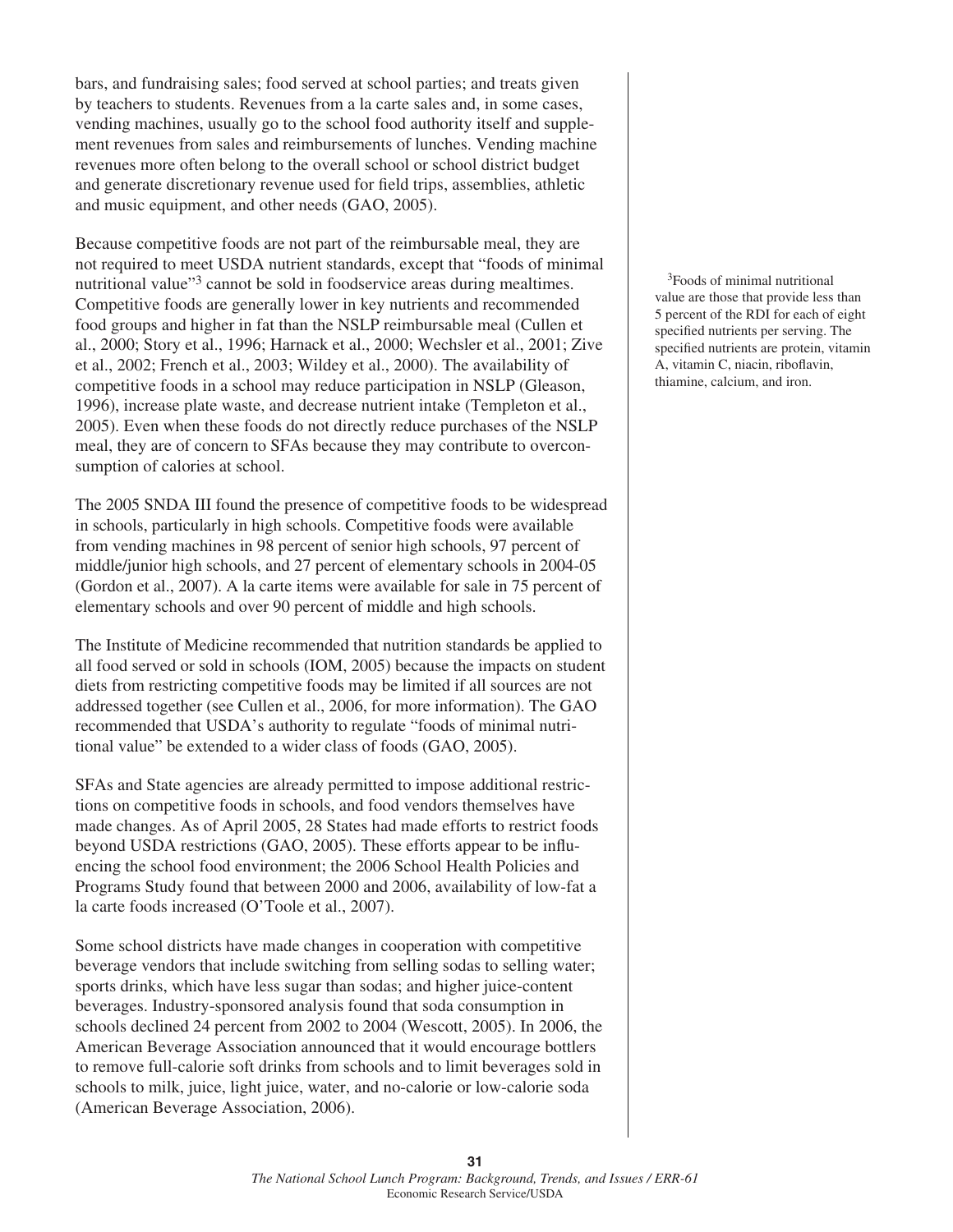bars, and fundraising sales; food served at school parties; and treats given by teachers to students. Revenues from a la carte sales and, in some cases, vending machines, usually go to the school food authority itself and supplement revenues from sales and reimbursements of lunches. Vending machine revenues more often belong to the overall school or school district budget and generate discretionary revenue used for field trips, assemblies, athletic and music equipment, and other needs (GAO, 2005).

Because competitive foods are not part of the reimbursable meal, they are not required to meet USDA nutrient standards, except that "foods of minimal nutritional value"[3] cannot be sold in foodservice areas during mealtimes. Competitive foods are generally lower in key nutrients and recommended food groups and higher in fat than the NSLP reimbursable meal (Cullen et al., 2000; Story et al., 1996; Harnack et al., 2000; Wechsler et al., 2001; Zive et al., 2002; French et al., 2003; Wildey et al., 2000). The availability of competitive foods in a school may reduce participation in NSLP (Gleason, 1996), increase plate waste, and decrease nutrient intake (Templeton et al., 2005). Even when these foods do not directly reduce purchases of the NSLP meal, they are of concern to SFAs because they may contribute to overconsumption of calories at school.

[3]Foods of minimal nutritional value are those that provide less than 5 percent of the RDI for each of eight specified nutrients per serving. The specified nutrients are protein, vitamin A, vitamin C, niacin, riboflavin, thiamine, calcium, and iron.

The 2005 SNDA III found the presence of competitive foods to be widespread in schools, particularly in high schools. Competitive foods were available from vending machines in 98 percent of senior high schools, 97 percent of middle/junior high schools, and 27 percent of elementary schools in 2004-05 (Gordon et al., 2007). A la carte items were available for sale in 75 percent of elementary schools and over 90 percent of middle and high schools.

The Institute of Medicine recommended that nutrition standards be applied to all food served or sold in schools (IOM, 2005) because the impacts on student diets from restricting competitive foods may be limited if all sources are not addressed together (see Cullen et al., 2006, for more information). The GAO recommended that USDA's authority to regulate "foods of minimal nutritional value" be extended to a wider class of foods (GAO, 2005).

SFAs and State agencies are already permitted to impose additional restrictions on competitive foods in schools, and food vendors themselves have made changes. As of April 2005, 28 States had made efforts to restrict foods beyond USDA restrictions (GAO, 2005). These efforts appear to be influencing the school food environment; the 2006 School Health Policies and Programs Study found that between 2000 and 2006, availability of low-fat a la carte foods increased (O'Toole et al., 2007).

Some school districts have made changes in cooperation with competitive beverage vendors that include switching from selling sodas to selling water; sports drinks, which have less sugar than sodas; and higher juice-content beverages. Industry-sponsored analysis found that soda consumption in schools declined 24 percent from 2002 to 2004 (Wescott, 2005). In 2006, the American Beverage Association announced that it would encourage bottlers to remove full-calorie soft drinks from schools and to limit beverages sold in schools to milk, juice, light juice, water, and no-calorie or low-calorie soda (American Beverage Association, 2006).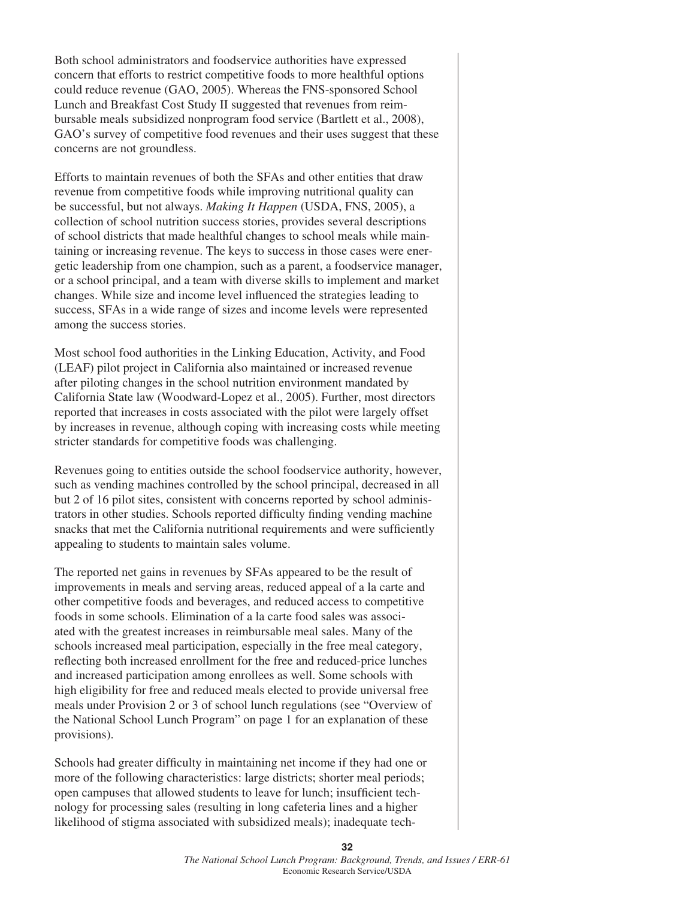Both school administrators and foodservice authorities have expressed concern that efforts to restrict competitive foods to more healthful options could reduce revenue (GAO, 2005). Whereas the FNS-sponsored School Lunch and Breakfast Cost Study II suggested that revenues from reimbursable meals subsidized nonprogram food service (Bartlett et al., 2008), GAO's survey of competitive food revenues and their uses suggest that these concerns are not groundless.

Efforts to maintain revenues of both the SFAs and other entities that draw revenue from competitive foods while improving nutritional quality can be successful, but not always. *Making It Happen* (USDA, FNS, 2005), a collection of school nutrition success stories, provides several descriptions of school districts that made healthful changes to school meals while maintaining or increasing revenue. The keys to success in those cases were energetic leadership from one champion, such as a parent, a foodservice manager, or a school principal, and a team with diverse skills to implement and market changes. While size and income level influenced the strategies leading to success, SFAs in a wide range of sizes and income levels were represented among the success stories.

Most school food authorities in the Linking Education, Activity, and Food (LEAF) pilot project in California also maintained or increased revenue after piloting changes in the school nutrition environment mandated by California State law (Woodward-Lopez et al., 2005). Further, most directors reported that increases in costs associated with the pilot were largely offset by increases in revenue, although coping with increasing costs while meeting stricter standards for competitive foods was challenging.

Revenues going to entities outside the school foodservice authority, however, such as vending machines controlled by the school principal, decreased in all but 2 of 16 pilot sites, consistent with concerns reported by school administrators in other studies. Schools reported difficulty finding vending machine snacks that met the California nutritional requirements and were sufficiently appealing to students to maintain sales volume.

The reported net gains in revenues by SFAs appeared to be the result of improvements in meals and serving areas, reduced appeal of a la carte and other competitive foods and beverages, and reduced access to competitive foods in some schools. Elimination of a la carte food sales was associated with the greatest increases in reimbursable meal sales. Many of the schools increased meal participation, especially in the free meal category, reflecting both increased enrollment for the free and reduced-price lunches and increased participation among enrollees as well. Some schools with high eligibility for free and reduced meals elected to provide universal free meals under Provision 2 or 3 of school lunch regulations (see "Overview of the National School Lunch Program" on page 1 for an explanation of these provisions).

Schools had greater difficulty in maintaining net income if they had one or more of the following characteristics: large districts; shorter meal periods; open campuses that allowed students to leave for lunch; insufficient technology for processing sales (resulting in long cafeteria lines and a higher likelihood of stigma associated with subsidized meals); inadequate tech-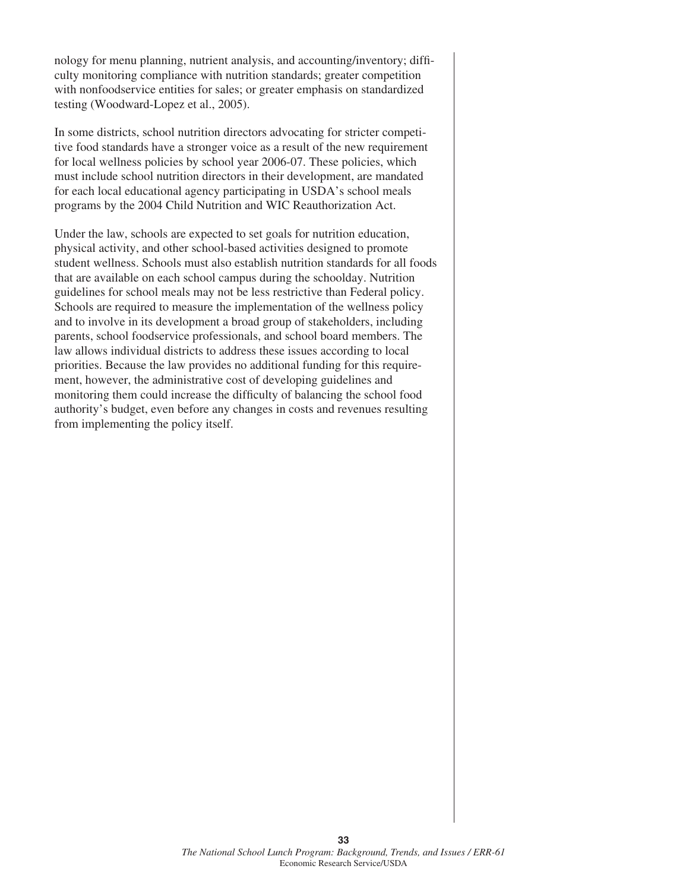nology for menu planning, nutrient analysis, and accounting/inventory; difficulty monitoring compliance with nutrition standards; greater competition with nonfoodservice entities for sales; or greater emphasis on standardized testing (Woodward-Lopez et al., 2005).

In some districts, school nutrition directors advocating for stricter competitive food standards have a stronger voice as a result of the new requirement for local wellness policies by school year 2006-07. These policies, which must include school nutrition directors in their development, are mandated for each local educational agency participating in USDA's school meals programs by the 2004 Child Nutrition and WIC Reauthorization Act.

Under the law, schools are expected to set goals for nutrition education, physical activity, and other school-based activities designed to promote student wellness. Schools must also establish nutrition standards for all foods that are available on each school campus during the schoolday. Nutrition guidelines for school meals may not be less restrictive than Federal policy. Schools are required to measure the implementation of the wellness policy and to involve in its development a broad group of stakeholders, including parents, school foodservice professionals, and school board members. The law allows individual districts to address these issues according to local priorities. Because the law provides no additional funding for this requirement, however, the administrative cost of developing guidelines and monitoring them could increase the difficulty of balancing the school food authority's budget, even before any changes in costs and revenues resulting from implementing the policy itself.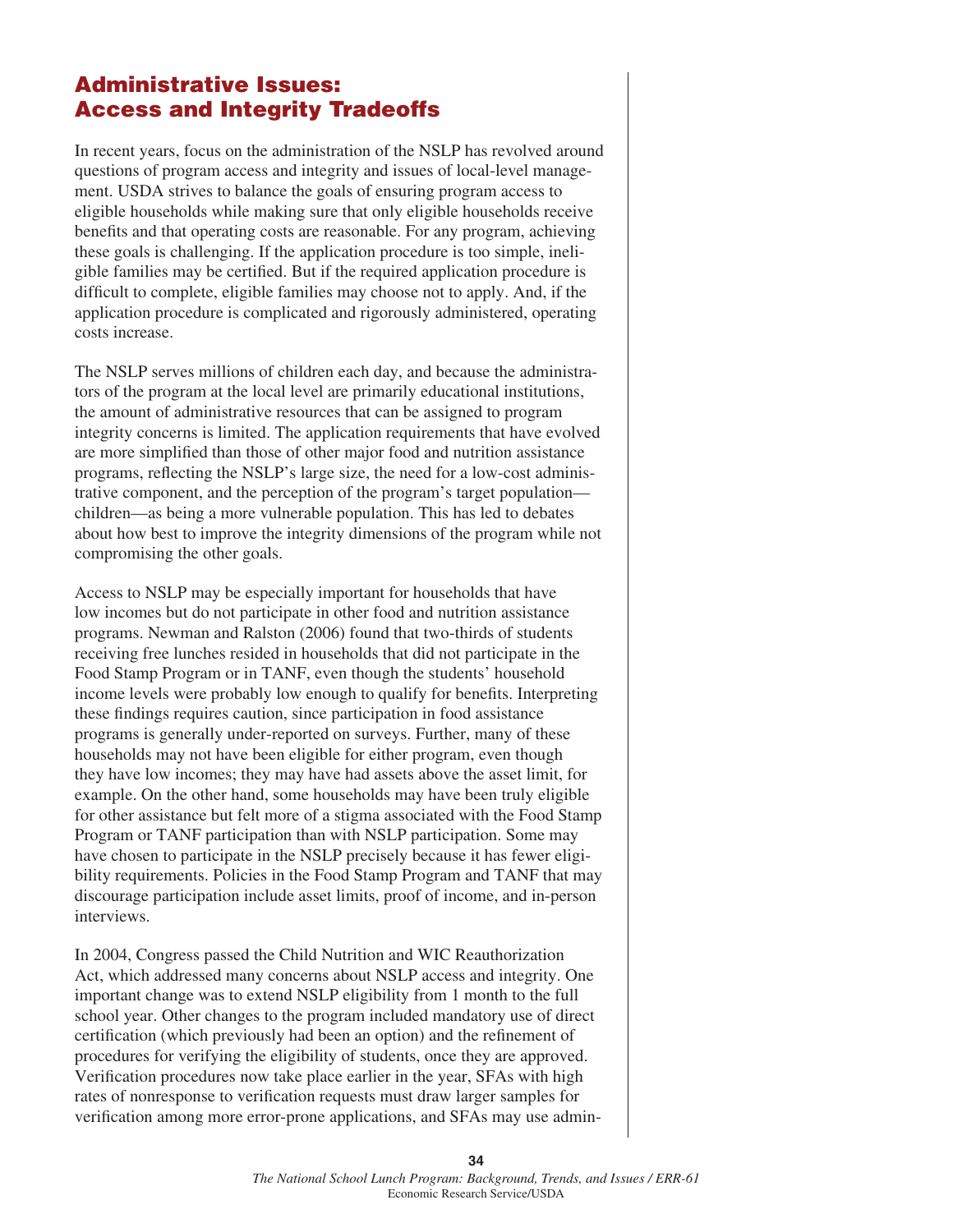## Administrative Issues: Access and Integrity Tradeoffs

In recent years, focus on the administration of the NSLP has revolved around questions of program access and integrity and issues of local-level management. USDA strives to balance the goals of ensuring program access to eligible households while making sure that only eligible households receive benefits and that operating costs are reasonable. For any program, achieving these goals is challenging. If the application procedure is too simple, ineligible families may be certified. But if the required application procedure is difficult to complete, eligible families may choose not to apply. And, if the application procedure is complicated and rigorously administered, operating costs increase.

The NSLP serves millions of children each day, and because the administrators of the program at the local level are primarily educational institutions, the amount of administrative resources that can be assigned to program integrity concerns is limited. The application requirements that have evolved are more simplified than those of other major food and nutrition assistance programs, reflecting the NSLP's large size, the need for a low-cost administrative component, and the perception of the program's target population—children—as being a more vulnerable population. This has led to debates about how best to improve the integrity dimensions of the program while not compromising the other goals.

Access to NSLP may be especially important for households that have low incomes but do not participate in other food and nutrition assistance programs. Newman and Ralston (2006) found that two-thirds of students receiving free lunches resided in households that did not participate in the Food Stamp Program or in TANF, even though the students' household income levels were probably low enough to qualify for benefits. Interpreting these findings requires caution, since participation in food assistance programs is generally under-reported on surveys. Further, many of these households may not have been eligible for either program, even though they have low incomes; they may have had assets above the asset limit, for example. On the other hand, some households may have been truly eligible for other assistance but felt more of a stigma associated with the Food Stamp Program or TANF participation than with NSLP participation. Some may have chosen to participate in the NSLP precisely because it has fewer eligibility requirements. Policies in the Food Stamp Program and TANF that may discourage participation include asset limits, proof of income, and in-person interviews.

In 2004, Congress passed the Child Nutrition and WIC Reauthorization Act, which addressed many concerns about NSLP access and integrity. One important change was to extend NSLP eligibility from 1 month to the full school year. Other changes to the program included mandatory use of direct certification (which previously had been an option) and the refinement of procedures for verifying the eligibility of students, once they are approved. Verification procedures now take place earlier in the year, SFAs with high rates of nonresponse to verification requests must draw larger samples for verification among more error-prone applications, and SFAs may use admin-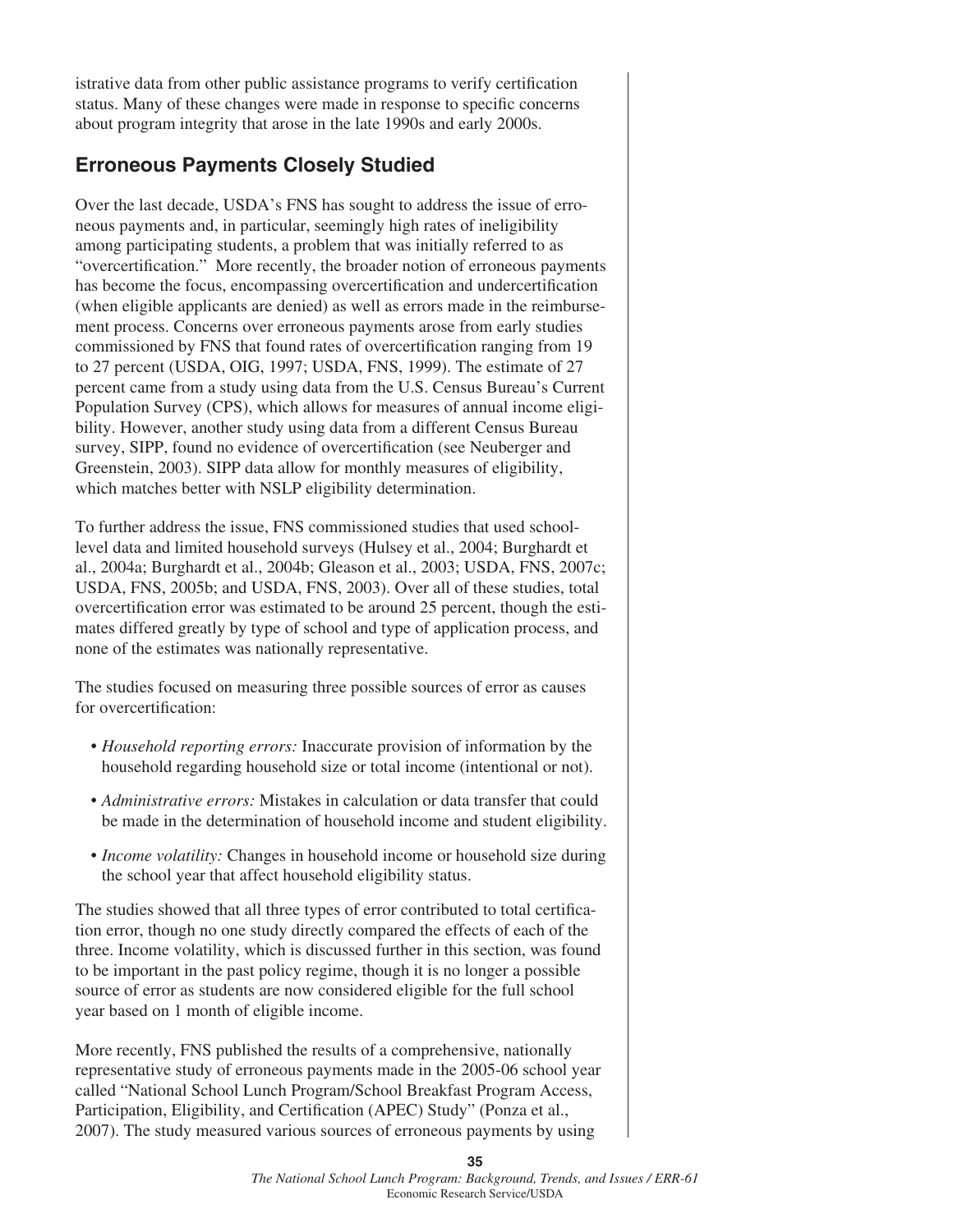istrative data from other public assistance programs to verify certification status. Many of these changes were made in response to specific concerns about program integrity that arose in the late 1990s and early 2000s.

## Erroneous Payments Closely Studied

Over the last decade, USDA's FNS has sought to address the issue of erroneous payments and, in particular, seemingly high rates of ineligibility among participating students, a problem that was initially referred to as "overcertification." More recently, the broader notion of erroneous payments has become the focus, encompassing overcertification and undercertification (when eligible applicants are denied) as well as errors made in the reimbursement process. Concerns over erroneous payments arose from early studies commissioned by FNS that found rates of overcertification ranging from 19 to 27 percent (USDA, OIG, 1997; USDA, FNS, 1999). The estimate of 27 percent came from a study using data from the U.S. Census Bureau's Current Population Survey (CPS), which allows for measures of annual income eligibility. However, another study using data from a different Census Bureau survey, SIPP, found no evidence of overcertification (see Neuberger and Greenstein, 2003). SIPP data allow for monthly measures of eligibility, which matches better with NSLP eligibility determination.

To further address the issue, FNS commissioned studies that used school-level data and limited household surveys (Hulsey et al., 2004; Burghardt et al., 2004a; Burghardt et al., 2004b; Gleason et al., 2003; USDA, FNS, 2007c; USDA, FNS, 2005b; and USDA, FNS, 2003). Over all of these studies, total overcertification error was estimated to be around 25 percent, though the estimates differed greatly by type of school and type of application process, and none of the estimates was nationally representative.

The studies focused on measuring three possible sources of error as causes for overcertification:

- *Household reporting errors:* Inaccurate provision of information by the household regarding household size or total income (intentional or not).
- *Administrative errors:* Mistakes in calculation or data transfer that could be made in the determination of household income and student eligibility.
- *Income volatility:* Changes in household income or household size during the school year that affect household eligibility status.

The studies showed that all three types of error contributed to total certification error, though no one study directly compared the effects of each of the three. Income volatility, which is discussed further in this section, was found to be important in the past policy regime, though it is no longer a possible source of error as students are now considered eligible for the full school year based on 1 month of eligible income.

More recently, FNS published the results of a comprehensive, nationally representative study of erroneous payments made in the 2005-06 school year called "National School Lunch Program/School Breakfast Program Access, Participation, Eligibility, and Certification (APEC) Study" (Ponza et al., 2007). The study measured various sources of erroneous payments by using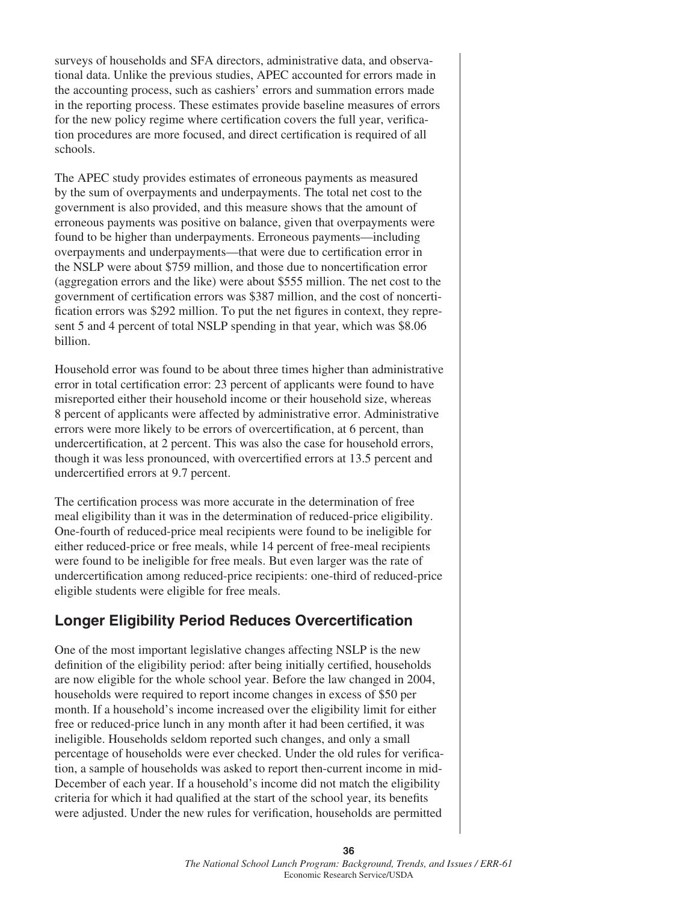surveys of households and SFA directors, administrative data, and observational data. Unlike the previous studies, APEC accounted for errors made in the accounting process, such as cashiers' errors and summation errors made in the reporting process. These estimates provide baseline measures of errors for the new policy regime where certification covers the full year, verification procedures are more focused, and direct certification is required of all schools.

The APEC study provides estimates of erroneous payments as measured by the sum of overpayments and underpayments. The total net cost to the government is also provided, and this measure shows that the amount of erroneous payments was positive on balance, given that overpayments were found to be higher than underpayments. Erroneous payments—including overpayments and underpayments—that were due to certification error in the NSLP were about $759 million, and those due to noncertification error (aggregation errors and the like) were about $555 million. The net cost to the government of certification errors was $387 million, and the cost of noncertification errors was $292 million. To put the net figures in context, they represent 5 and 4 percent of total NSLP spending in that year, which was $8.06 billion.

Household error was found to be about three times higher than administrative error in total certification error: 23 percent of applicants were found to have misreported either their household income or their household size, whereas 8 percent of applicants were affected by administrative error. Administrative errors were more likely to be errors of overcertification, at 6 percent, than undercertification, at 2 percent. This was also the case for household errors, though it was less pronounced, with overcertified errors at 13.5 percent and undercertified errors at 9.7 percent.

The certification process was more accurate in the determination of free meal eligibility than it was in the determination of reduced-price eligibility. One-fourth of reduced-price meal recipients were found to be ineligible for either reduced-price or free meals, while 14 percent of free-meal recipients were found to be ineligible for free meals. But even larger was the rate of undercertification among reduced-price recipients: one-third of reduced-price eligible students were eligible for free meals.

## Longer Eligibility Period Reduces Overcertification

One of the most important legislative changes affecting NSLP is the new definition of the eligibility period: after being initially certified, households are now eligible for the whole school year. Before the law changed in 2004, households were required to report income changes in excess of $50 per month. If a household's income increased over the eligibility limit for either free or reduced-price lunch in any month after it had been certified, it was ineligible. Households seldom reported such changes, and only a small percentage of households were ever checked. Under the old rules for verification, a sample of households was asked to report then-current income in mid-December of each year. If a household's income did not match the eligibility criteria for which it had qualified at the start of the school year, its benefits were adjusted. Under the new rules for verification, households are permitted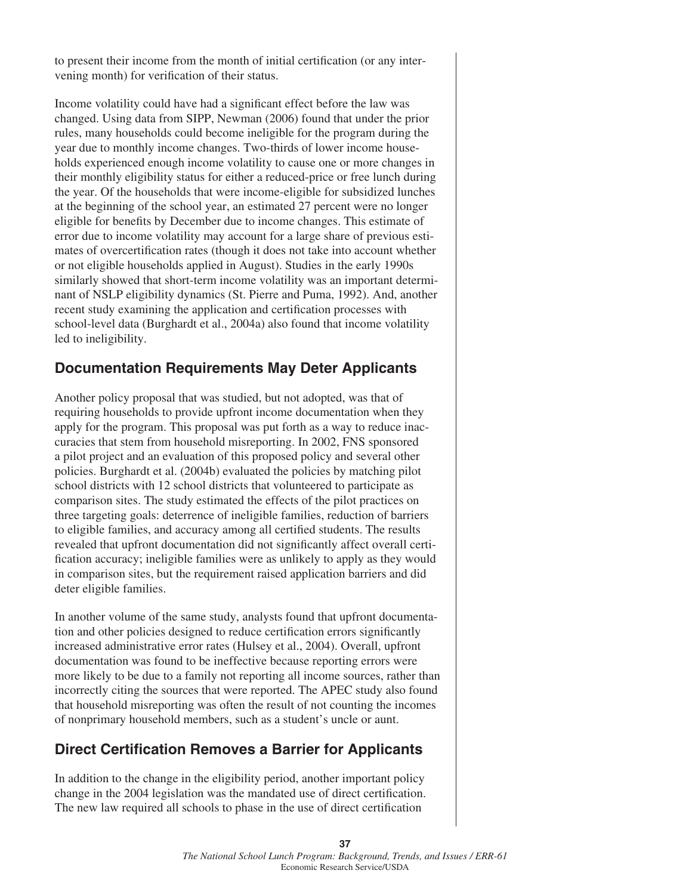to present their income from the month of initial certification (or any intervening month) for verification of their status.

Income volatility could have had a significant effect before the law was changed. Using data from SIPP, Newman (2006) found that under the prior rules, many households could become ineligible for the program during the year due to monthly income changes. Two-thirds of lower income households experienced enough income volatility to cause one or more changes in their monthly eligibility status for either a reduced-price or free lunch during the year. Of the households that were income-eligible for subsidized lunches at the beginning of the school year, an estimated 27 percent were no longer eligible for benefits by December due to income changes. This estimate of error due to income volatility may account for a large share of previous estimates of overcertification rates (though it does not take into account whether or not eligible households applied in August). Studies in the early 1990s similarly showed that short-term income volatility was an important determinant of NSLP eligibility dynamics (St. Pierre and Puma, 1992). And, another recent study examining the application and certification processes with school-level data (Burghardt et al., 2004a) also found that income volatility led to ineligibility.

## Documentation Requirements May Deter Applicants

Another policy proposal that was studied, but not adopted, was that of requiring households to provide upfront income documentation when they apply for the program. This proposal was put forth as a way to reduce inaccuracies that stem from household misreporting. In 2002, FNS sponsored a pilot project and an evaluation of this proposed policy and several other policies. Burghardt et al. (2004b) evaluated the policies by matching pilot school districts with 12 school districts that volunteered to participate as comparison sites. The study estimated the effects of the pilot practices on three targeting goals: deterrence of ineligible families, reduction of barriers to eligible families, and accuracy among all certified students. The results revealed that upfront documentation did not significantly affect overall certification accuracy; ineligible families were as unlikely to apply as they would in comparison sites, but the requirement raised application barriers and did deter eligible families.

In another volume of the same study, analysts found that upfront documentation and other policies designed to reduce certification errors significantly increased administrative error rates (Hulsey et al., 2004). Overall, upfront documentation was found to be ineffective because reporting errors were more likely to be due to a family not reporting all income sources, rather than incorrectly citing the sources that were reported. The APEC study also found that household misreporting was often the result of not counting the incomes of nonprimary household members, such as a student's uncle or aunt.

## Direct Certification Removes a Barrier for Applicants

In addition to the change in the eligibility period, another important policy change in the 2004 legislation was the mandated use of direct certification. The new law required all schools to phase in the use of direct certification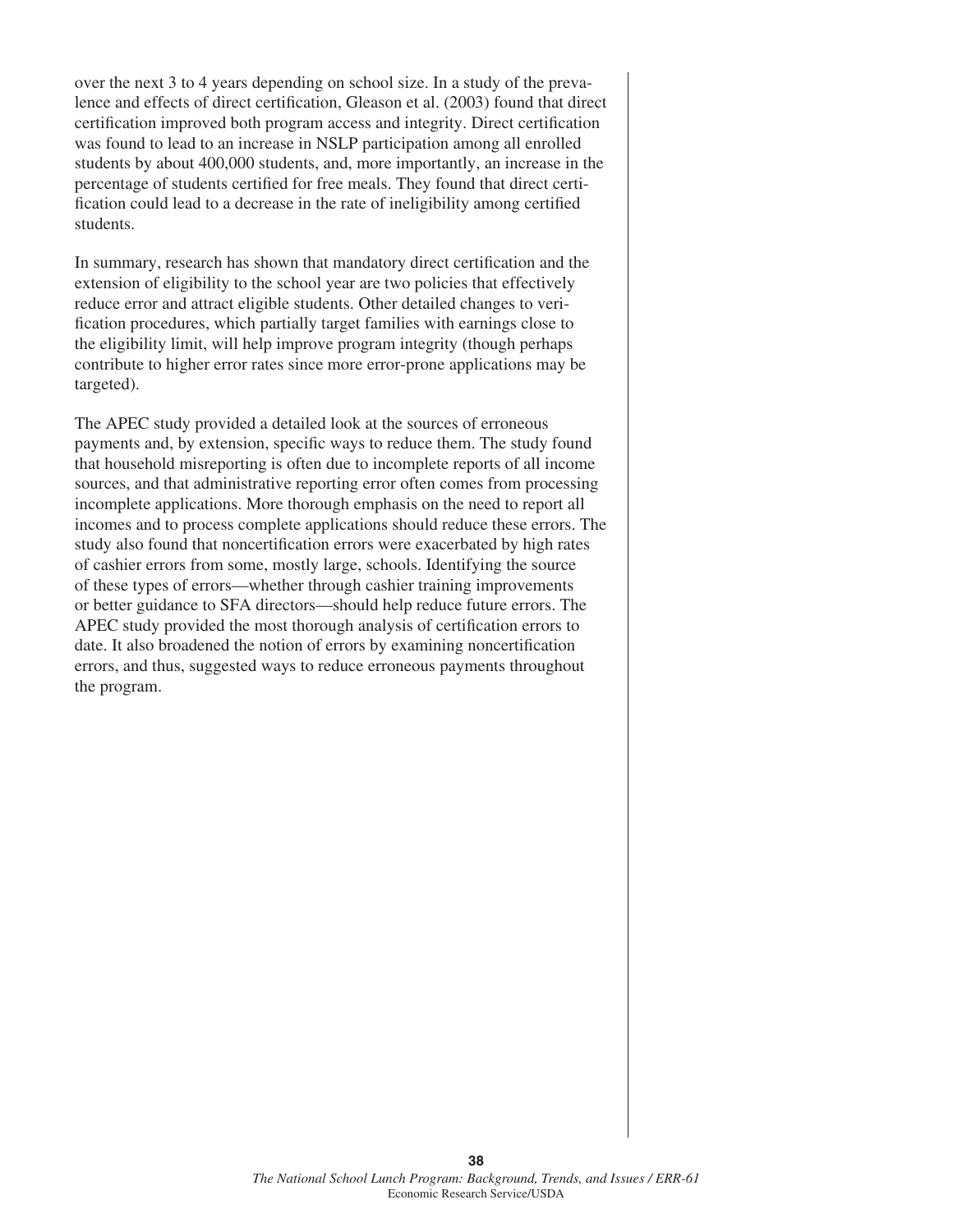over the next 3 to 4 years depending on school size. In a study of the prevalence and effects of direct certification, Gleason et al. (2003) found that direct certification improved both program access and integrity. Direct certification was found to lead to an increase in NSLP participation among all enrolled students by about 400,000 students, and, more importantly, an increase in the percentage of students certified for free meals. They found that direct certification could lead to a decrease in the rate of ineligibility among certified students.

In summary, research has shown that mandatory direct certification and the extension of eligibility to the school year are two policies that effectively reduce error and attract eligible students. Other detailed changes to verification procedures, which partially target families with earnings close to the eligibility limit, will help improve program integrity (though perhaps contribute to higher error rates since more error-prone applications may be targeted).

The APEC study provided a detailed look at the sources of erroneous payments and, by extension, specific ways to reduce them. The study found that household misreporting is often due to incomplete reports of all income sources, and that administrative reporting error often comes from processing incomplete applications. More thorough emphasis on the need to report all incomes and to process complete applications should reduce these errors. The study also found that noncertification errors were exacerbated by high rates of cashier errors from some, mostly large, schools. Identifying the source of these types of errors—whether through cashier training improvements or better guidance to SFA directors—should help reduce future errors. The APEC study provided the most thorough analysis of certification errors to date. It also broadened the notion of errors by examining noncertification errors, and thus, suggested ways to reduce erroneous payments throughout the program.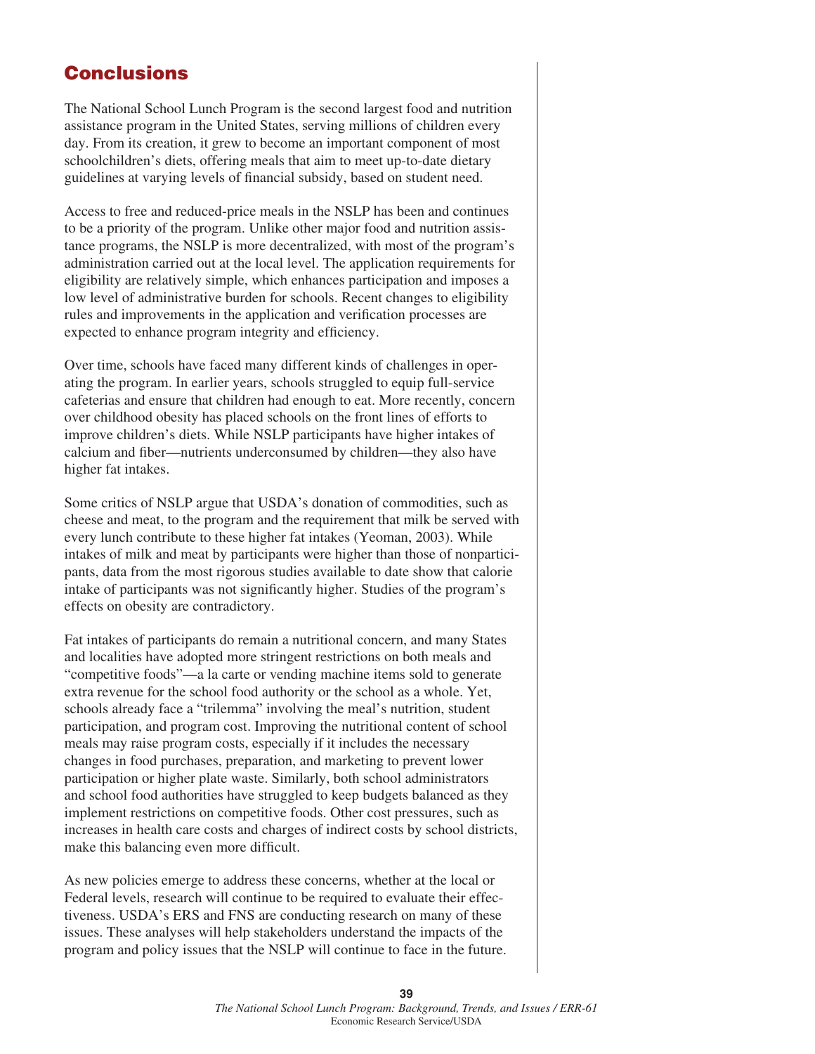## Conclusions

The National School Lunch Program is the second largest food and nutrition assistance program in the United States, serving millions of children every day. From its creation, it grew to become an important component of most schoolchildren's diets, offering meals that aim to meet up-to-date dietary guidelines at varying levels of financial subsidy, based on student need.

Access to free and reduced-price meals in the NSLP has been and continues to be a priority of the program. Unlike other major food and nutrition assistance programs, the NSLP is more decentralized, with most of the program's administration carried out at the local level. The application requirements for eligibility are relatively simple, which enhances participation and imposes a low level of administrative burden for schools. Recent changes to eligibility rules and improvements in the application and verification processes are expected to enhance program integrity and efficiency.

Over time, schools have faced many different kinds of challenges in operating the program. In earlier years, schools struggled to equip full-service cafeterias and ensure that children had enough to eat. More recently, concern over childhood obesity has placed schools on the front lines of efforts to improve children's diets. While NSLP participants have higher intakes of calcium and fiber—nutrients underconsumed by children—they also have higher fat intakes.

Some critics of NSLP argue that USDA's donation of commodities, such as cheese and meat, to the program and the requirement that milk be served with every lunch contribute to these higher fat intakes (Yeoman, 2003). While intakes of milk and meat by participants were higher than those of nonparticipants, data from the most rigorous studies available to date show that calorie intake of participants was not significantly higher. Studies of the program's effects on obesity are contradictory.

Fat intakes of participants do remain a nutritional concern, and many States and localities have adopted more stringent restrictions on both meals and "competitive foods"—a la carte or vending machine items sold to generate extra revenue for the school food authority or the school as a whole. Yet, schools already face a "trilemma" involving the meal's nutrition, student participation, and program cost. Improving the nutritional content of school meals may raise program costs, especially if it includes the necessary changes in food purchases, preparation, and marketing to prevent lower participation or higher plate waste. Similarly, both school administrators and school food authorities have struggled to keep budgets balanced as they implement restrictions on competitive foods. Other cost pressures, such as increases in health care costs and charges of indirect costs by school districts, make this balancing even more difficult.

As new policies emerge to address these concerns, whether at the local or Federal levels, research will continue to be required to evaluate their effectiveness. USDA's ERS and FNS are conducting research on many of these issues. These analyses will help stakeholders understand the impacts of the program and policy issues that the NSLP will continue to face in the future.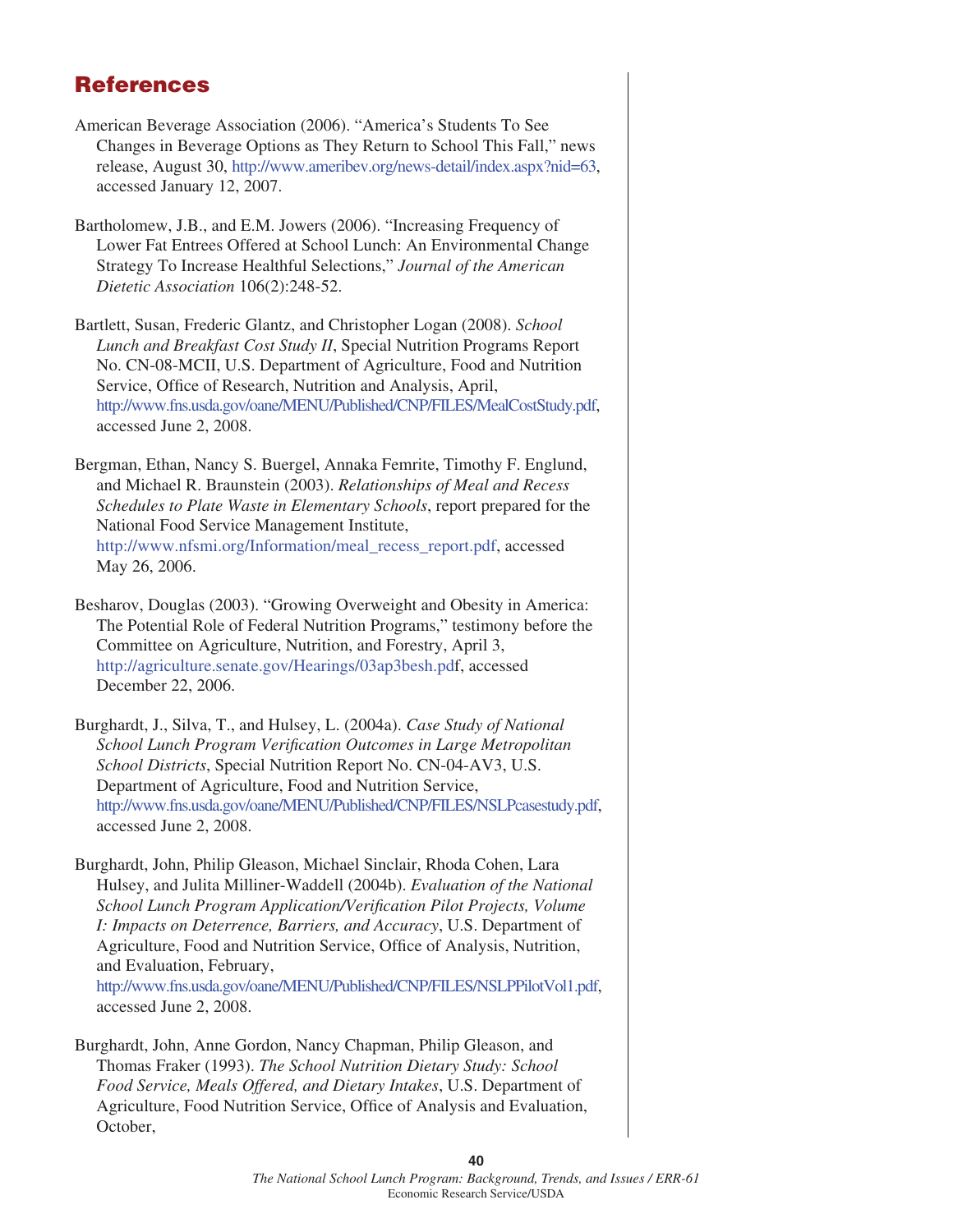## References

American Beverage Association (2006). "America's Students To See Changes in Beverage Options as They Return to School This Fall," news release, August 30, http://www.ameribev.org/news-detail/index.aspx?nid=63, accessed January 12, 2007.

Bartholomew, J.B., and E.M. Jowers (2006). "Increasing Frequency of Lower Fat Entrees Offered at School Lunch: An Environmental Change Strategy To Increase Healthful Selections," *Journal of the American Dietetic Association* 106(2):248-52.

Bartlett, Susan, Frederic Glantz, and Christopher Logan (2008). *School Lunch and Breakfast Cost Study II*, Special Nutrition Programs Report No. CN-08-MCII, U.S. Department of Agriculture, Food and Nutrition Service, Office of Research, Nutrition and Analysis, April, http://www.fns.usda.gov/oane/MENU/Published/CNP/FILES/MealCostStudy.pdf, accessed June 2, 2008.

Bergman, Ethan, Nancy S. Buergel, Annaka Femrite, Timothy F. Englund, and Michael R. Braunstein (2003). *Relationships of Meal and Recess Schedules to Plate Waste in Elementary Schools*, report prepared for the National Food Service Management Institute, http://www.nfsmi.org/Information/meal_recess_report.pdf, accessed May 26, 2006.

Besharov, Douglas (2003). "Growing Overweight and Obesity in America: The Potential Role of Federal Nutrition Programs," testimony before the Committee on Agriculture, Nutrition, and Forestry, April 3, http://agriculture.senate.gov/Hearings/03ap3besh.pdf, accessed December 22, 2006.

Burghardt, J., Silva, T., and Hulsey, L. (2004a). *Case Study of National School Lunch Program Verification Outcomes in Large Metropolitan School Districts*, Special Nutrition Report No. CN-04-AV3, U.S. Department of Agriculture, Food and Nutrition Service, http://www.fns.usda.gov/oane/MENU/Published/CNP/FILES/NSLPcasestudy.pdf, accessed June 2, 2008.

Burghardt, John, Philip Gleason, Michael Sinclair, Rhoda Cohen, Lara Hulsey, and Julita Milliner-Waddell (2004b). *Evaluation of the National School Lunch Program Application/Verification Pilot Projects, Volume I: Impacts on Deterrence, Barriers, and Accuracy*, U.S. Department of Agriculture, Food and Nutrition Service, Office of Analysis, Nutrition, and Evaluation, February, http://www.fns.usda.gov/oane/MENU/Published/CNP/FILES/NSLPPilotVol1.pdf, accessed June 2, 2008.

Burghardt, John, Anne Gordon, Nancy Chapman, Philip Gleason, and Thomas Fraker (1993). *The School Nutrition Dietary Study: School Food Service, Meals Offered, and Dietary Intakes*, U.S. Department of Agriculture, Food Nutrition Service, Office of Analysis and Evaluation, October,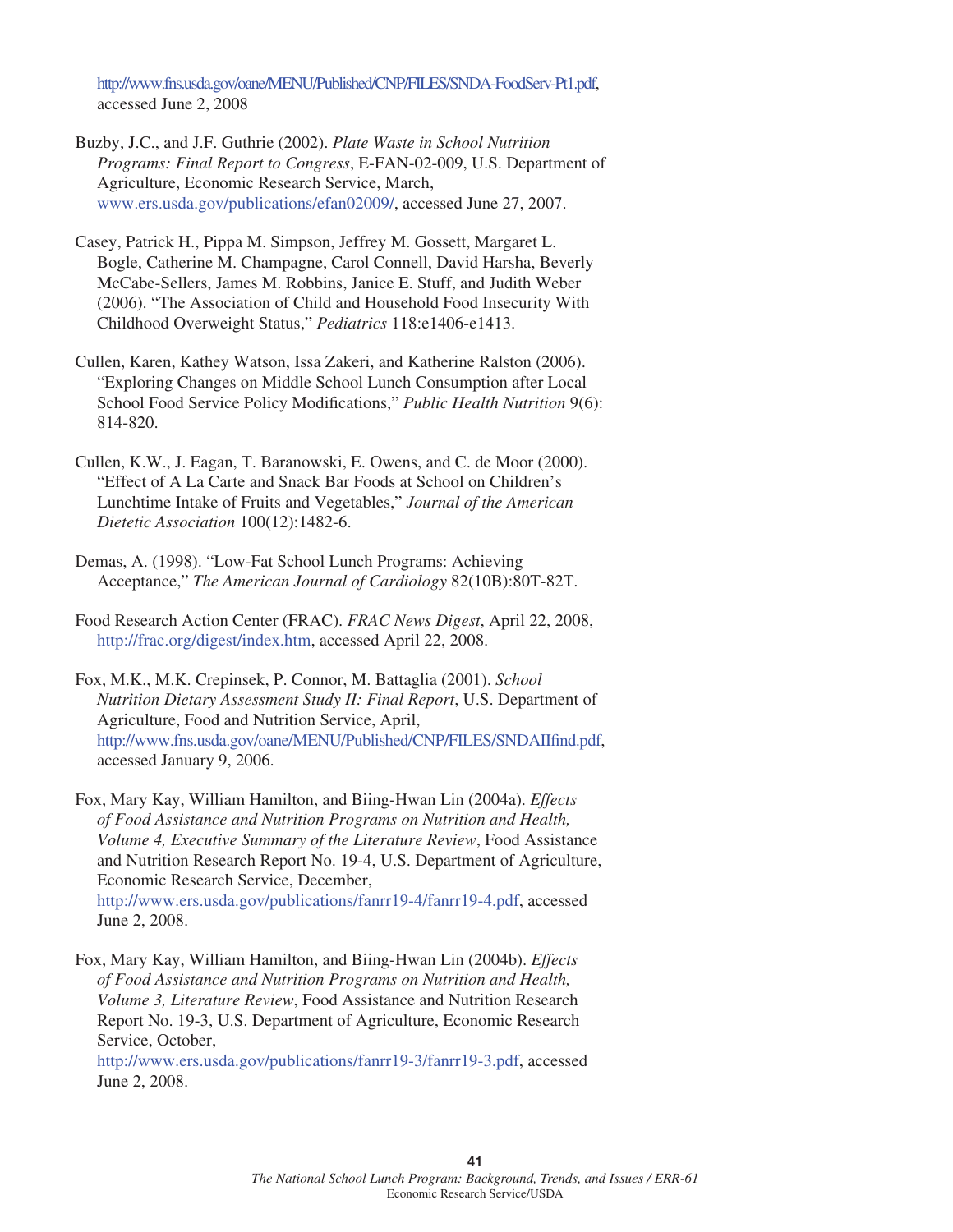http://www.fns.usda.gov/oane/MENU/Published/CNP/FILES/SNDA-FoodServ-Pt1.pdf, accessed June 2, 2008

Buzby, J.C., and J.F. Guthrie (2002). *Plate Waste in School Nutrition Programs: Final Report to Congress*, E-FAN-02-009, U.S. Department of Agriculture, Economic Research Service, March, www.ers.usda.gov/publications/efan02009/, accessed June 27, 2007.

Casey, Patrick H., Pippa M. Simpson, Jeffrey M. Gossett, Margaret L. Bogle, Catherine M. Champagne, Carol Connell, David Harsha, Beverly McCabe-Sellers, James M. Robbins, Janice E. Stuff, and Judith Weber (2006). "The Association of Child and Household Food Insecurity With Childhood Overweight Status," *Pediatrics* 118:e1406-e1413.

Cullen, Karen, Kathey Watson, Issa Zakeri, and Katherine Ralston (2006). "Exploring Changes on Middle School Lunch Consumption after Local School Food Service Policy Modifications," *Public Health Nutrition* 9(6): 814-820.

Cullen, K.W., J. Eagan, T. Baranowski, E. Owens, and C. de Moor (2000). "Effect of A La Carte and Snack Bar Foods at School on Children's Lunchtime Intake of Fruits and Vegetables," *Journal of the American Dietetic Association* 100(12):1482-6.

Demas, A. (1998). "Low-Fat School Lunch Programs: Achieving Acceptance," *The American Journal of Cardiology* 82(10B):80T-82T.

Food Research Action Center (FRAC). *FRAC News Digest*, April 22, 2008, http://frac.org/digest/index.htm, accessed April 22, 2008.

Fox, M.K., M.K. Crepinsek, P. Connor, M. Battaglia (2001). *School Nutrition Dietary Assessment Study II: Final Report*, U.S. Department of Agriculture, Food and Nutrition Service, April, http://www.fns.usda.gov/oane/MENU/Published/CNP/FILES/SNDAIIfind.pdf, accessed January 9, 2006.

Fox, Mary Kay, William Hamilton, and Biing-Hwan Lin (2004a). *Effects of Food Assistance and Nutrition Programs on Nutrition and Health, Volume 4, Executive Summary of the Literature Review*, Food Assistance and Nutrition Research Report No. 19-4, U.S. Department of Agriculture, Economic Research Service, December, http://www.ers.usda.gov/publications/fanrr19-4/fanrr19-4.pdf, accessed June 2, 2008.

Fox, Mary Kay, William Hamilton, and Biing-Hwan Lin (2004b). *Effects of Food Assistance and Nutrition Programs on Nutrition and Health, Volume 3, Literature Review*, Food Assistance and Nutrition Research Report No. 19-3, U.S. Department of Agriculture, Economic Research Service, October, http://www.ers.usda.gov/publications/fanrr19-3/fanrr19-3.pdf, accessed June 2, 2008.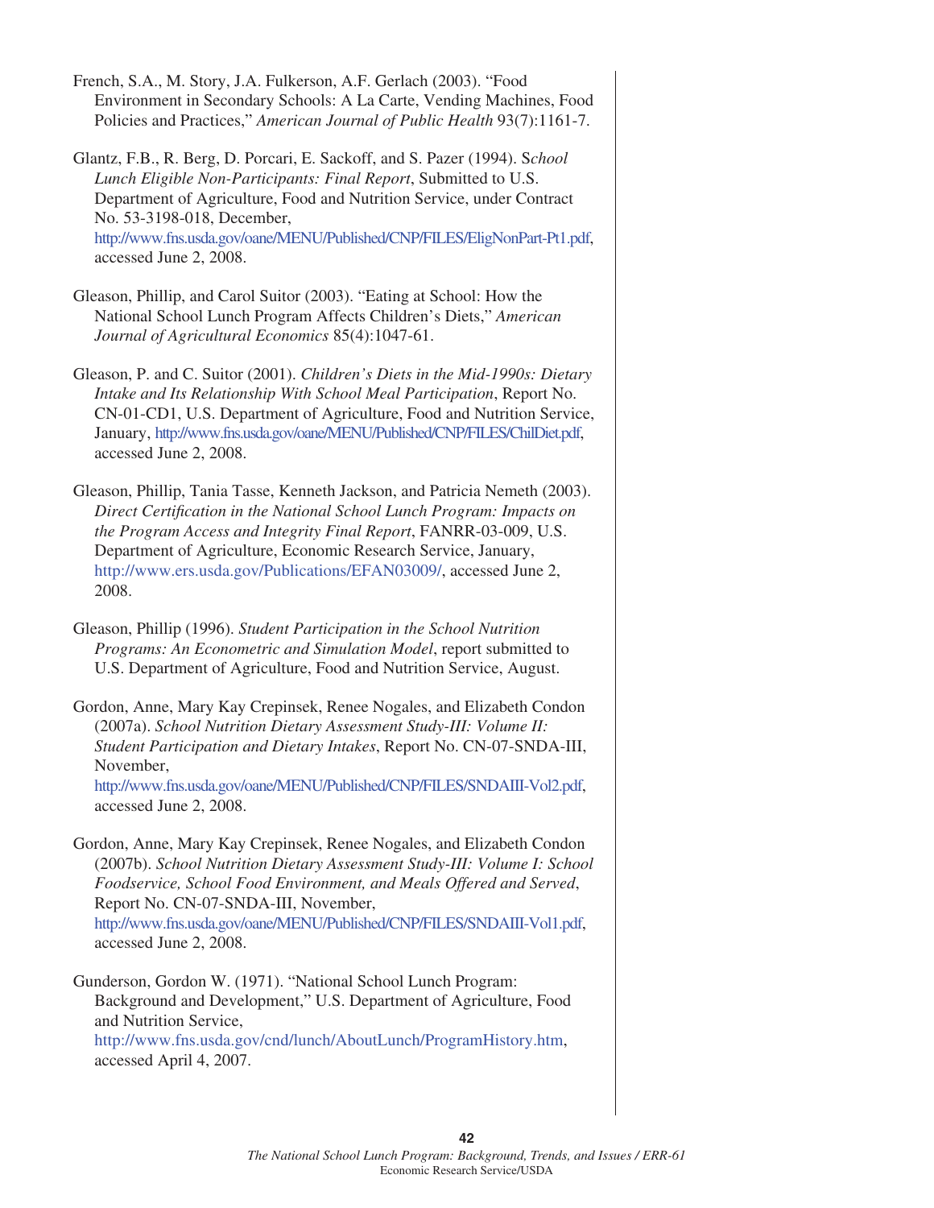French, S.A., M. Story, J.A. Fulkerson, A.F. Gerlach (2003). "Food Environment in Secondary Schools: A La Carte, Vending Machines, Food Policies and Practices," *American Journal of Public Health* 93(7):1161-7.

Glantz, F.B., R. Berg, D. Porcari, E. Sackoff, and S. Pazer (1994). *School Lunch Eligible Non-Participants: Final Report*, Submitted to U.S. Department of Agriculture, Food and Nutrition Service, under Contract No. 53-3198-018, December, http://www.fns.usda.gov/oane/MENU/Published/CNP/FILES/EligNonPart-Pt1.pdf, accessed June 2, 2008.

Gleason, Phillip, and Carol Suitor (2003). "Eating at School: How the National School Lunch Program Affects Children's Diets," *American Journal of Agricultural Economics* 85(4):1047-61.

Gleason, P. and C. Suitor (2001). *Children's Diets in the Mid-1990s: Dietary Intake and Its Relationship With School Meal Participation*, Report No. CN-01-CD1, U.S. Department of Agriculture, Food and Nutrition Service, January, http://www.fns.usda.gov/oane/MENU/Published/CNP/FILES/ChilDiet.pdf, accessed June 2, 2008.

Gleason, Phillip, Tania Tasse, Kenneth Jackson, and Patricia Nemeth (2003). *Direct Certification in the National School Lunch Program: Impacts on the Program Access and Integrity Final Report*, FANRR-03-009, U.S. Department of Agriculture, Economic Research Service, January, http://www.ers.usda.gov/Publications/EFAN03009/, accessed June 2, 2008.

Gleason, Phillip (1996). *Student Participation in the School Nutrition Programs: An Econometric and Simulation Model*, report submitted to U.S. Department of Agriculture, Food and Nutrition Service, August.

Gordon, Anne, Mary Kay Crepinsek, Renee Nogales, and Elizabeth Condon (2007a). *School Nutrition Dietary Assessment Study-III: Volume II: Student Participation and Dietary Intakes*, Report No. CN-07-SNDA-III, November, http://www.fns.usda.gov/oane/MENU/Published/CNP/FILES/SNDAIII-Vol2.pdf, accessed June 2, 2008.

Gordon, Anne, Mary Kay Crepinsek, Renee Nogales, and Elizabeth Condon (2007b). *School Nutrition Dietary Assessment Study-III: Volume I: School Foodservice, School Food Environment, and Meals Offered and Served*, Report No. CN-07-SNDA-III, November, http://www.fns.usda.gov/oane/MENU/Published/CNP/FILES/SNDAIII-Vol1.pdf, accessed June 2, 2008.

Gunderson, Gordon W. (1971). "National School Lunch Program: Background and Development," U.S. Department of Agriculture, Food and Nutrition Service, http://www.fns.usda.gov/cnd/lunch/AboutLunch/ProgramHistory.htm, accessed April 4, 2007.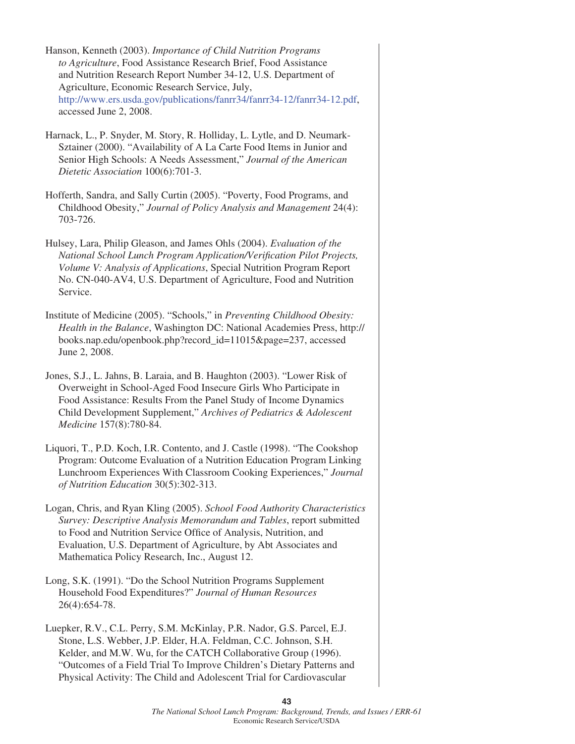Hanson, Kenneth (2003). *Importance of Child Nutrition Programs to Agriculture*, Food Assistance Research Brief, Food Assistance and Nutrition Research Report Number 34-12, U.S. Department of Agriculture, Economic Research Service, July, http://www.ers.usda.gov/publications/fanrr34/fanrr34-12/fanrr34-12.pdf, accessed June 2, 2008.

Harnack, L., P. Snyder, M. Story, R. Holliday, L. Lytle, and D. Neumark-Sztainer (2000). "Availability of A La Carte Food Items in Junior and Senior High Schools: A Needs Assessment," *Journal of the American Dietetic Association* 100(6):701-3.

Hofferth, Sandra, and Sally Curtin (2005). "Poverty, Food Programs, and Childhood Obesity," *Journal of Policy Analysis and Management* 24(4): 703-726.

Hulsey, Lara, Philip Gleason, and James Ohls (2004). *Evaluation of the National School Lunch Program Application/Verification Pilot Projects, Volume V: Analysis of Applications*, Special Nutrition Program Report No. CN-040-AV4, U.S. Department of Agriculture, Food and Nutrition Service.

Institute of Medicine (2005). "Schools," in *Preventing Childhood Obesity: Health in the Balance*, Washington DC: National Academies Press, http://books.nap.edu/openbook.php?record_id=11015&page=237, accessed June 2, 2008.

Jones, S.J., L. Jahns, B. Laraia, and B. Haughton (2003). "Lower Risk of Overweight in School-Aged Food Insecure Girls Who Participate in Food Assistance: Results From the Panel Study of Income Dynamics Child Development Supplement," *Archives of Pediatrics & Adolescent Medicine* 157(8):780-84.

Liquori, T., P.D. Koch, I.R. Contento, and J. Castle (1998). "The Cookshop Program: Outcome Evaluation of a Nutrition Education Program Linking Lunchroom Experiences With Classroom Cooking Experiences," *Journal of Nutrition Education* 30(5):302-313.

Logan, Chris, and Ryan Kling (2005). *School Food Authority Characteristics Survey: Descriptive Analysis Memorandum and Tables*, report submitted to Food and Nutrition Service Office of Analysis, Nutrition, and Evaluation, U.S. Department of Agriculture, by Abt Associates and Mathematica Policy Research, Inc., August 12.

Long, S.K. (1991). "Do the School Nutrition Programs Supplement Household Food Expenditures?" *Journal of Human Resources* 26(4):654-78.

Luepker, R.V., C.L. Perry, S.M. McKinlay, P.R. Nador, G.S. Parcel, E.J. Stone, L.S. Webber, J.P. Elder, H.A. Feldman, C.C. Johnson, S.H. Kelder, and M.W. Wu, for the CATCH Collaborative Group (1996). "Outcomes of a Field Trial To Improve Children's Dietary Patterns and Physical Activity: The Child and Adolescent Trial for Cardiovascular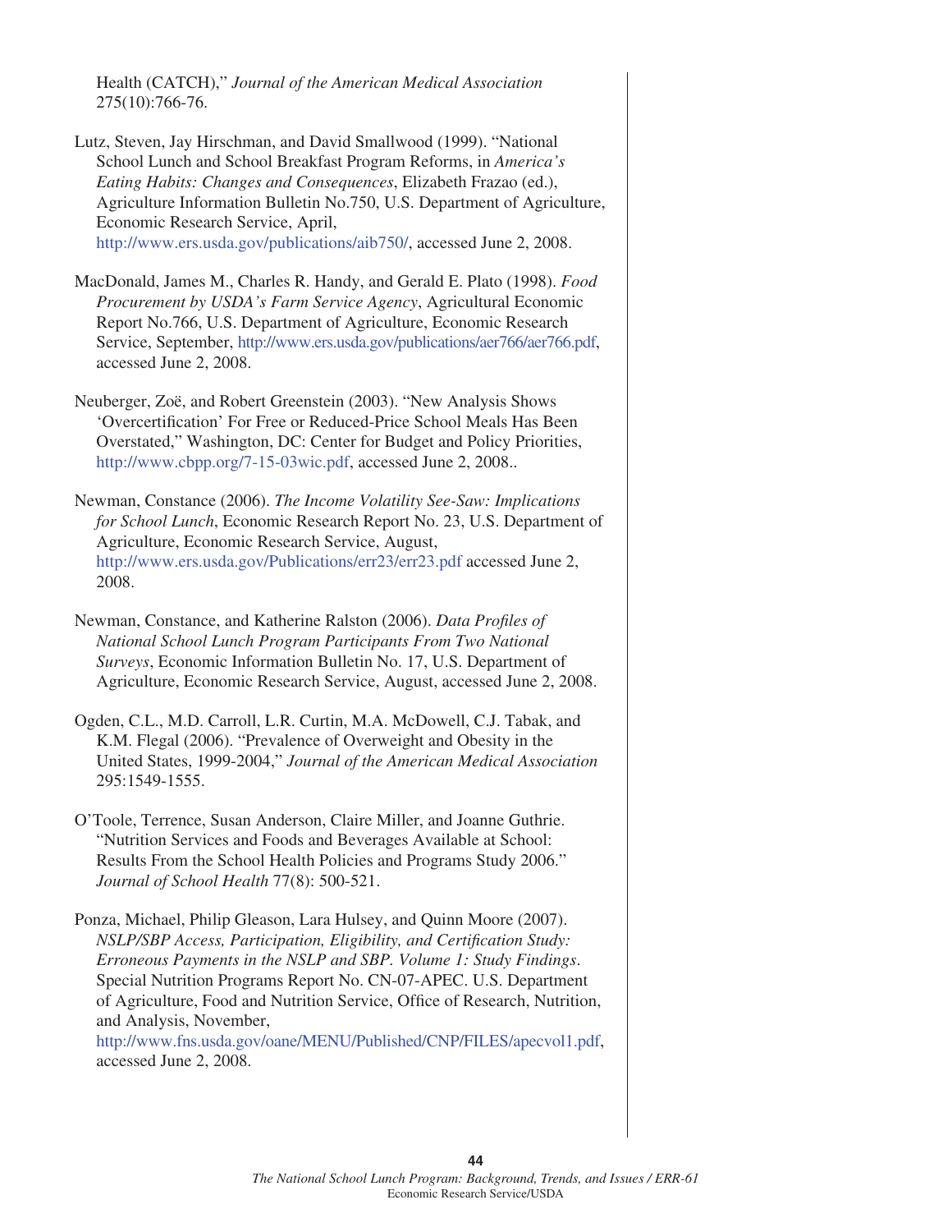Health (CATCH)," *Journal of the American Medical Association* 275(10):766-76.

Lutz, Steven, Jay Hirschman, and David Smallwood (1999). "National School Lunch and School Breakfast Program Reforms, in *America's Eating Habits: Changes and Consequences*, Elizabeth Frazao (ed.), Agriculture Information Bulletin No.750, U.S. Department of Agriculture, Economic Research Service, April, http://www.ers.usda.gov/publications/aib750/, accessed June 2, 2008.

MacDonald, James M., Charles R. Handy, and Gerald E. Plato (1998). *Food Procurement by USDA's Farm Service Agency*, Agricultural Economic Report No.766, U.S. Department of Agriculture, Economic Research Service, September, http://www.ers.usda.gov/publications/aer766/aer766.pdf, accessed June 2, 2008.

Neuberger, Zoë, and Robert Greenstein (2003). "New Analysis Shows 'Overcertification' For Free or Reduced-Price School Meals Has Been Overstated," Washington, DC: Center for Budget and Policy Priorities, http://www.cbpp.org/7-15-03wic.pdf, accessed June 2, 2008..

Newman, Constance (2006). *The Income Volatility See-Saw: Implications for School Lunch*, Economic Research Report No. 23, U.S. Department of Agriculture, Economic Research Service, August, http://www.ers.usda.gov/Publications/err23/err23.pdf accessed June 2, 2008.

Newman, Constance, and Katherine Ralston (2006). *Data Profiles of National School Lunch Program Participants From Two National Surveys*, Economic Information Bulletin No. 17, U.S. Department of Agriculture, Economic Research Service, August, accessed June 2, 2008.

Ogden, C.L., M.D. Carroll, L.R. Curtin, M.A. McDowell, C.J. Tabak, and K.M. Flegal (2006). "Prevalence of Overweight and Obesity in the United States, 1999-2004," *Journal of the American Medical Association* 295:1549-1555.

O'Toole, Terrence, Susan Anderson, Claire Miller, and Joanne Guthrie. "Nutrition Services and Foods and Beverages Available at School: Results From the School Health Policies and Programs Study 2006." *Journal of School Health* 77(8): 500-521.

Ponza, Michael, Philip Gleason, Lara Hulsey, and Quinn Moore (2007). *NSLP/SBP Access, Participation, Eligibility, and Certification Study: Erroneous Payments in the NSLP and SBP. Volume 1: Study Findings*. Special Nutrition Programs Report No. CN-07-APEC. U.S. Department of Agriculture, Food and Nutrition Service, Office of Research, Nutrition, and Analysis, November, http://www.fns.usda.gov/oane/MENU/Published/CNP/FILES/apecvol1.pdf, accessed June 2, 2008.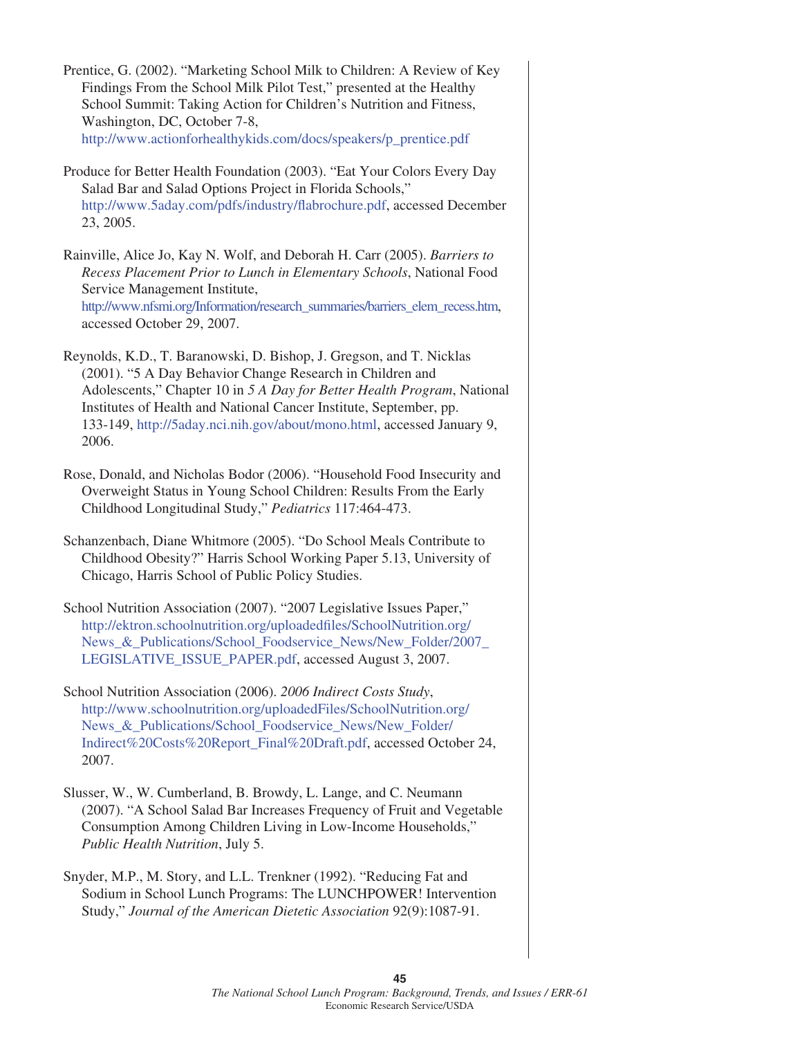Prentice, G. (2002). "Marketing School Milk to Children: A Review of Key Findings From the School Milk Pilot Test," presented at the Healthy School Summit: Taking Action for Children's Nutrition and Fitness, Washington, DC, October 7-8, http://www.actionforhealthykids.com/docs/speakers/p_prentice.pdf

Produce for Better Health Foundation (2003). "Eat Your Colors Every Day Salad Bar and Salad Options Project in Florida Schools," http://www.5aday.com/pdfs/industry/flabrochure.pdf, accessed December 23, 2005.

Rainville, Alice Jo, Kay N. Wolf, and Deborah H. Carr (2005). *Barriers to Recess Placement Prior to Lunch in Elementary Schools*, National Food Service Management Institute, http://www.nfsmi.org/Information/research_summaries/barriers_elem_recess.htm, accessed October 29, 2007.

Reynolds, K.D., T. Baranowski, D. Bishop, J. Gregson, and T. Nicklas (2001). "5 A Day Behavior Change Research in Children and Adolescents," Chapter 10 in *5 A Day for Better Health Program*, National Institutes of Health and National Cancer Institute, September, pp. 133-149, http://5aday.nci.nih.gov/about/mono.html, accessed January 9, 2006.

Rose, Donald, and Nicholas Bodor (2006). "Household Food Insecurity and Overweight Status in Young School Children: Results From the Early Childhood Longitudinal Study," *Pediatrics* 117:464-473.

Schanzenbach, Diane Whitmore (2005). "Do School Meals Contribute to Childhood Obesity?" Harris School Working Paper 5.13, University of Chicago, Harris School of Public Policy Studies.

School Nutrition Association (2007). "2007 Legislative Issues Paper," http://ektron.schoolnutrition.org/uploadedfiles/SchoolNutrition.org/News_&_Publications/School_Foodservice_News/New_Folder/2007_LEGISLATIVE_ISSUE_PAPER.pdf, accessed August 3, 2007.

School Nutrition Association (2006). *2006 Indirect Costs Study*, http://www.schoolnutrition.org/uploadedFiles/SchoolNutrition.org/News_&_Publications/School_Foodservice_News/New_Folder/Indirect%20Costs%20Report_Final%20Draft.pdf, accessed October 24, 2007.

Slusser, W., W. Cumberland, B. Browdy, L. Lange, and C. Neumann (2007). "A School Salad Bar Increases Frequency of Fruit and Vegetable Consumption Among Children Living in Low-Income Households," *Public Health Nutrition*, July 5.

Snyder, M.P., M. Story, and L.L. Trenkner (1992). "Reducing Fat and Sodium in School Lunch Programs: The LUNCHPOWER! Intervention Study," *Journal of the American Dietetic Association* 92(9):1087-91.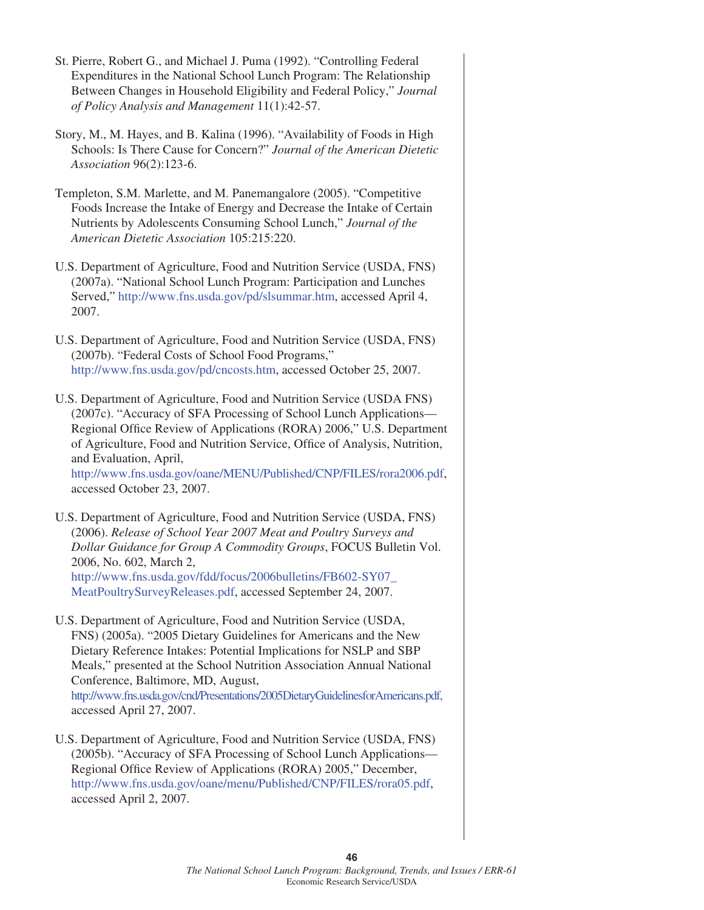St. Pierre, Robert G., and Michael J. Puma (1992). “Controlling Federal Expenditures in the National School Lunch Program: The Relationship Between Changes in Household Eligibility and Federal Policy,” *Journal of Policy Analysis and Management* 11(1):42-57.

Story, M., M. Hayes, and B. Kalina (1996). “Availability of Foods in High Schools: Is There Cause for Concern?” *Journal of the American Dietetic Association* 96(2):123-6.

Templeton, S.M. Marlette, and M. Panemangalore (2005). “Competitive Foods Increase the Intake of Energy and Decrease the Intake of Certain Nutrients by Adolescents Consuming School Lunch,” *Journal of the American Dietetic Association* 105:215:220.

U.S. Department of Agriculture, Food and Nutrition Service (USDA, FNS) (2007a). “National School Lunch Program: Participation and Lunches Served,” http://www.fns.usda.gov/pd/slsummar.htm, accessed April 4, 2007.

U.S. Department of Agriculture, Food and Nutrition Service (USDA, FNS) (2007b). “Federal Costs of School Food Programs,” http://www.fns.usda.gov/pd/cncosts.htm, accessed October 25, 2007.

U.S. Department of Agriculture, Food and Nutrition Service (USDA FNS) (2007c). “Accuracy of SFA Processing of School Lunch Applications—Regional Office Review of Applications (RORA) 2006,” U.S. Department of Agriculture, Food and Nutrition Service, Office of Analysis, Nutrition, and Evaluation, April, http://www.fns.usda.gov/oane/MENU/Published/CNP/FILES/rora2006.pdf, accessed October 23, 2007.

U.S. Department of Agriculture, Food and Nutrition Service (USDA, FNS) (2006). *Release of School Year 2007 Meat and Poultry Surveys and Dollar Guidance for Group A Commodity Groups*, FOCUS Bulletin Vol. 2006, No. 602, March 2, http://www.fns.usda.gov/fdd/focus/2006bulletins/FB602-SY07_MeatPoultrySurveyReleases.pdf, accessed September 24, 2007.

U.S. Department of Agriculture, Food and Nutrition Service (USDA, FNS) (2005a). “2005 Dietary Guidelines for Americans and the New Dietary Reference Intakes: Potential Implications for NSLP and SBP Meals,” presented at the School Nutrition Association Annual National Conference, Baltimore, MD, August, http://www.fns.usda.gov/cnd/Presentations/2005DietaryGuidelinesforAmericans.pdf, accessed April 27, 2007.

U.S. Department of Agriculture, Food and Nutrition Service (USDA, FNS) (2005b). “Accuracy of SFA Processing of School Lunch Applications—Regional Office Review of Applications (RORA) 2005,” December, http://www.fns.usda.gov/oane/menu/Published/CNP/FILES/rora05.pdf, accessed April 2, 2007.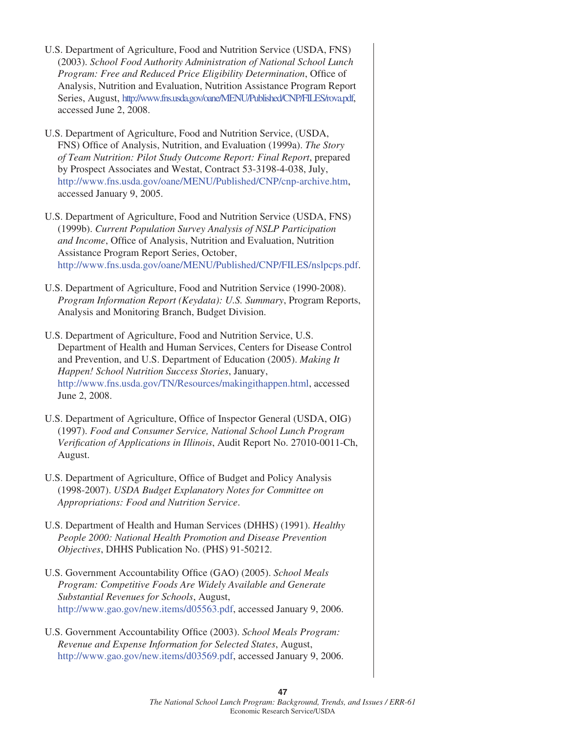U.S. Department of Agriculture, Food and Nutrition Service (USDA, FNS) (2003). *School Food Authority Administration of National School Lunch Program: Free and Reduced Price Eligibility Determination*, Office of Analysis, Nutrition and Evaluation, Nutrition Assistance Program Report Series, August, http://www.fns.usda.gov/oane/MENU/Published/CNP/FILES/rova.pdf, accessed June 2, 2008.

U.S. Department of Agriculture, Food and Nutrition Service, (USDA, FNS) Office of Analysis, Nutrition, and Evaluation (1999a). *The Story of Team Nutrition: Pilot Study Outcome Report: Final Report*, prepared by Prospect Associates and Westat, Contract 53-3198-4-038, July, http://www.fns.usda.gov/oane/MENU/Published/CNP/cnp-archive.htm, accessed January 9, 2005.

U.S. Department of Agriculture, Food and Nutrition Service (USDA, FNS) (1999b). *Current Population Survey Analysis of NSLP Participation and Income*, Office of Analysis, Nutrition and Evaluation, Nutrition Assistance Program Report Series, October, http://www.fns.usda.gov/oane/MENU/Published/CNP/FILES/nslpcps.pdf.

U.S. Department of Agriculture, Food and Nutrition Service (1990-2008). *Program Information Report (Keydata): U.S. Summary*, Program Reports, Analysis and Monitoring Branch, Budget Division.

U.S. Department of Agriculture, Food and Nutrition Service, U.S. Department of Health and Human Services, Centers for Disease Control and Prevention, and U.S. Department of Education (2005). *Making It Happen! School Nutrition Success Stories*, January, http://www.fns.usda.gov/TN/Resources/makingithappen.html, accessed June 2, 2008.

U.S. Department of Agriculture, Office of Inspector General (USDA, OIG) (1997). *Food and Consumer Service, National School Lunch Program Verification of Applications in Illinois*, Audit Report No. 27010-0011-Ch, August.

U.S. Department of Agriculture, Office of Budget and Policy Analysis (1998-2007). *USDA Budget Explanatory Notes for Committee on Appropriations: Food and Nutrition Service*.

U.S. Department of Health and Human Services (DHHS) (1991). *Healthy People 2000: National Health Promotion and Disease Prevention Objectives*, DHHS Publication No. (PHS) 91-50212.

U.S. Government Accountability Office (GAO) (2005). *School Meals Program: Competitive Foods Are Widely Available and Generate Substantial Revenues for Schools*, August, http://www.gao.gov/new.items/d05563.pdf, accessed January 9, 2006.

U.S. Government Accountability Office (2003). *School Meals Program: Revenue and Expense Information for Selected States*, August, http://www.gao.gov/new.items/d03569.pdf, accessed January 9, 2006.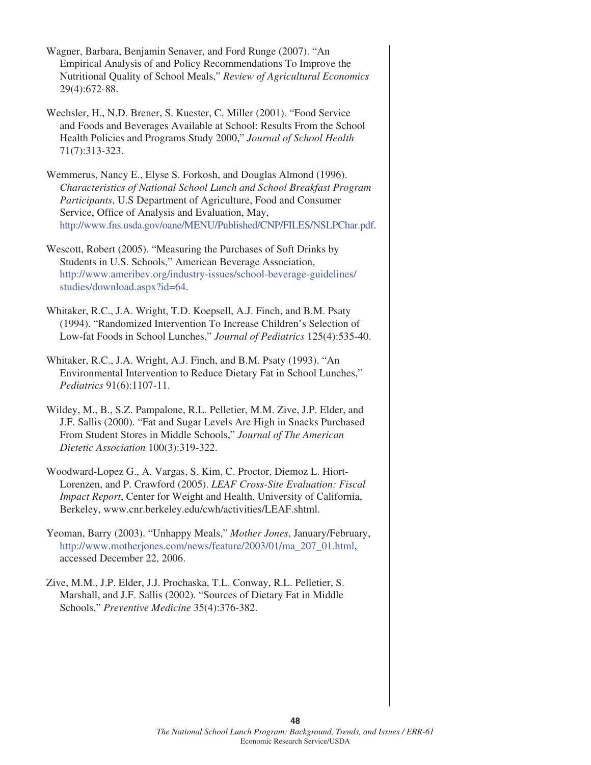Wagner, Barbara, Benjamin Senaver, and Ford Runge (2007). "An Empirical Analysis of and Policy Recommendations To Improve the Nutritional Quality of School Meals," *Review of Agricultural Economics* 29(4):672-88.

Wechsler, H., N.D. Brener, S. Kuester, C. Miller (2001). "Food Service and Foods and Beverages Available at School: Results From the School Health Policies and Programs Study 2000," *Journal of School Health* 71(7):313-323.

Wemmerus, Nancy E., Elyse S. Forkosh, and Douglas Almond (1996). *Characteristics of National School Lunch and School Breakfast Program Participants*, U.S Department of Agriculture, Food and Consumer Service, Office of Analysis and Evaluation, May, http://www.fns.usda.gov/oane/MENU/Published/CNP/FILES/NSLPChar.pdf.

Wescott, Robert (2005). "Measuring the Purchases of Soft Drinks by Students in U.S. Schools," American Beverage Association, http://www.ameribev.org/industry-issues/school-beverage-guidelines/studies/download.aspx?id=64.

Whitaker, R.C., J.A. Wright, T.D. Koepsell, A.J. Finch, and B.M. Psaty (1994). "Randomized Intervention To Increase Children's Selection of Low-fat Foods in School Lunches," *Journal of Pediatrics* 125(4):535-40.

Whitaker, R.C., J.A. Wright, A.J. Finch, and B.M. Psaty (1993). "An Environmental Intervention to Reduce Dietary Fat in School Lunches," *Pediatrics* 91(6):1107-11.

Wildey, M., B., S.Z. Pampalone, R.L. Pelletier, M.M. Zive, J.P. Elder, and J.F. Sallis (2000). "Fat and Sugar Levels Are High in Snacks Purchased From Student Stores in Middle Schools," *Journal of The American Dietetic Association* 100(3):319-322.

Woodward-Lopez G., A. Vargas, S. Kim, C. Proctor, Diemoz L. Hiort-Lorenzen, and P. Crawford (2005). *LEAF Cross-Site Evaluation: Fiscal Impact Report*, Center for Weight and Health, University of California, Berkeley, www.cnr.berkeley.edu/cwh/activities/LEAF.shtml.

Yeoman, Barry (2003). "Unhappy Meals," *Mother Jones*, January/February, http://www.motherjones.com/news/feature/2003/01/ma_207_01.html, accessed December 22, 2006.

Zive, M.M., J.P. Elder, J.J. Prochaska, T.L. Conway, R.L. Pelletier, S. Marshall, and J.F. Sallis (2002). "Sources of Dietary Fat in Middle Schools," *Preventive Medicine* 35(4):376-382.